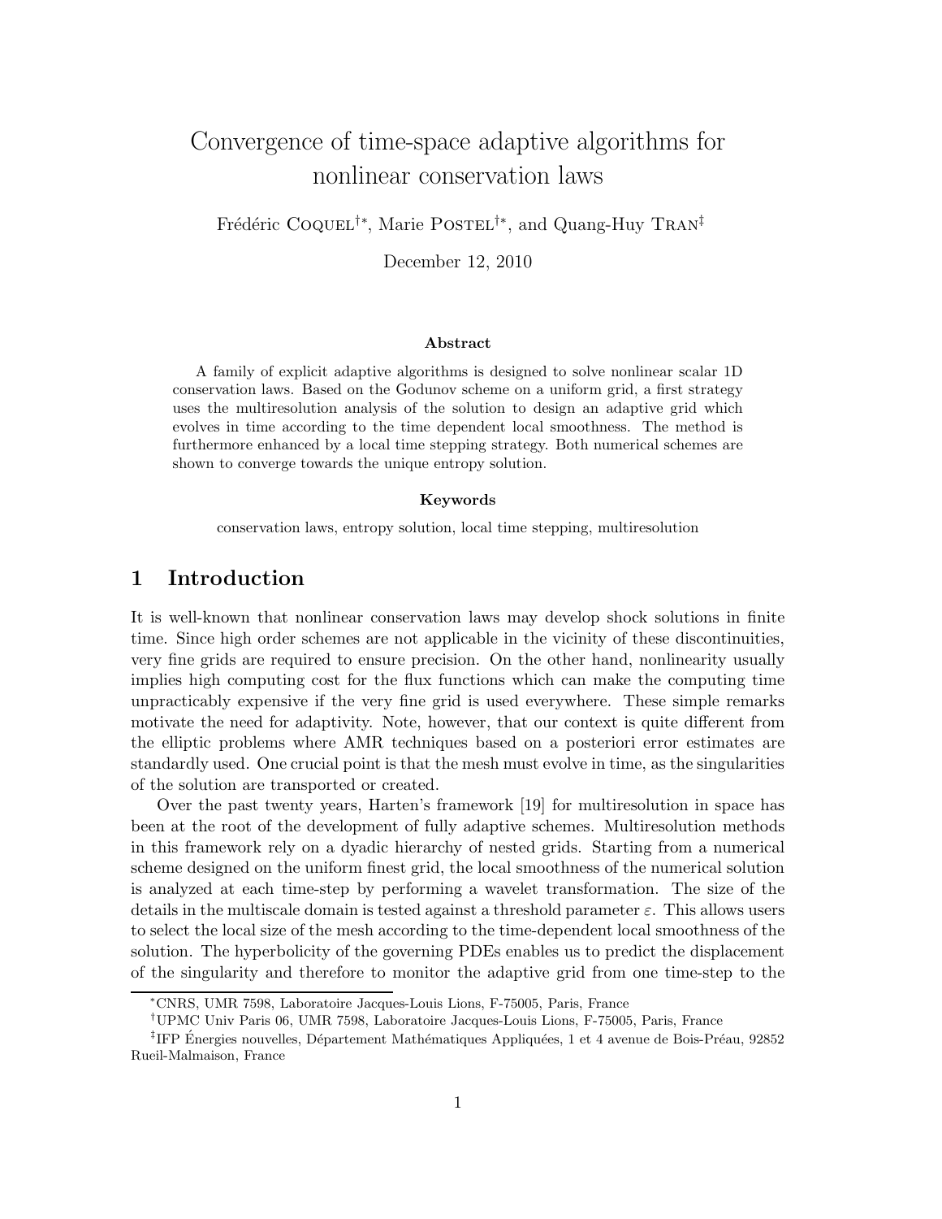# Convergence of time-space adaptive algorithms for nonlinear conservation laws

Frédéric Coquel[†*], Marie Postel[†*], and Quang-Huy Tran[‡]

December 12, 2010

### Abstract

A family of explicit adaptive algorithms is designed to solve nonlinear scalar 1D conservation laws. Based on the Godunov scheme on a uniform grid, a first strategy uses the multiresolution analysis of the solution to design an adaptive grid which evolves in time according to the time dependent local smoothness. The method is furthermore enhanced by a local time stepping strategy. Both numerical schemes are shown to converge towards the unique entropy solution.

### Keywords

conservation laws, entropy solution, local time stepping, multiresolution

## 1 Introduction

It is well-known that nonlinear conservation laws may develop shock solutions in finite time. Since high order schemes are not applicable in the vicinity of these discontinuities, very fine grids are required to ensure precision. On the other hand, nonlinearity usually implies high computing cost for the flux functions which can make the computing time unpracticably expensive if the very fine grid is used everywhere. These simple remarks motivate the need for adaptivity. Note, however, that our context is quite different from the elliptic problems where AMR techniques based on a posteriori error estimates are standardly used. One crucial point is that the mesh must evolve in time, as the singularities of the solution are transported or created.

Over the past twenty years, Harten's framework [19] for multiresolution in space has been at the root of the development of fully adaptive schemes. Multiresolution methods in this framework rely on a dyadic hierarchy of nested grids. Starting from a numerical scheme designed on the uniform finest grid, the local smoothness of the numerical solution is analyzed at each time-step by performing a wavelet transformation. The size of the details in the multiscale domain is tested against a threshold parameter $\varepsilon$. This allows users to select the local size of the mesh according to the time-dependent local smoothness of the solution. The hyperbolicity of the governing PDEs enables us to predict the displacement of the singularity and therefore to monitor the adaptive grid from one time-step to the

[*]CNRS, UMR 7598, Laboratoire Jacques-Louis Lions, F-75005, Paris, France

[†]UPMC Univ Paris 06, UMR 7598, Laboratoire Jacques-Louis Lions, F-75005, Paris, France

[‡]IFP Énergies nouvelles, Département Mathématiques Appliquées, 1 et 4 avenue de Bois-Préau, 92852 Rueil-Malmaison, France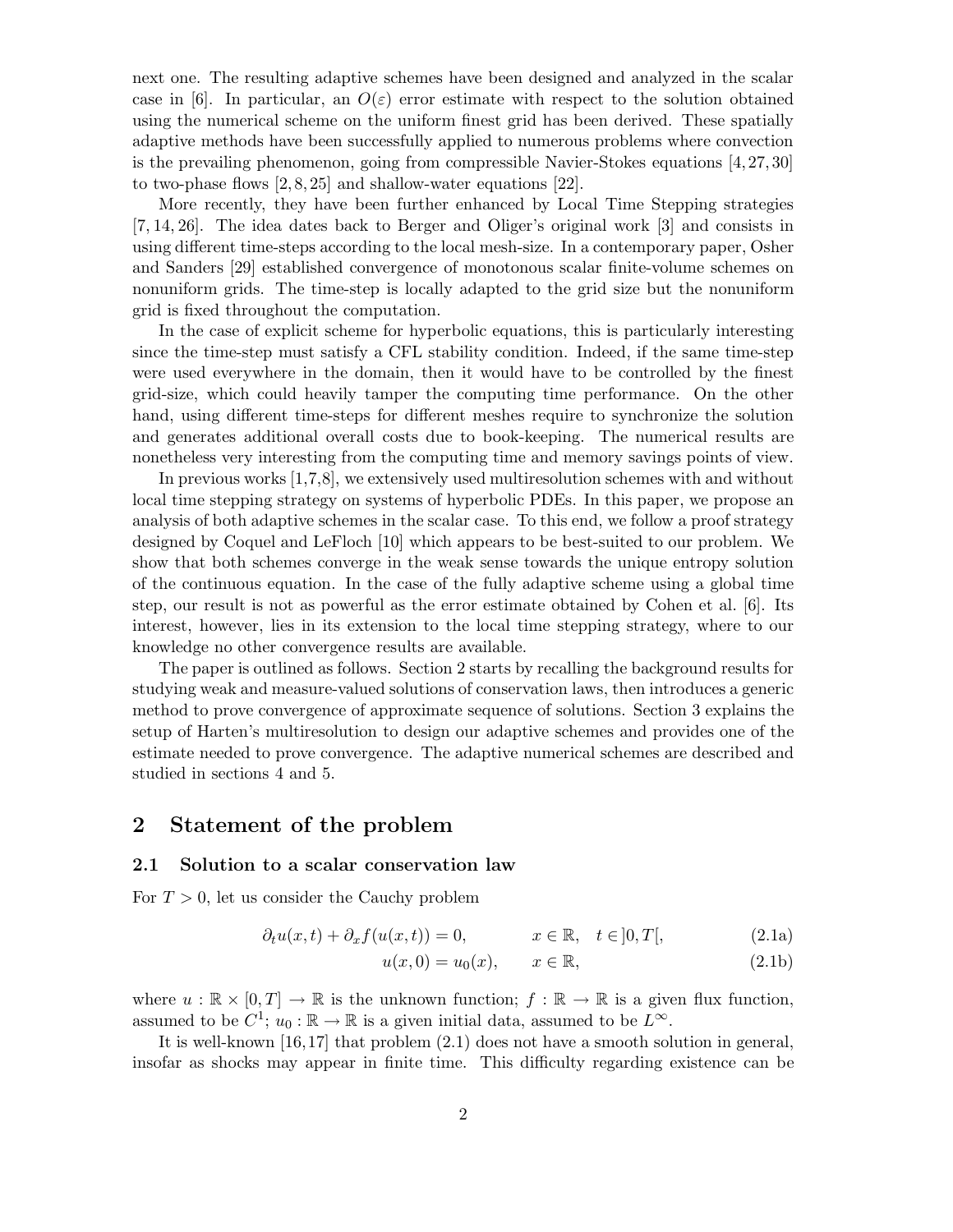next one. The resulting adaptive schemes have been designed and analyzed in the scalar case in [6]. In particular, an $O(\varepsilon)$ error estimate with respect to the solution obtained using the numerical scheme on the uniform finest grid has been derived. These spatially adaptive methods have been successfully applied to numerous problems where convection is the prevailing phenomenon, going from compressible Navier-Stokes equations [4, 27, 30] to two-phase flows [2, 8, 25] and shallow-water equations [22].

More recently, they have been further enhanced by Local Time Stepping strategies [7, 14, 26]. The idea dates back to Berger and Oliger's original work [3] and consists in using different time-steps according to the local mesh-size. In a contemporary paper, Osher and Sanders [29] established convergence of monotonous scalar finite-volume schemes on nonuniform grids. The time-step is locally adapted to the grid size but the nonuniform grid is fixed throughout the computation.

In the case of explicit scheme for hyperbolic equations, this is particularly interesting since the time-step must satisfy a CFL stability condition. Indeed, if the same time-step were used everywhere in the domain, then it would have to be controlled by the finest grid-size, which could heavily tamper the computing time performance. On the other hand, using different time-steps for different meshes require to synchronize the solution and generates additional overall costs due to book-keeping. The numerical results are nonetheless very interesting from the computing time and memory savings points of view.

In previous works [1,7,8], we extensively used multiresolution schemes with and without local time stepping strategy on systems of hyperbolic PDEs. In this paper, we propose an analysis of both adaptive schemes in the scalar case. To this end, we follow a proof strategy designed by Coquel and LeFloch [10] which appears to be best-suited to our problem. We show that both schemes converge in the weak sense towards the unique entropy solution of the continuous equation. In the case of the fully adaptive scheme using a global time step, our result is not as powerful as the error estimate obtained by Cohen et al. [6]. Its interest, however, lies in its extension to the local time stepping strategy, where to our knowledge no other convergence results are available.

The paper is outlined as follows. Section 2 starts by recalling the background results for studying weak and measure-valued solutions of conservation laws, then introduces a generic method to prove convergence of approximate sequence of solutions. Section 3 explains the setup of Harten's multiresolution to design our adaptive schemes and provides one of the estimate needed to prove convergence. The adaptive numerical schemes are described and studied in sections 4 and 5.

## 2 Statement of the problem

### 2.1 Solution to a scalar conservation law

For $T > 0$, let us consider the Cauchy problem

$$\partial_t u(x,t) + \partial_x f(u(x,t)) = 0, \qquad x \in \mathbb{R}, \quad t \in ]0,T[, \tag{2.1a}$$

$$u(x,0) = u_0(x), \qquad x \in \mathbb{R}, \tag{2.1b}$$

where $u : \mathbb{R} \times [0,T] \to \mathbb{R}$ is the unknown function; $f : \mathbb{R} \to \mathbb{R}$ is a given flux function, assumed to be $C^1$; $u_0 : \mathbb{R} \to \mathbb{R}$ is a given initial data, assumed to be $L^\infty$.

It is well-known [16,17] that problem (2.1) does not have a smooth solution in general, insofar as shocks may appear in finite time. This difficulty regarding existence can be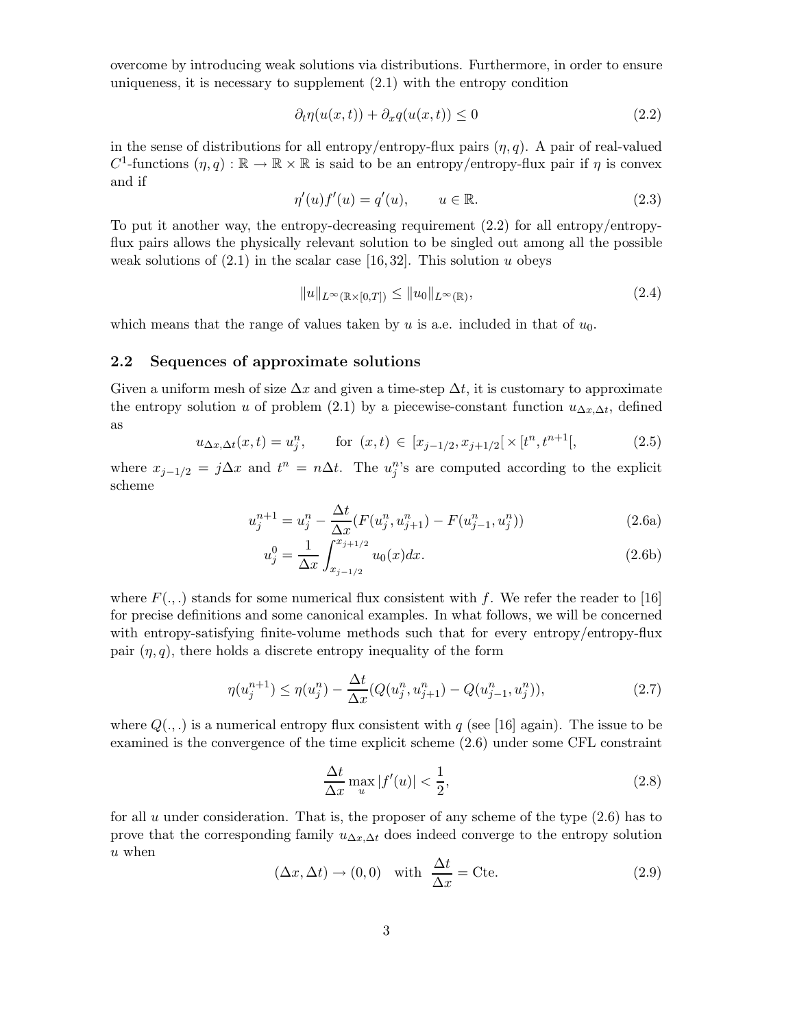overcome by introducing weak solutions via distributions. Furthermore, in order to ensure uniqueness, it is necessary to supplement (2.1) with the entropy condition

$$\partial_t \eta(u(x,t)) + \partial_x q(u(x,t)) \leq 0 \tag{2.2}$$

in the sense of distributions for all entropy/entropy-flux pairs $(\eta, q)$. A pair of real-valued $C^1$-functions $(\eta, q) : \mathbb{R} \to \mathbb{R} \times \mathbb{R}$ is said to be an entropy/entropy-flux pair if $\eta$ is convex and if

$$\eta'(u) f'(u) = q'(u), \qquad u \in \mathbb{R}. \tag{2.3}$$

To put it another way, the entropy-decreasing requirement (2.2) for all entropy/entropy-flux pairs allows the physically relevant solution to be singled out among all the possible weak solutions of (2.1) in the scalar case [16, 32]. This solution $u$ obeys

$$\|u\|_{L^\infty(\mathbb{R}\times[0,T])} \leq \|u_0\|_{L^\infty(\mathbb{R})}, \tag{2.4}$$

which means that the range of values taken by $u$ is a.e. included in that of $u_0$.

## 2.2 Sequences of approximate solutions

Given a uniform mesh of size $\Delta x$ and given a time-step $\Delta t$, it is customary to approximate the entropy solution $u$ of problem (2.1) by a piecewise-constant function $u_{\Delta x, \Delta t}$, defined as

$$u_{\Delta x,\Delta t}(x,t) = u_j^n, \qquad \text{for } (x,t) \in [x_{j-1/2}, x_{j+1/2}[ \times [t^n, t^{n+1}[, \tag{2.5}$$

where $x_{j-1/2} = j\Delta x$ and $t^n = n\Delta t$. The $u_j^n$'s are computed according to the explicit scheme

$$u_j^{n+1} = u_j^n - \frac{\Delta t}{\Delta x}(F(u_j^n, u_{j+1}^n) - F(u_{j-1}^n, u_j^n)) \tag{2.6a}$$

$$u_j^0 = \frac{1}{\Delta x}\int_{x_{j-1/2}}^{x_{j+1/2}} u_0(x)dx. \tag{2.6b}$$

where $F(.,.)$ stands for some numerical flux consistent with $f$. We refer the reader to [16] for precise definitions and some canonical examples. In what follows, we will be concerned with entropy-satisfying finite-volume methods such that for every entropy/entropy-flux pair $(\eta, q)$, there holds a discrete entropy inequality of the form

$$\eta(u_j^{n+1}) \leq \eta(u_j^n) - \frac{\Delta t}{\Delta x}(Q(u_j^n, u_{j+1}^n) - Q(u_{j-1}^n, u_j^n)), \tag{2.7}$$

where $Q(.,.)$ is a numerical entropy flux consistent with $q$ (see [16] again). The issue to be examined is the convergence of the time explicit scheme (2.6) under some CFL constraint

$$\frac{\Delta t}{\Delta x}\max_u |f'(u)| < \frac{1}{2}, \tag{2.8}$$

for all $u$ under consideration. That is, the proposer of any scheme of the type (2.6) has to prove that the corresponding family $u_{\Delta x,\Delta t}$ does indeed converge to the entropy solution $u$ when

$$(\Delta x, \Delta t) \to (0,0) \quad \text{with} \quad \frac{\Delta t}{\Delta x} = \text{Cte}. \tag{2.9}$$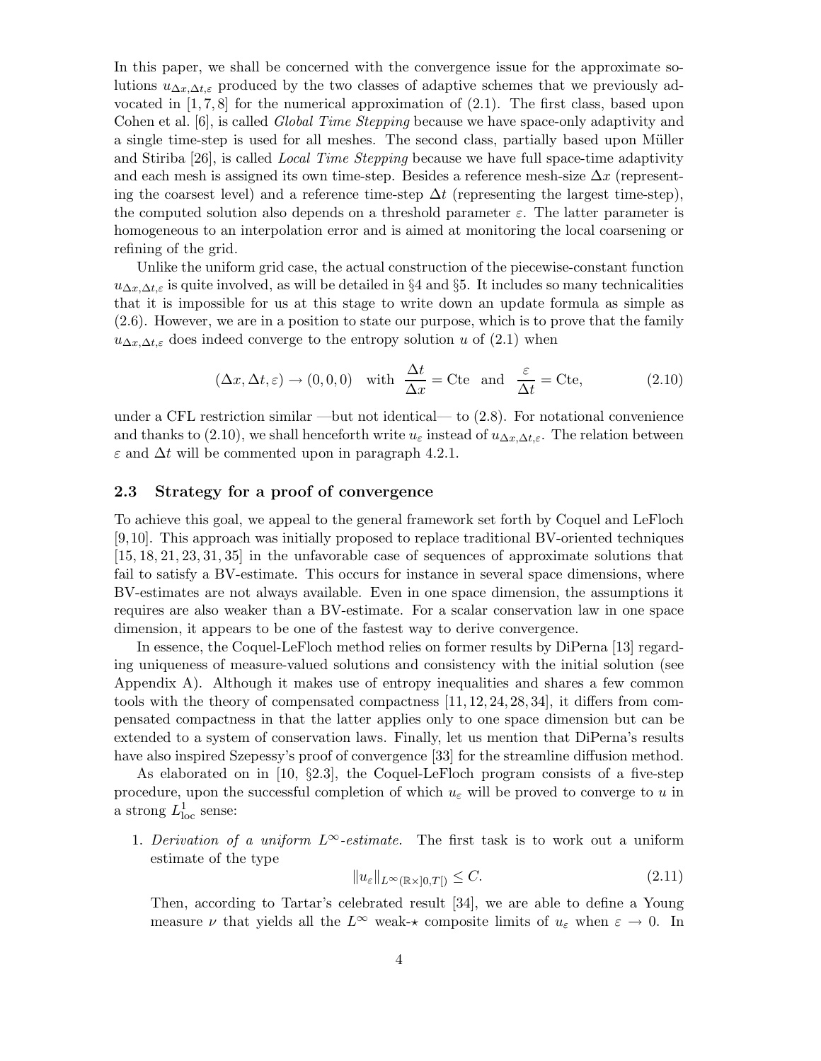In this paper, we shall be concerned with the convergence issue for the approximate solutions $u_{\Delta x, \Delta t, \varepsilon}$ produced by the two classes of adaptive schemes that we previously advocated in [1,7,8] for the numerical approximation of (2.1). The first class, based upon Cohen et al. [6], is called *Global Time Stepping* because we have space-only adaptivity and a single time-step is used for all meshes. The second class, partially based upon Müller and Stiriba [26], is called *Local Time Stepping* because we have full space-time adaptivity and each mesh is assigned its own time-step. Besides a reference mesh-size $\Delta x$ (representing the coarsest level) and a reference time-step $\Delta t$ (representing the largest time-step), the computed solution also depends on a threshold parameter $\varepsilon$. The latter parameter is homogeneous to an interpolation error and is aimed at monitoring the local coarsening or refining of the grid.

Unlike the uniform grid case, the actual construction of the piecewise-constant function $u_{\Delta x, \Delta t, \varepsilon}$ is quite involved, as will be detailed in §4 and §5. It includes so many technicalities that it is impossible for us at this stage to write down an update formula as simple as (2.6). However, we are in a position to state our purpose, which is to prove that the family $u_{\Delta x, \Delta t, \varepsilon}$ does indeed converge to the entropy solution $u$ of (2.1) when

$$(\Delta x, \Delta t, \varepsilon) \to (0, 0, 0) \quad \text{with} \quad \frac{\Delta t}{\Delta x} = \text{Cte} \quad \text{and} \quad \frac{\varepsilon}{\Delta t} = \text{Cte}, \tag{2.10}$$

under a CFL restriction similar —but not identical— to (2.8). For notational convenience and thanks to (2.10), we shall henceforth write $u_\varepsilon$ instead of $u_{\Delta x, \Delta t, \varepsilon}$. The relation between $\varepsilon$ and $\Delta t$ will be commented upon in paragraph 4.2.1.

## 2.3 Strategy for a proof of convergence

To achieve this goal, we appeal to the general framework set forth by Coquel and LeFloch [9,10]. This approach was initially proposed to replace traditional BV-oriented techniques [15,18,21,23,31,35] in the unfavorable case of sequences of approximate solutions that fail to satisfy a BV-estimate. This occurs for instance in several space dimensions, where BV-estimates are not always available. Even in one space dimension, the assumptions it requires are also weaker than a BV-estimate. For a scalar conservation law in one space dimension, it appears to be one of the fastest way to derive convergence.

In essence, the Coquel-LeFloch method relies on former results by DiPerna [13] regarding uniqueness of measure-valued solutions and consistency with the initial solution (see Appendix A). Although it makes use of entropy inequalities and shares a few common tools with the theory of compensated compactness [11,12,24,28,34], it differs from compensated compactness in that the latter applies only to one space dimension but can be extended to a system of conservation laws. Finally, let us mention that DiPerna's results have also inspired Szepessy's proof of convergence [33] for the streamline diffusion method.

As elaborated on in [10, §2.3], the Coquel-LeFloch program consists of a five-step procedure, upon the successful completion of which $u_\varepsilon$ will be proved to converge to $u$ in a strong $L^1_{\text{loc}}$ sense:

1. *Derivation of a uniform $L^\infty$-estimate.* The first task is to work out a uniform estimate of the type

$$\|u_\varepsilon\|_{L^\infty(\mathbb{R}\times]0,T[)} \leq C. \tag{2.11}$$

Then, according to Tartar's celebrated result [34], we are able to define a Young measure $\nu$ that yields all the $L^\infty$ weak-$\star$ composite limits of $u_\varepsilon$ when $\varepsilon \to 0$. In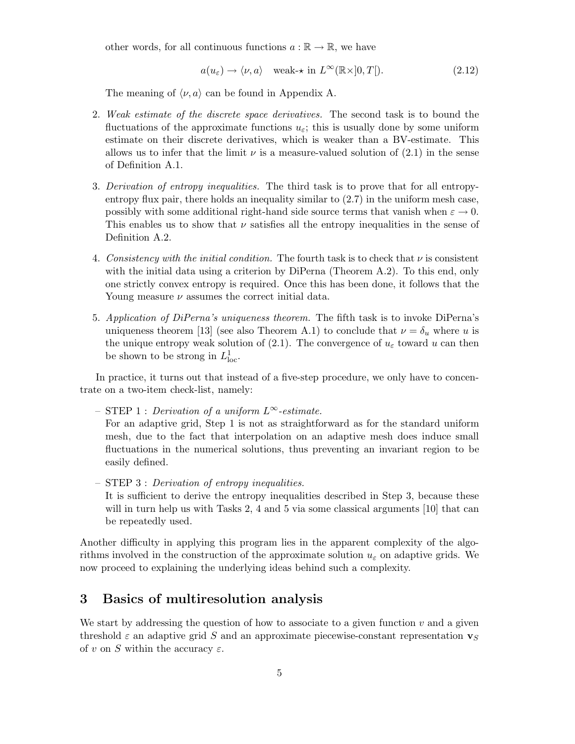other words, for all continuous functions $a : \mathbb{R} \to \mathbb{R}$, we have

$$a(u_\varepsilon) \to \langle \nu, a \rangle \quad \text{weak-}\star \text{ in } L^\infty(\mathbb{R}\times ]0, T[). \tag{2.12}$$

The meaning of $\langle \nu, a \rangle$ can be found in Appendix A.

2. *Weak estimate of the discrete space derivatives.* The second task is to bound the fluctuations of the approximate functions $u_\varepsilon$; this is usually done by some uniform estimate on their discrete derivatives, which is weaker than a BV-estimate. This allows us to infer that the limit $\nu$ is a measure-valued solution of (2.1) in the sense of Definition A.1.

3. *Derivation of entropy inequalities.* The third task is to prove that for all entropy-entropy flux pair, there holds an inequality similar to (2.7) in the uniform mesh case, possibly with some additional right-hand side source terms that vanish when $\varepsilon \to 0$. This enables us to show that $\nu$ satisfies all the entropy inequalities in the sense of Definition A.2.

4. *Consistency with the initial condition.* The fourth task is to check that $\nu$ is consistent with the initial data using a criterion by DiPerna (Theorem A.2). To this end, only one strictly convex entropy is required. Once this has been done, it follows that the Young measure $\nu$ assumes the correct initial data.

5. *Application of DiPerna's uniqueness theorem.* The fifth task is to invoke DiPerna's uniqueness theorem [13] (see also Theorem A.1) to conclude that $\nu = \delta_u$ where $u$ is the unique entropy weak solution of (2.1). The convergence of $u_\varepsilon$ toward $u$ can then be shown to be strong in $L^1_{\text{loc}}$.

In practice, it turns out that instead of a five-step procedure, we only have to concentrate on a two-item check-list, namely:

- STEP 1 : *Derivation of a uniform $L^\infty$-estimate.*
  For an adaptive grid, Step 1 is not as straightforward as for the standard uniform mesh, due to the fact that interpolation on an adaptive mesh does induce small fluctuations in the numerical solutions, thus preventing an invariant region to be easily defined.

- STEP 3 : *Derivation of entropy inequalities.*
  It is sufficient to derive the entropy inequalities described in Step 3, because these will in turn help us with Tasks 2, 4 and 5 via some classical arguments [10] that can be repeatedly used.

Another difficulty in applying this program lies in the apparent complexity of the algorithms involved in the construction of the approximate solution $u_\varepsilon$ on adaptive grids. We now proceed to explaining the underlying ideas behind such a complexity.

# 3 Basics of multiresolution analysis

We start by addressing the question of how to associate to a given function $v$ and a given threshold $\varepsilon$ an adaptive grid $S$ and an approximate piecewise-constant representation $\mathbf{v}_S$ of $v$ on $S$ within the accuracy $\varepsilon$.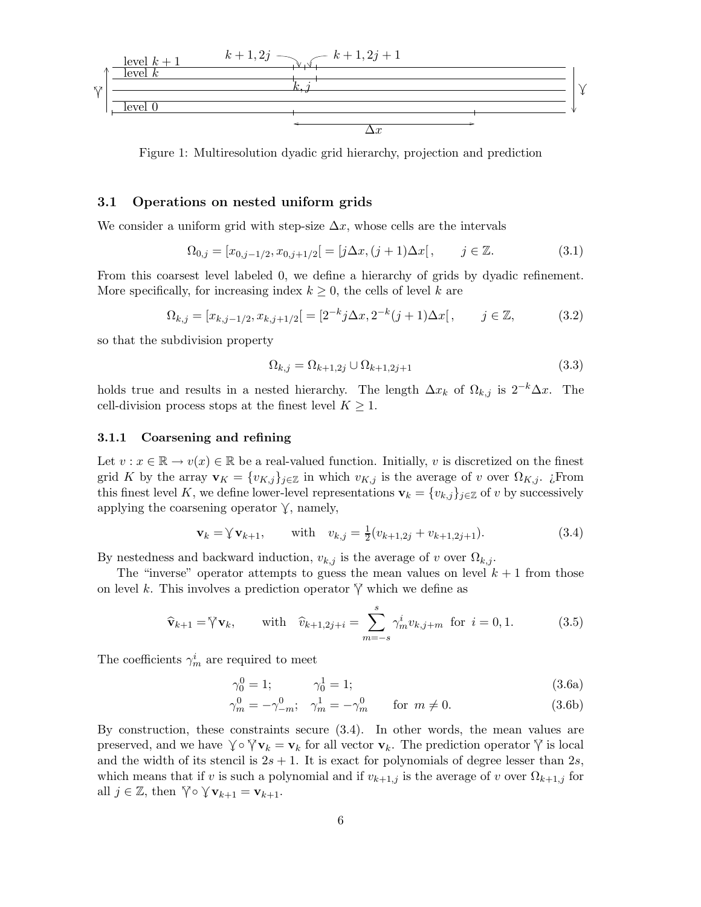level $k+1$

level $k$

level 0

$k+1, 2j$

$k+1, 2j+1$

$k, j$

$\Delta x$

Figure 1: Multiresolution dyadic grid hierarchy, projection and prediction

### 3.1 Operations on nested uniform grids

We consider a uniform grid with step-size $\Delta x$, whose cells are the intervals

$$\Omega_{0,j} = [x_{0,j-1/2}, x_{0,j+1/2}[ = [j\Delta x, (j+1)\Delta x[, \qquad j \in \mathbb{Z}. \tag{3.1}$$

From this coarsest level labeled 0, we define a hierarchy of grids by dyadic refinement. More specifically, for increasing index $k \geq 0$, the cells of level $k$ are

$$\Omega_{k,j} = [x_{k,j-1/2}, x_{k,j+1/2}[ = [2^{-k} j\Delta x, 2^{-k}(j+1)\Delta x[, \qquad j \in \mathbb{Z}, \tag{3.2}$$

so that the subdivision property

$$\Omega_{k,j} = \Omega_{k+1,2j} \cup \Omega_{k+1,2j+1} \tag{3.3}$$

holds true and results in a nested hierarchy. The length $\Delta x_k$ of $\Omega_{k,j}$ is $2^{-k}\Delta x$. The cell-division process stops at the finest level $K \geq 1$.

#### 3.1.1 Coarsening and refining

Let $v : x \in \mathbb{R} \to v(x) \in \mathbb{R}$ be a real-valued function. Initially, $v$ is discretized on the finest grid $K$ by the array $\mathbf{v}_K = \{v_{K,j}\}_{j\in\mathbb{Z}}$ in which $v_{K,j}$ is the average of $v$ over $\Omega_{K,j}$. ¿From this finest level $K$, we define lower-level representations $\mathbf{v}_k = \{v_{k,j}\}_{j\in\mathbb{Z}}$ of $v$ by successively applying the coarsening operator $\curlyvee$, namely,

$$\mathbf{v}_k = \curlyvee \mathbf{v}_{k+1}, \qquad \text{with} \quad v_{k,j} = \tfrac{1}{2}(v_{k+1,2j} + v_{k+1,2j+1}). \tag{3.4}$$

By nestedness and backward induction, $v_{k,j}$ is the average of $v$ over $\Omega_{k,j}$.

The "inverse" operator attempts to guess the mean values on level $k+1$ from those on level $k$. This involves a prediction operator $\Upsilon$ which we define as

$$\widehat{\mathbf{v}}_{k+1} = \Upsilon \mathbf{v}_k, \qquad \text{with} \quad \widehat{v}_{k+1,2j+i} = \sum_{m=-s}^{s} \gamma_m^i v_{k,j+m} \ \text{ for } \ i = 0, 1. \tag{3.5}$$

The coefficients $\gamma_m^i$ are required to meet

$$\gamma_0^0 = 1; \qquad \gamma_0^1 = 1; \tag{3.6a}$$

$$\gamma_m^0 = -\gamma_{-m}^0; \quad \gamma_m^1 = -\gamma_m^0 \qquad \text{for } \ m \neq 0. \tag{3.6b}$$

By construction, these constraints secure (3.4). In other words, the mean values are preserved, and we have $\curlyvee \circ \Upsilon \mathbf{v}_k = \mathbf{v}_k$ for all vector $\mathbf{v}_k$. The prediction operator $\Upsilon$ is local and the width of its stencil is $2s+1$. It is exact for polynomials of degree lesser than $2s$, which means that if $v$ is such a polynomial and if $v_{k+1,j}$ is the average of $v$ over $\Omega_{k+1,j}$ for all $j \in \mathbb{Z}$, then $\Upsilon \circ \curlyvee \mathbf{v}_{k+1} = \mathbf{v}_{k+1}$.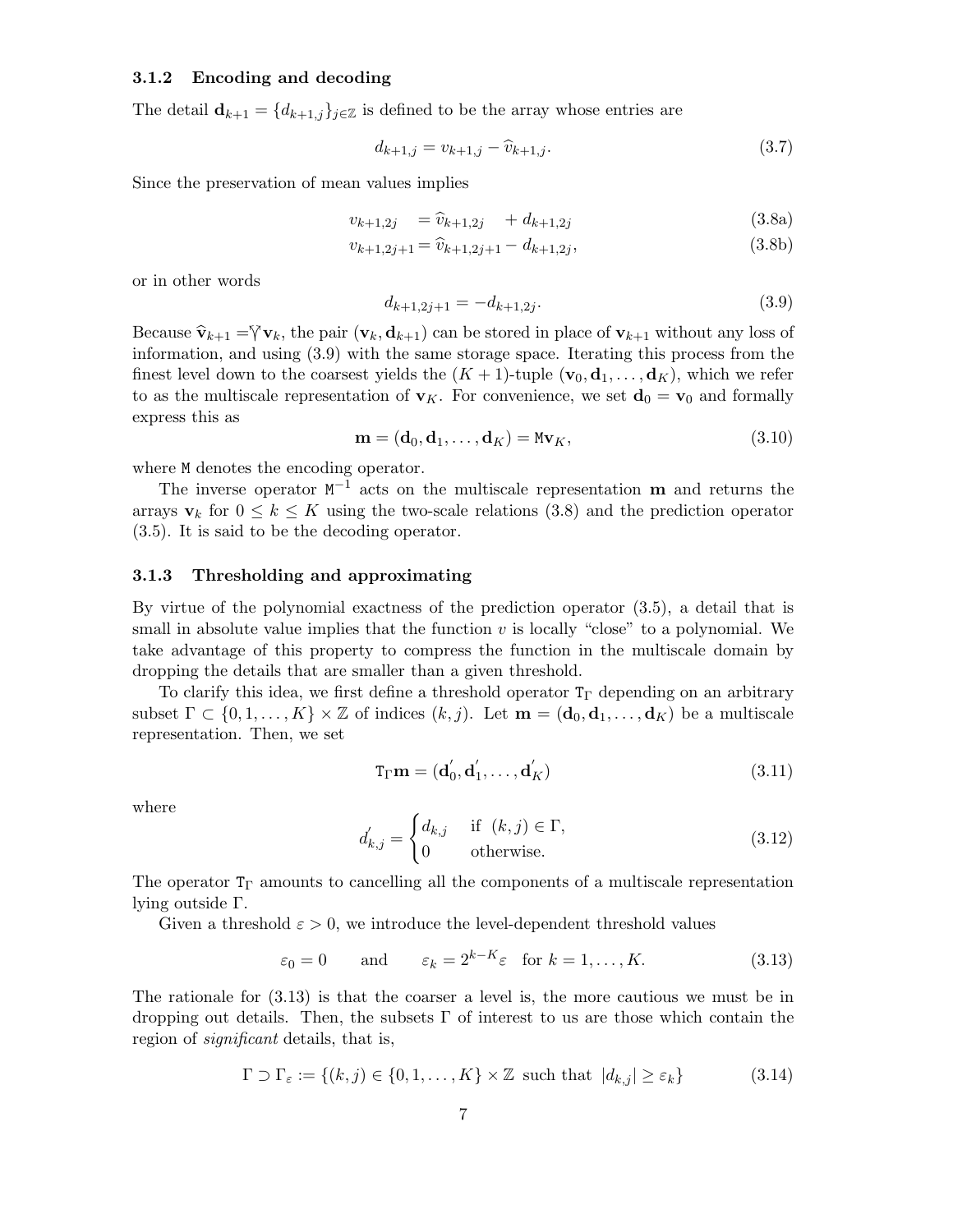### 3.1.2 Encoding and decoding

The detail $\mathbf{d}_{k+1} = \{d_{k+1,j}\}_{j\in\mathbb{Z}}$ is defined to be the array whose entries are

$$d_{k+1,j} = v_{k+1,j} - \widehat{v}_{k+1,j}. \tag{3.7}$$

Since the preservation of mean values implies

$$v_{k+1,2j} = \widehat{v}_{k+1,2j} + d_{k+1,2j} \tag{3.8a}$$

$$v_{k+1,2j+1} = \widehat{v}_{k+1,2j+1} - d_{k+1,2j}, \tag{3.8b}$$

or in other words

$$d_{k+1,2j+1} = -d_{k+1,2j}. \tag{3.9}$$

Because $\widehat{\mathbf{v}}_{k+1} = \mathtt{Y}\mathbf{v}_k$, the pair $(\mathbf{v}_k, \mathbf{d}_{k+1})$ can be stored in place of $\mathbf{v}_{k+1}$ without any loss of information, and using (3.9) with the same storage space. Iterating this process from the finest level down to the coarsest yields the $(K+1)$-tuple $(\mathbf{v}_0, \mathbf{d}_1, \ldots, \mathbf{d}_K)$, which we refer to as the multiscale representation of $\mathbf{v}_K$. For convenience, we set $\mathbf{d}_0 = \mathbf{v}_0$ and formally express this as

$$\mathbf{m} = (\mathbf{d}_0, \mathbf{d}_1, \ldots, \mathbf{d}_K) = \mathtt{M}\mathbf{v}_K, \tag{3.10}$$

where $\mathtt{M}$ denotes the encoding operator.

The inverse operator $\mathtt{M}^{-1}$ acts on the multiscale representation $\mathbf{m}$ and returns the arrays $\mathbf{v}_k$ for $0 \le k \le K$ using the two-scale relations (3.8) and the prediction operator (3.5). It is said to be the decoding operator.

### 3.1.3 Thresholding and approximating

By virtue of the polynomial exactness of the prediction operator (3.5), a detail that is small in absolute value implies that the function $v$ is locally "close" to a polynomial. We take advantage of this property to compress the function in the multiscale domain by dropping the details that are smaller than a given threshold.

To clarify this idea, we first define a threshold operator $\mathtt{T}_\Gamma$ depending on an arbitrary subset $\Gamma \subset \{0, 1, \ldots, K\} \times \mathbb{Z}$ of indices $(k, j)$. Let $\mathbf{m} = (\mathbf{d}_0, \mathbf{d}_1, \ldots, \mathbf{d}_K)$ be a multiscale representation. Then, we set

$$\mathtt{T}_\Gamma \mathbf{m} = (\mathbf{d}_0^{'}, \mathbf{d}_1^{'}, \ldots, \mathbf{d}_K^{'}) \tag{3.11}$$

where

$$d_{k,j}^{'} = \begin{cases} d_{k,j} & \text{if } (k,j) \in \Gamma, \\ 0 & \text{otherwise.} \end{cases} \tag{3.12}$$

The operator $\mathtt{T}_\Gamma$ amounts to cancelling all the components of a multiscale representation lying outside $\Gamma$.

Given a threshold $\varepsilon > 0$, we introduce the level-dependent threshold values

$$\varepsilon_0 = 0 \qquad \text{and} \qquad \varepsilon_k = 2^{k-K}\varepsilon \quad \text{for } k = 1, \ldots, K. \tag{3.13}$$

The rationale for (3.13) is that the coarser a level is, the more cautious we must be in dropping out details. Then, the subsets $\Gamma$ of interest to us are those which contain the region of *significant* details, that is,

$$\Gamma \supset \Gamma_\varepsilon := \{(k,j) \in \{0, 1, \ldots, K\} \times \mathbb{Z} \text{ such that } |d_{k,j}| \ge \varepsilon_k\} \tag{3.14}$$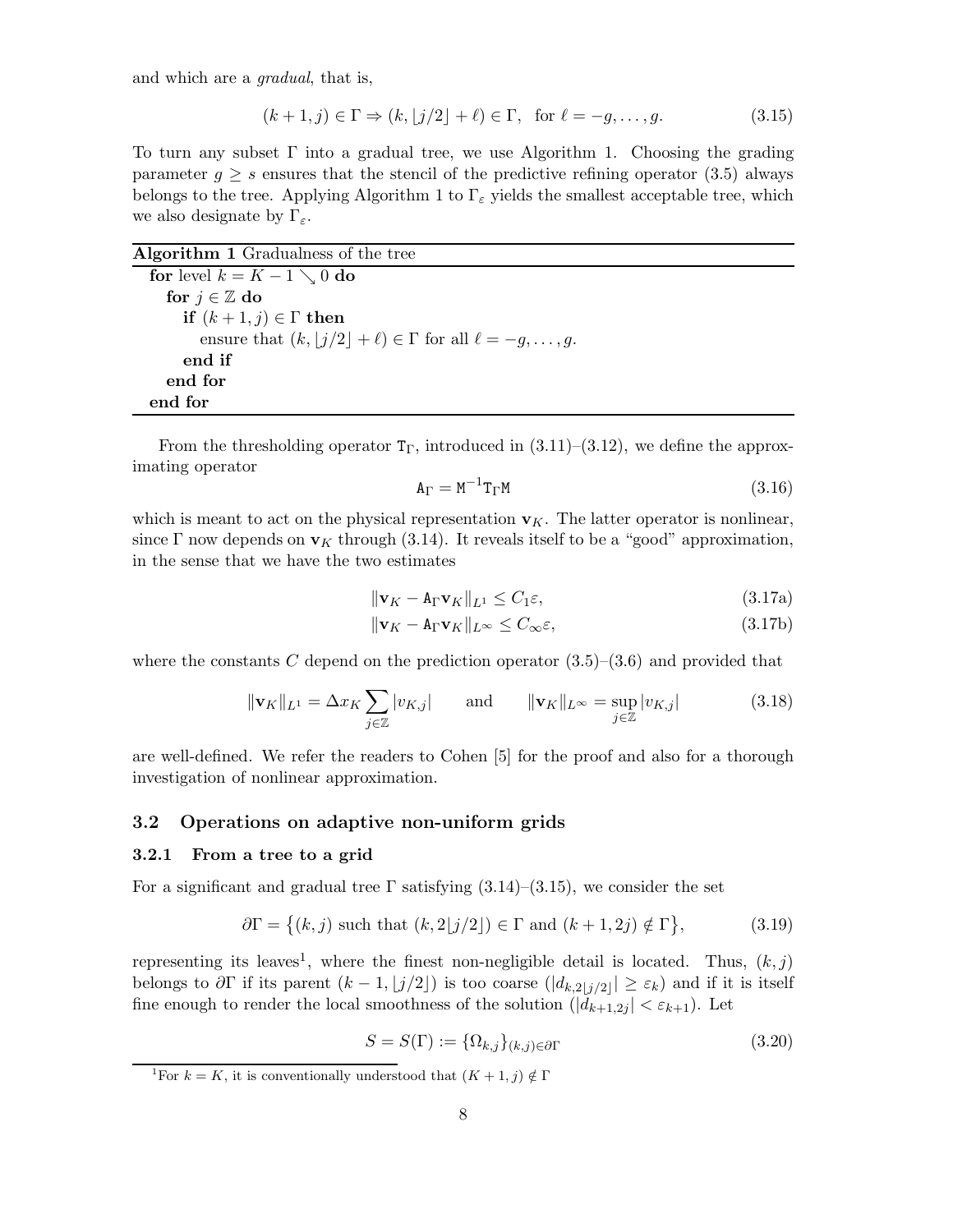and which are a *gradual*, that is,

$$(k+1, j) \in \Gamma \Rightarrow (k, \lfloor j/2 \rfloor + \ell) \in \Gamma, \quad \text{for } \ell = -g, \dots, g. \tag{3.15}$$

To turn any subset $\Gamma$ into a gradual tree, we use Algorithm 1. Choosing the grading parameter $g \geq s$ ensures that the stencil of the predictive refining operator (3.5) always belongs to the tree. Applying Algorithm 1 to $\Gamma_\varepsilon$ yields the smallest acceptable tree, which we also designate by $\Gamma_\varepsilon$.

**Algorithm 1** Gradualness of the tree

```
for level k = K − 1 ↘ 0 do
  for j ∈ ℤ do
    if (k + 1, j) ∈ Γ then
      ensure that (k, ⌊j/2⌋ + ℓ) ∈ Γ for all ℓ = −g, ..., g.
    end if
  end for
end for
```

From the thresholding operator $\mathtt{T}_\Gamma$, introduced in (3.11)–(3.12), we define the approximating operator

$$\mathtt{A}_\Gamma = \mathtt{M}^{-1}\mathtt{T}_\Gamma\mathtt{M} \tag{3.16}$$

which is meant to act on the physical representation $\mathbf{v}_K$. The latter operator is nonlinear, since $\Gamma$ now depends on $\mathbf{v}_K$ through (3.14). It reveals itself to be a "good" approximation, in the sense that we have the two estimates

$$\|\mathbf{v}_K - \mathtt{A}_\Gamma \mathbf{v}_K\|_{L^1} \leq C_1 \varepsilon, \tag{3.17a}$$

$$\|\mathbf{v}_K - \mathtt{A}_\Gamma \mathbf{v}_K\|_{L^\infty} \leq C_\infty \varepsilon, \tag{3.17b}$$

where the constants $C$ depend on the prediction operator (3.5)–(3.6) and provided that

$$\|\mathbf{v}_K\|_{L^1} = \Delta x_K \sum_{j \in \mathbb{Z}} |v_{K,j}| \qquad \text{and} \qquad \|\mathbf{v}_K\|_{L^\infty} = \sup_{j \in \mathbb{Z}} |v_{K,j}| \tag{3.18}$$

are well-defined. We refer the readers to Cohen [5] for the proof and also for a thorough investigation of nonlinear approximation.

### 3.2 Operations on adaptive non-uniform grids

#### 3.2.1 From a tree to a grid

For a significant and gradual tree $\Gamma$ satisfying (3.14)–(3.15), we consider the set

$$\partial\Gamma = \big\{(k, j) \text{ such that } (k, 2\lfloor j/2 \rfloor) \in \Gamma \text{ and } (k+1, 2j) \notin \Gamma\big\}, \tag{3.19}$$

representing its leaves[1], where the finest non-negligible detail is located. Thus, $(k, j)$ belongs to $\partial\Gamma$ if its parent $(k-1, \lfloor j/2 \rfloor)$ is too coarse ($|d_{k,2\lfloor j/2 \rfloor}| \geq \varepsilon_k$) and if it is itself fine enough to render the local smoothness of the solution ($|d_{k+1,2j}| < \varepsilon_{k+1}$). Let

$$S = S(\Gamma) := \{\Omega_{k,j}\}_{(k,j) \in \partial\Gamma} \tag{3.20}$$

[1] For $k = K$, it is conventionally understood that $(K+1, j) \notin \Gamma$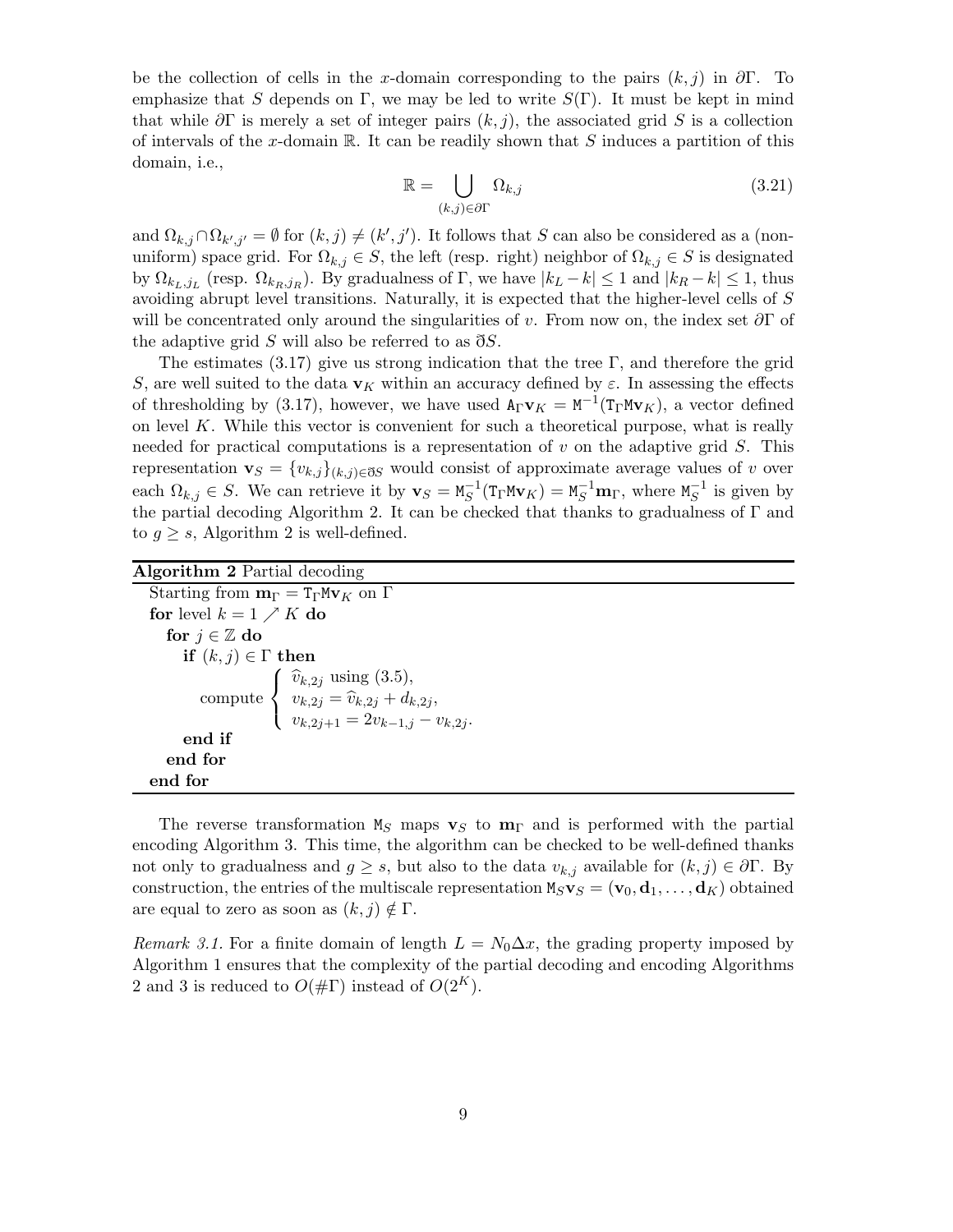be the collection of cells in the $x$-domain corresponding to the pairs $(k, j)$ in $\partial\Gamma$. To emphasize that $S$ depends on $\Gamma$, we may be led to write $S(\Gamma)$. It must be kept in mind that while $\partial\Gamma$ is merely a set of integer pairs $(k, j)$, the associated grid $S$ is a collection of intervals of the $x$-domain $\mathbb{R}$. It can be readily shown that $S$ induces a partition of this domain, i.e.,

$$\mathbb{R} = \bigcup_{(k,j)\in\partial\Gamma} \Omega_{k,j} \tag{3.21}$$

and $\Omega_{k,j} \cap \Omega_{k',j'} = \emptyset$ for $(k, j) \neq (k', j')$. It follows that $S$ can also be considered as a (non-uniform) space grid. For $\Omega_{k,j} \in S$, the left (resp. right) neighbor of $\Omega_{k,j} \in S$ is designated by $\Omega_{k_L,j_L}$ (resp. $\Omega_{k_R,j_R}$). By gradualness of $\Gamma$, we have $|k_L - k| \leq 1$ and $|k_R - k| \leq 1$, thus avoiding abrupt level transitions. Naturally, it is expected that the higher-level cells of $S$ will be concentrated only around the singularities of $v$. From now on, the index set $\partial\Gamma$ of the adaptive grid $S$ will also be referred to as $\eth S$.

The estimates (3.17) give us strong indication that the tree $\Gamma$, and therefore the grid $S$, are well suited to the data $\mathbf{v}_K$ within an accuracy defined by $\varepsilon$. In assessing the effects of thresholding by (3.17), however, we have used $\mathtt{A}_\Gamma \mathbf{v}_K = \mathtt{M}^{-1}(\mathtt{T}_\Gamma \mathtt{M} \mathbf{v}_K)$, a vector defined on level $K$. While this vector is convenient for such a theoretical purpose, what is really needed for practical computations is a representation of $v$ on the adaptive grid $S$. This representation $\mathbf{v}_S = \{v_{k,j}\}_{(k,j)\in\eth S}$ would consist of approximate average values of $v$ over each $\Omega_{k,j} \in S$. We can retrieve it by $\mathbf{v}_S = \mathtt{M}_S^{-1}(\mathtt{T}_\Gamma \mathtt{M} \mathbf{v}_K) = \mathtt{M}_S^{-1} \mathbf{m}_\Gamma$, where $\mathtt{M}_S^{-1}$ is given by the partial decoding Algorithm 2. It can be checked that thanks to gradualness of $\Gamma$ and to $g \geq s$, Algorithm 2 is well-defined.

**Algorithm 2** Partial decoding

```
Starting from m_Γ = T_Γ M v_K on Γ
for level k = 1 ↗ K do
  for j ∈ ℤ do
    if (k, j) ∈ Γ then
      compute { v̂_{k,2j} using (3.5),
              { v_{k,2j} = v̂_{k,2j} + d_{k,2j},
              { v_{k,2j+1} = 2v_{k-1,j} − v_{k,2j}.
    end if
  end for
end for
```

The reverse transformation $\mathtt{M}_S$ maps $\mathbf{v}_S$ to $\mathbf{m}_\Gamma$ and is performed with the partial encoding Algorithm 3. This time, the algorithm can be checked to be well-defined thanks not only to gradualness and $g \geq s$, but also to the data $v_{k,j}$ available for $(k, j) \in \partial\Gamma$. By construction, the entries of the multiscale representation $\mathtt{M}_S \mathbf{v}_S = (\mathbf{v}_0, \mathbf{d}_1, \ldots, \mathbf{d}_K)$ obtained are equal to zero as soon as $(k, j) \notin \Gamma$.

*Remark 3.1.* For a finite domain of length $L = N_0 \Delta x$, the grading property imposed by Algorithm 1 ensures that the complexity of the partial decoding and encoding Algorithms 2 and 3 is reduced to $O(\#\Gamma)$ instead of $O(2^K)$.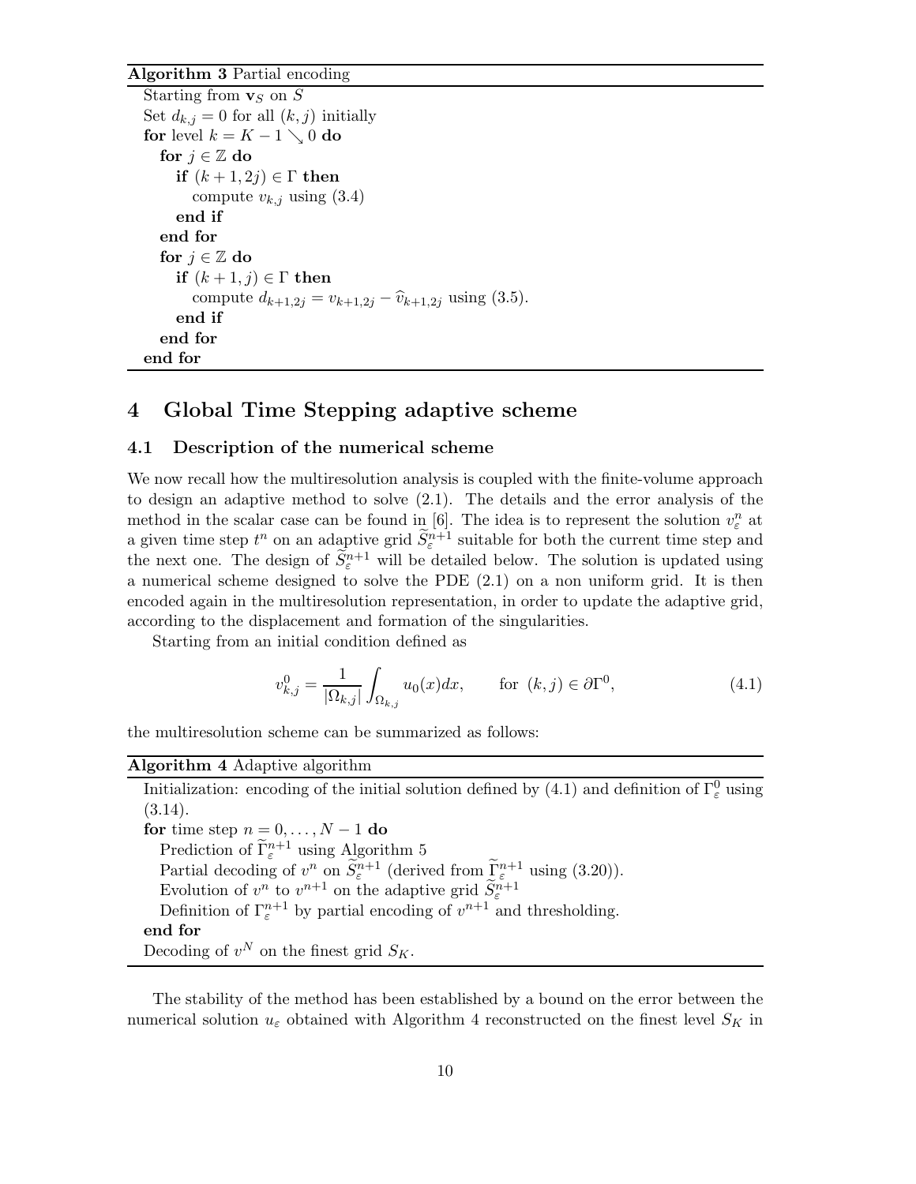**Algorithm 3** Partial encoding

```
Starting from v_S on S
Set d_{k,j} = 0 for all (k, j) initially
for level k = K − 1 ↘ 0 do
  for j ∈ ℤ do
    if (k + 1, 2j) ∈ Γ then
      compute v_{k,j} using (3.4)
    end if
  end for
  for j ∈ ℤ do
    if (k + 1, j) ∈ Γ then
      compute d_{k+1,2j} = v_{k+1,2j} − v̂_{k+1,2j} using (3.5).
    end if
  end for
end for
```

## 4 Global Time Stepping adaptive scheme

### 4.1 Description of the numerical scheme

We now recall how the multiresolution analysis is coupled with the finite-volume approach to design an adaptive method to solve (2.1). The details and the error analysis of the method in the scalar case can be found in [6]. The idea is to represent the solution $v_\varepsilon^n$ at a given time step $t^n$ on an adaptive grid $\widetilde{S}_\varepsilon^{n+1}$ suitable for both the current time step and the next one. The design of $\widetilde{S}_\varepsilon^{n+1}$ will be detailed below. The solution is updated using a numerical scheme designed to solve the PDE (2.1) on a non uniform grid. It is then encoded again in the multiresolution representation, in order to update the adaptive grid, according to the displacement and formation of the singularities.

Starting from an initial condition defined as

$$v_{k,j}^0 = \frac{1}{|\Omega_{k,j}|} \int_{\Omega_{k,j}} u_0(x)dx, \qquad \text{for } (k,j) \in \partial\Gamma^0, \tag{4.1}$$

the multiresolution scheme can be summarized as follows:

**Algorithm 4** Adaptive algorithm

```
Initialization: encoding of the initial solution defined by (4.1) and definition of Γ_ε^0 using (3.14).
for time step n = 0, ..., N − 1 do
  Prediction of Γ̃_ε^{n+1} using Algorithm 5
  Partial decoding of v^n on S̃_ε^{n+1} (derived from Γ̃_ε^{n+1} using (3.20)).
  Evolution of v^n to v^{n+1} on the adaptive grid S̃_ε^{n+1}
  Definition of Γ_ε^{n+1} by partial encoding of v^{n+1} and thresholding.
end for
Decoding of v^N on the finest grid S_K.
```

The stability of the method has been established by a bound on the error between the numerical solution $u_\varepsilon$ obtained with Algorithm 4 reconstructed on the finest level $S_K$ in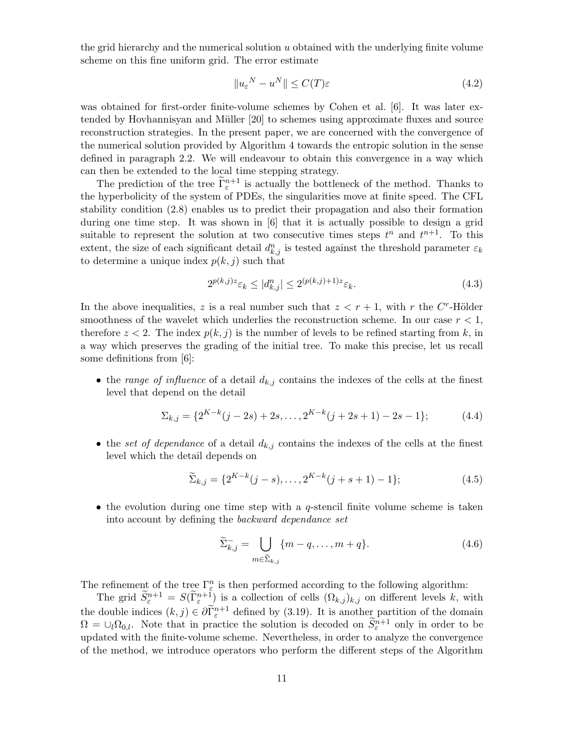the grid hierarchy and the numerical solution $u$ obtained with the underlying finite volume scheme on this fine uniform grid. The error estimate

$$\|u_\varepsilon{}^N - u^N\| \leq C(T)\varepsilon \tag{4.2}$$

was obtained for first-order finite-volume schemes by Cohen et al. [6]. It was later extended by Hovhannisyan and Müller [20] to schemes using approximate fluxes and source reconstruction strategies. In the present paper, we are concerned with the convergence of the numerical solution provided by Algorithm 4 towards the entropic solution in the sense defined in paragraph 2.2. We will endeavour to obtain this convergence in a way which can then be extended to the local time stepping strategy.

The prediction of the tree $\widetilde{\Gamma}_\varepsilon^{n+1}$ is actually the bottleneck of the method. Thanks to the hyperbolicity of the system of PDEs, the singularities move at finite speed. The CFL stability condition (2.8) enables us to predict their propagation and also their formation during one time step. It was shown in [6] that it is actually possible to design a grid suitable to represent the solution at two consecutive times steps $t^n$ and $t^{n+1}$. To this extent, the size of each significant detail $d_{k,j}^n$ is tested against the threshold parameter $\varepsilon_k$ to determine a unique index $p(k,j)$ such that

$$2^{p(k,j)z}\varepsilon_k \leq |d_{k,j}^n| \leq 2^{(p(k,j)+1)z}\varepsilon_k. \tag{4.3}$$

In the above inequalities, $z$ is a real number such that $z < r+1$, with $r$ the $C^r$-Hölder smoothness of the wavelet which underlies the reconstruction scheme. In our case $r < 1$, therefore $z < 2$. The index $p(k,j)$ is the number of levels to be refined starting from $k$, in a way which preserves the grading of the initial tree. To make this precise, let us recall some definitions from [6]:

- the *range of influence* of a detail $d_{k,j}$ contains the indexes of the cells at the finest level that depend on the detail

$$\Sigma_{k,j} = \{2^{K-k}(j-2s)+2s, \ldots, 2^{K-k}(j+2s+1)-2s-1\}; \tag{4.4}$$

- the *set of dependance* of a detail $d_{k,j}$ contains the indexes of the cells at the finest level which the detail depends on

$$\widetilde{\Sigma}_{k,j} = \{2^{K-k}(j-s), \ldots, 2^{K-k}(j+s+1)-1\}; \tag{4.5}$$

- the evolution during one time step with a $q$-stencil finite volume scheme is taken into account by defining the *backward dependance set*

$$\widetilde{\Sigma}_{k,j}^- = \bigcup_{m \in \widetilde{\Sigma}_{k,j}} \{m-q, \ldots, m+q\}. \tag{4.6}$$

The refinement of the tree $\Gamma_\varepsilon^n$ is then performed according to the following algorithm:

The grid $\widetilde{S}_\varepsilon^{n+1} = S(\widetilde{\Gamma}_\varepsilon^{n+1})$ is a collection of cells $(\Omega_{k,j})_{k,j}$ on different levels $k$, with the double indices $(k,j) \in \partial\widetilde{\Gamma}_\varepsilon^{n+1}$ defined by (3.19). It is another partition of the domain $\Omega = \cup_l \Omega_{0,l}$. Note that in practice the solution is decoded on $\widetilde{S}_\varepsilon^{n+1}$ only in order to be updated with the finite-volume scheme. Nevertheless, in order to analyze the convergence of the method, we introduce operators who perform the different steps of the Algorithm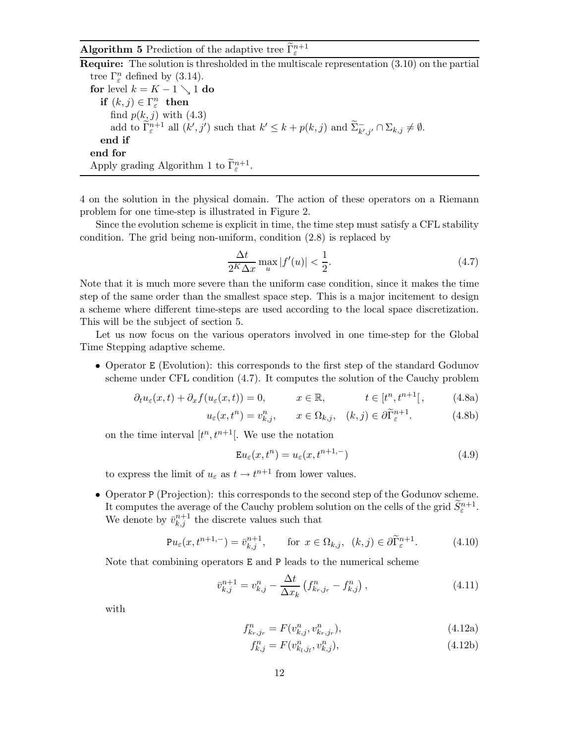**Algorithm 5** Prediction of the adaptive tree $\widetilde{\Gamma}_\varepsilon^{n+1}$

**Require:** The solution is thresholded in the multiscale representation (3.10) on the partial tree $\Gamma_\varepsilon^n$ defined by (3.14).
  **for** level $k = K-1 \searrow 1$ **do**
    **if** $(k,j) \in \Gamma_\varepsilon^n$ **then**
      find $p(k,j)$ with (4.3)
      add to $\widetilde{\Gamma}_\varepsilon^{n+1}$ all $(k',j')$ such that $k' \le k + p(k,j)$ and $\widetilde{\Sigma}_{k',j'}^- \cap \Sigma_{k,j} \neq \emptyset$.
    **end if**
  **end for**
  Apply grading Algorithm 1 to $\widetilde{\Gamma}_\varepsilon^{n+1}$.

4 on the solution in the physical domain. The action of these operators on a Riemann problem for one time-step is illustrated in Figure 2.

Since the evolution scheme is explicit in time, the time step must satisfy a CFL stability condition. The grid being non-uniform, condition (2.8) is replaced by

$$\frac{\Delta t}{2^K \Delta x} \max_u |f'(u)| < \frac{1}{2}. \tag{4.7}$$

Note that it is much more severe than the uniform case condition, since it makes the time step of the same order than the smallest space step. This is a major incitement to design a scheme where different time-steps are used according to the local space discretization. This will be the subject of section 5.

Let us now focus on the various operators involved in one time-step for the Global Time Stepping adaptive scheme.

- Operator E (Evolution): this corresponds to the first step of the standard Godunov scheme under CFL condition (4.7). It computes the solution of the Cauchy problem

$$\partial_t u_\varepsilon(x,t) + \partial_x f(u_\varepsilon(x,t)) = 0, \qquad x \in \mathbb{R}, \qquad t \in [t^n, t^{n+1}[, \tag{4.8a}$$

$$u_\varepsilon(x,t^n) = v_{k,j}^n, \qquad x \in \Omega_{k,j}, \quad (k,j) \in \partial\widetilde{\Gamma}_\varepsilon^{n+1}. \tag{4.8b}$$

  on the time interval $[t^n, t^{n+1}[$. We use the notation

$$\mathtt{E} u_\varepsilon(x,t^n) = u_\varepsilon(x, t^{n+1,-}) \tag{4.9}$$

  to express the limit of $u_\varepsilon$ as $t \to t^{n+1}$ from lower values.

- Operator P (Projection): this corresponds to the second step of the Godunov scheme. It computes the average of the Cauchy problem solution on the cells of the grid $\widetilde{S}_\varepsilon^{n+1}$. We denote by $\bar{v}_{k,j}^{n+1}$ the discrete values such that

$$\mathtt{P} u_\varepsilon(x, t^{n+1,-}) = \bar{v}_{k,j}^{n+1}, \qquad \text{for } x \in \Omega_{k,j}, \;\; (k,j) \in \partial\widetilde{\Gamma}_\varepsilon^{n+1}. \tag{4.10}$$

  Note that combining operators E and P leads to the numerical scheme

$$\bar{v}_{k,j}^{n+1} = v_{k,j}^n - \frac{\Delta t}{\Delta x_k}\left(f_{k_r,j_r}^n - f_{k,j}^n\right), \tag{4.11}$$

  with

$$f_{k_r,j_r}^n = F(v_{k,j}^n, v_{k_r,j_r}^n), \tag{4.12a}$$

$$f_{k,j}^n = F(v_{k_l,j_l}^n, v_{k,j}^n), \tag{4.12b}$$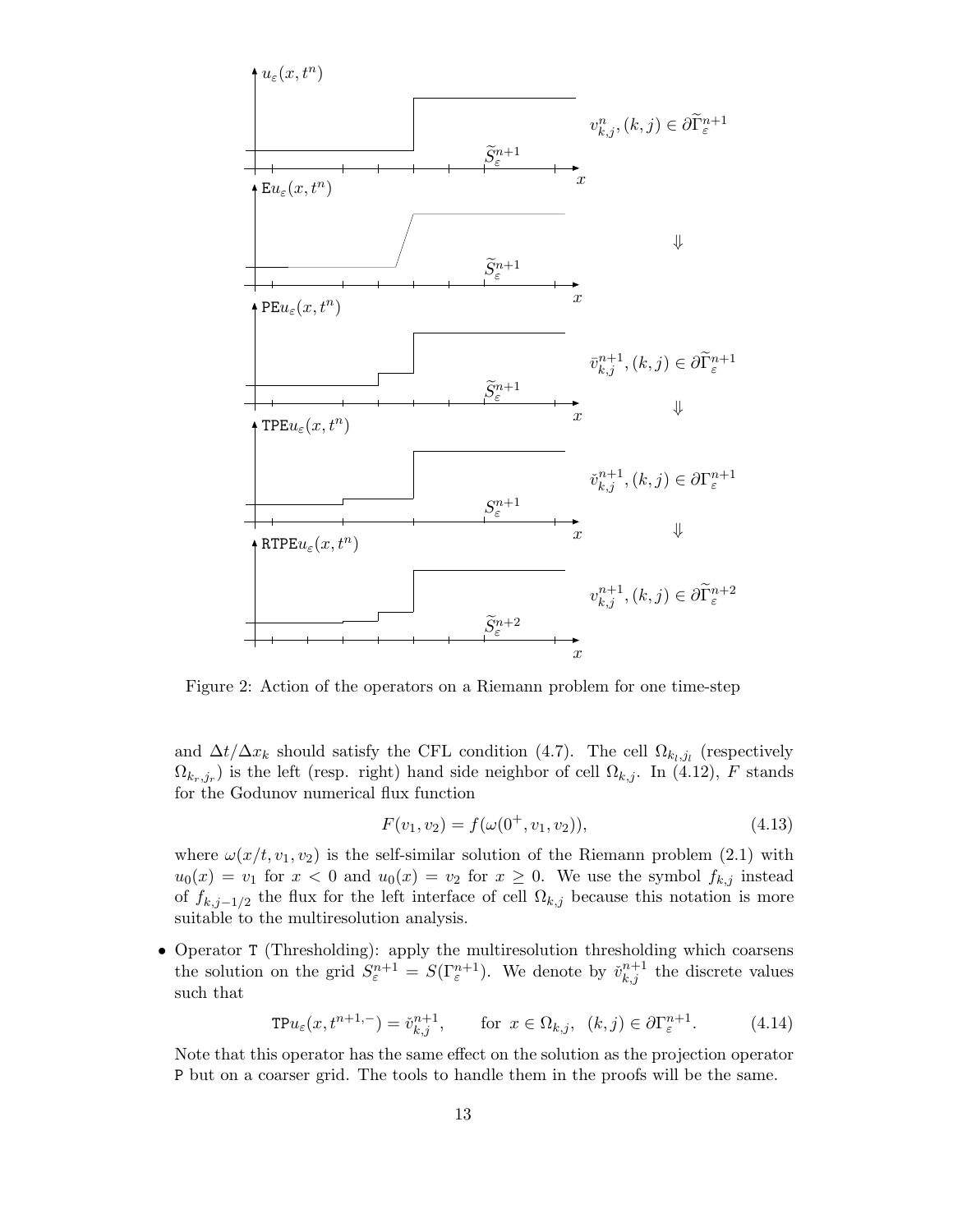$u_\varepsilon(x, t^n)$

$v^n_{k,j}, (k,j) \in \partial\widetilde{\Gamma}^{n+1}_\varepsilon$

$\widetilde{S}^{n+1}_\varepsilon$

$x$

$\mathtt{E}u_\varepsilon(x, t^n)$

⇓

$\widetilde{S}^{n+1}_\varepsilon$

$x$

$\mathtt{PE}u_\varepsilon(x, t^n)$

$\bar{v}^{n+1}_{k,j}, (k,j) \in \partial\widetilde{\Gamma}^{n+1}_\varepsilon$

⇓

$\widetilde{S}^{n+1}_\varepsilon$

$x$

$\mathtt{TPE}u_\varepsilon(x, t^n)$

$\check{v}^{n+1}_{k,j}, (k,j) \in \partial\Gamma^{n+1}_\varepsilon$

⇓

$S^{n+1}_\varepsilon$

$x$

$\mathtt{RTPE}u_\varepsilon(x, t^n)$

$v^{n+1}_{k,j}, (k,j) \in \partial\widetilde{\Gamma}^{n+2}_\varepsilon$

$\widetilde{S}^{n+2}_\varepsilon$

$x$

Figure 2: Action of the operators on a Riemann problem for one time-step

and $\Delta t/\Delta x_k$ should satisfy the CFL condition (4.7). The cell $\Omega_{k_l,j_l}$ (respectively $\Omega_{k_r,j_r}$) is the left (resp. right) hand side neighbor of cell $\Omega_{k,j}$. In (4.12), $F$ stands for the Godunov numerical flux function

$$F(v_1, v_2) = f(\omega(0^+, v_1, v_2)), \tag{4.13}$$

where $\omega(x/t, v_1, v_2)$ is the self-similar solution of the Riemann problem (2.1) with $u_0(x) = v_1$ for $x < 0$ and $u_0(x) = v_2$ for $x \geq 0$. We use the symbol $f_{k,j}$ instead of $f_{k,j-1/2}$ the flux for the left interface of cell $\Omega_{k,j}$ because this notation is more suitable to the multiresolution analysis.

- Operator T (Thresholding): apply the multiresolution thresholding which coarsens the solution on the grid $S^{n+1}_\varepsilon = S(\Gamma^{n+1}_\varepsilon)$. We denote by $\check{v}^{n+1}_{k,j}$ the discrete values such that

$$\mathtt{TP}u_\varepsilon(x, t^{n+1,-}) = \check{v}^{n+1}_{k,j}, \qquad \text{for } x \in \Omega_{k,j}, \;\; (k,j) \in \partial\Gamma^{n+1}_\varepsilon. \tag{4.14}$$

Note that this operator has the same effect on the solution as the projection operator P but on a coarser grid. The tools to handle them in the proofs will be the same.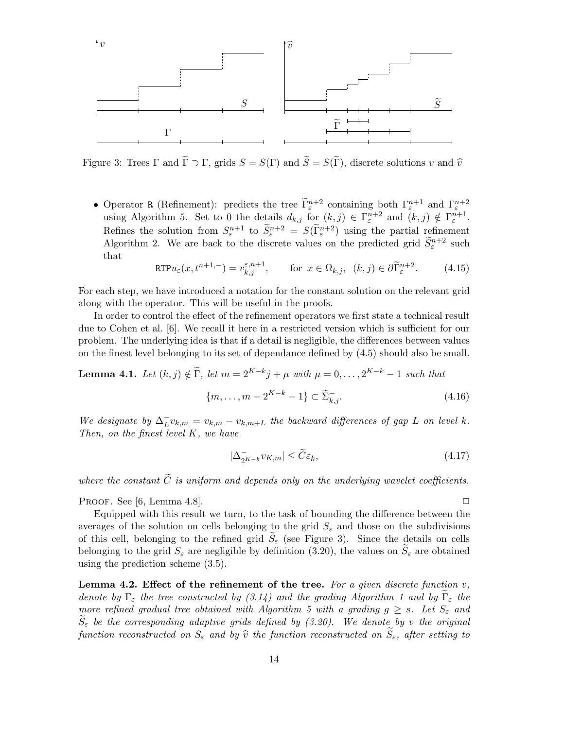v

S

Γ

$\widehat{v}$

$\widetilde{S}$

$\widetilde{\Gamma}$

Figure 3: Trees $\Gamma$ and $\widetilde{\Gamma} \supset \Gamma$, grids $S = S(\Gamma)$ and $\widetilde{S} = S(\widetilde{\Gamma})$, discrete solutions $v$ and $\widehat{v}$

- Operator R (Refinement): predicts the tree $\widetilde{\Gamma}_\varepsilon^{n+2}$ containing both $\Gamma_\varepsilon^{n+1}$ and $\Gamma_\varepsilon^{n+2}$ using Algorithm 5. Set to 0 the details $d_{k,j}$ for $(k,j) \in \Gamma_\varepsilon^{n+2}$ and $(k,j) \notin \Gamma_\varepsilon^{n+1}$. Refines the solution from $S_\varepsilon^{n+1}$ to $\widetilde{S}_\varepsilon^{n+2} = S(\widetilde{\Gamma}_\varepsilon^{n+2})$ using the partial refinement Algorithm 2. We are back to the discrete values on the predicted grid $\widetilde{S}_\varepsilon^{n+2}$ such that

$$\mathtt{RTP}u_\varepsilon(x, t^{n+1,-}) = v_{k,j}^{\varepsilon,n+1}, \qquad \text{for } x \in \Omega_{k,j},\ (k,j) \in \partial\widetilde{\Gamma}_\varepsilon^{n+2}. \tag{4.15}$$

For each step, we have introduced a notation for the constant solution on the relevant grid along with the operator. This will be useful in the proofs.

In order to control the effect of the refinement operators we first state a technical result due to Cohen et al. [6]. We recall it here in a restricted version which is sufficient for our problem. The underlying idea is that if a detail is negligible, the differences between values on the finest level belonging to its set of dependance defined by (4.5) should also be small.

**Lemma 4.1.** *Let $(k,j) \notin \widetilde{\Gamma}$, let $m = 2^{K-k}j + \mu$ with $\mu = 0, \ldots, 2^{K-k} - 1$ such that*

$$\{m, \ldots, m + 2^{K-k} - 1\} \subset \widetilde{\Sigma}_{k,j}^-. \tag{4.16}$$

*We designate by $\Delta_L^- v_{k,m} = v_{k,m} - v_{k,m+L}$ the backward differences of gap $L$ on level $k$. Then, on the finest level $K$, we have*

$$|\Delta_{2^{K-k}}^- v_{K,m}| \le \widetilde{C}\varepsilon_k, \tag{4.17}$$

*where the constant $\widetilde{C}$ is uniform and depends only on the underlying wavelet coefficients.*

Proof. See [6, Lemma 4.8]. □

Equipped with this result we turn, to the task of bounding the difference between the averages of the solution on cells belonging to the grid $S_\varepsilon$ and those on the subdivisions of this cell, belonging to the refined grid $\widetilde{S}_\varepsilon$ (see Figure 3). Since the details on cells belonging to the grid $S_\varepsilon$ are negligible by definition (3.20), the values on $\widetilde{S}_\varepsilon$ are obtained using the prediction scheme (3.5).

**Lemma 4.2. Effect of the refinement of the tree.** *For a given discrete function $v$, denote by $\Gamma_\varepsilon$ the tree constructed by (3.14) and the grading Algorithm 1 and by $\widetilde{\Gamma}_\varepsilon$ the more refined gradual tree obtained with Algorithm 5 with a grading $g \ge s$. Let $S_\varepsilon$ and $\widetilde{S}_\varepsilon$ be the corresponding adaptive grids defined by (3.20). We denote by $v$ the original function reconstructed on $S_\varepsilon$ and by $\widehat{v}$ the function reconstructed on $\widetilde{S}_\varepsilon$, after setting to*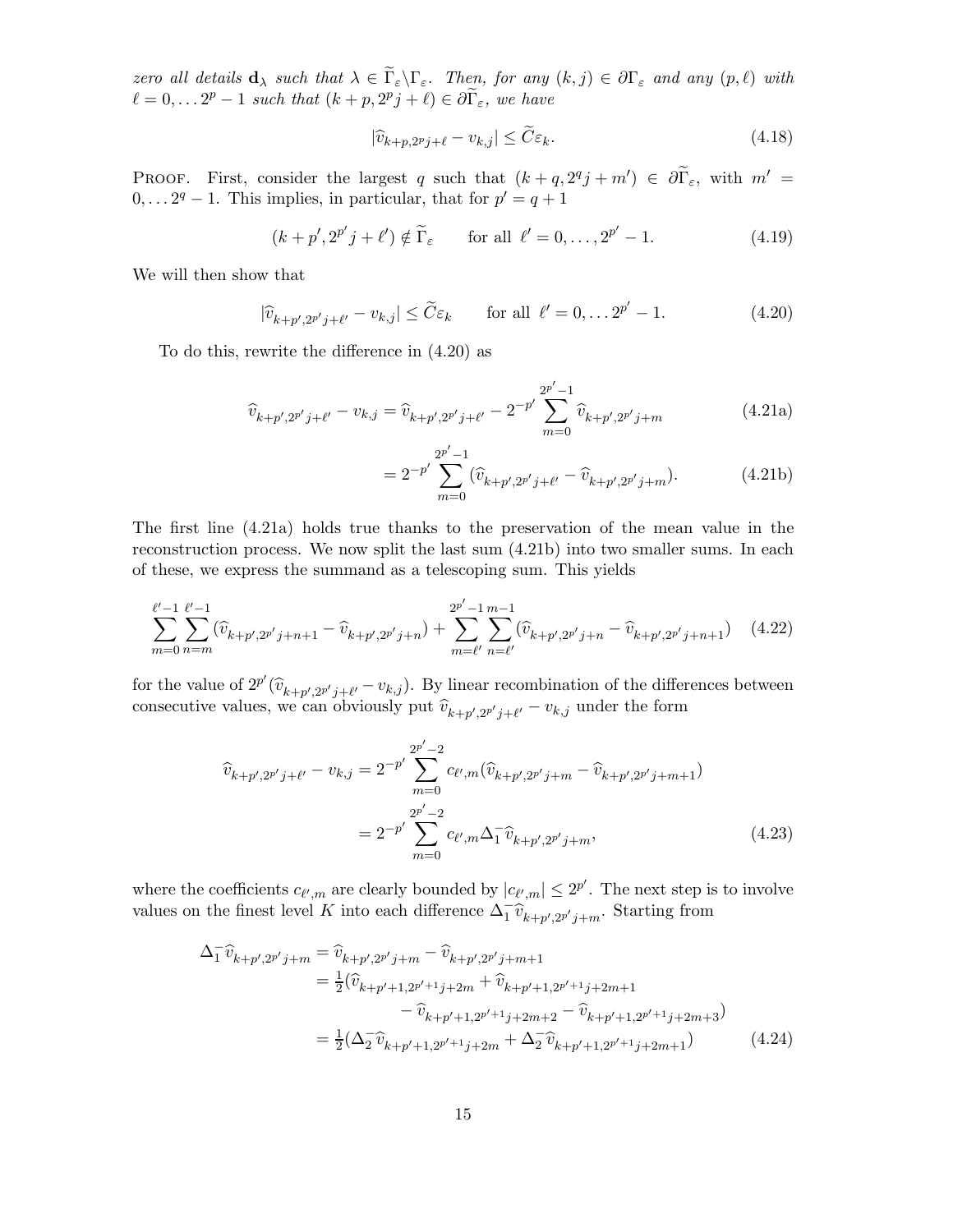*zero all details $\mathbf{d}_\lambda$ such that $\lambda \in \widetilde{\Gamma}_\varepsilon \backslash \Gamma_\varepsilon$. Then, for any $(k,j) \in \partial\Gamma_\varepsilon$ and any $(p,\ell)$ with $\ell = 0, \ldots 2^p - 1$ such that $(k+p, 2^p j + \ell) \in \partial\widetilde{\Gamma}_\varepsilon$, we have*

$$|\widehat{v}_{k+p,2^p j+\ell} - v_{k,j}| \leq \widetilde{C}\varepsilon_k. \tag{4.18}$$

PROOF. First, consider the largest $q$ such that $(k+q, 2^q j + m') \in \partial\widetilde{\Gamma}_\varepsilon$, with $m' = 0, \ldots 2^q - 1$. This implies, in particular, that for $p' = q+1$

$$(k+p', 2^{p'} j + \ell') \notin \widetilde{\Gamma}_\varepsilon \qquad \text{for all } \ell' = 0, \ldots, 2^{p'} - 1. \tag{4.19}$$

We will then show that

$$|\widehat{v}_{k+p',2^{p'} j+\ell'} - v_{k,j}| \leq \widetilde{C}\varepsilon_k \qquad \text{for all } \ell' = 0, \ldots 2^{p'} - 1. \tag{4.20}$$

To do this, rewrite the difference in (4.20) as

$$\widehat{v}_{k+p',2^{p'} j+\ell'} - v_{k,j} = \widehat{v}_{k+p',2^{p'} j+\ell'} - 2^{-p'} \sum_{m=0}^{2^{p'}-1} \widehat{v}_{k+p',2^{p'} j+m} \tag{4.21a}$$

$$= 2^{-p'} \sum_{m=0}^{2^{p'}-1} (\widehat{v}_{k+p',2^{p'} j+\ell'} - \widehat{v}_{k+p',2^{p'} j+m}). \tag{4.21b}$$

The first line (4.21a) holds true thanks to the preservation of the mean value in the reconstruction process. We now split the last sum (4.21b) into two smaller sums. In each of these, we express the summand as a telescoping sum. This yields

$$\sum_{m=0}^{\ell'-1} \sum_{n=m}^{\ell'-1} (\widehat{v}_{k+p',2^{p'} j+n+1} - \widehat{v}_{k+p',2^{p'} j+n}) + \sum_{m=\ell'}^{2^{p'}-1} \sum_{n=\ell'}^{m-1} (\widehat{v}_{k+p',2^{p'} j+n} - \widehat{v}_{k+p',2^{p'} j+n+1}) \tag{4.22}$$

for the value of $2^{p'}(\widehat{v}_{k+p',2^{p'} j+\ell'} - v_{k,j})$. By linear recombination of the differences between consecutive values, we can obviously put $\widehat{v}_{k+p',2^{p'} j+\ell'} - v_{k,j}$ under the form

$$\begin{aligned}
\widehat{v}_{k+p',2^{p'} j+\ell'} - v_{k,j} &= 2^{-p'} \sum_{m=0}^{2^{p'}-2} c_{\ell',m} (\widehat{v}_{k+p',2^{p'} j+m} - \widehat{v}_{k+p',2^{p'} j+m+1}) \\
&= 2^{-p'} \sum_{m=0}^{2^{p'}-2} c_{\ell',m} \Delta_1^- \widehat{v}_{k+p',2^{p'} j+m},
\end{aligned} \tag{4.23}$$

where the coefficients $c_{\ell',m}$ are clearly bounded by $|c_{\ell',m}| \leq 2^{p'}$. The next step is to involve values on the finest level $K$ into each difference $\Delta_1^- \widehat{v}_{k+p',2^{p'} j+m}$. Starting from

$$\begin{aligned}
\Delta_1^- \widehat{v}_{k+p',2^{p'} j+m} &= \widehat{v}_{k+p',2^{p'} j+m} - \widehat{v}_{k+p',2^{p'} j+m+1} \\
&= \tfrac{1}{2}(\widehat{v}_{k+p'+1,2^{p'+1} j+2m} + \widehat{v}_{k+p'+1,2^{p'+1} j+2m+1} \\
&\qquad - \widehat{v}_{k+p'+1,2^{p'+1} j+2m+2} - \widehat{v}_{k+p'+1,2^{p'+1} j+2m+3}) \\
&= \tfrac{1}{2}(\Delta_2^- \widehat{v}_{k+p'+1,2^{p'+1} j+2m} + \Delta_2^- \widehat{v}_{k+p'+1,2^{p'+1} j+2m+1})
\end{aligned} \tag{4.24}$$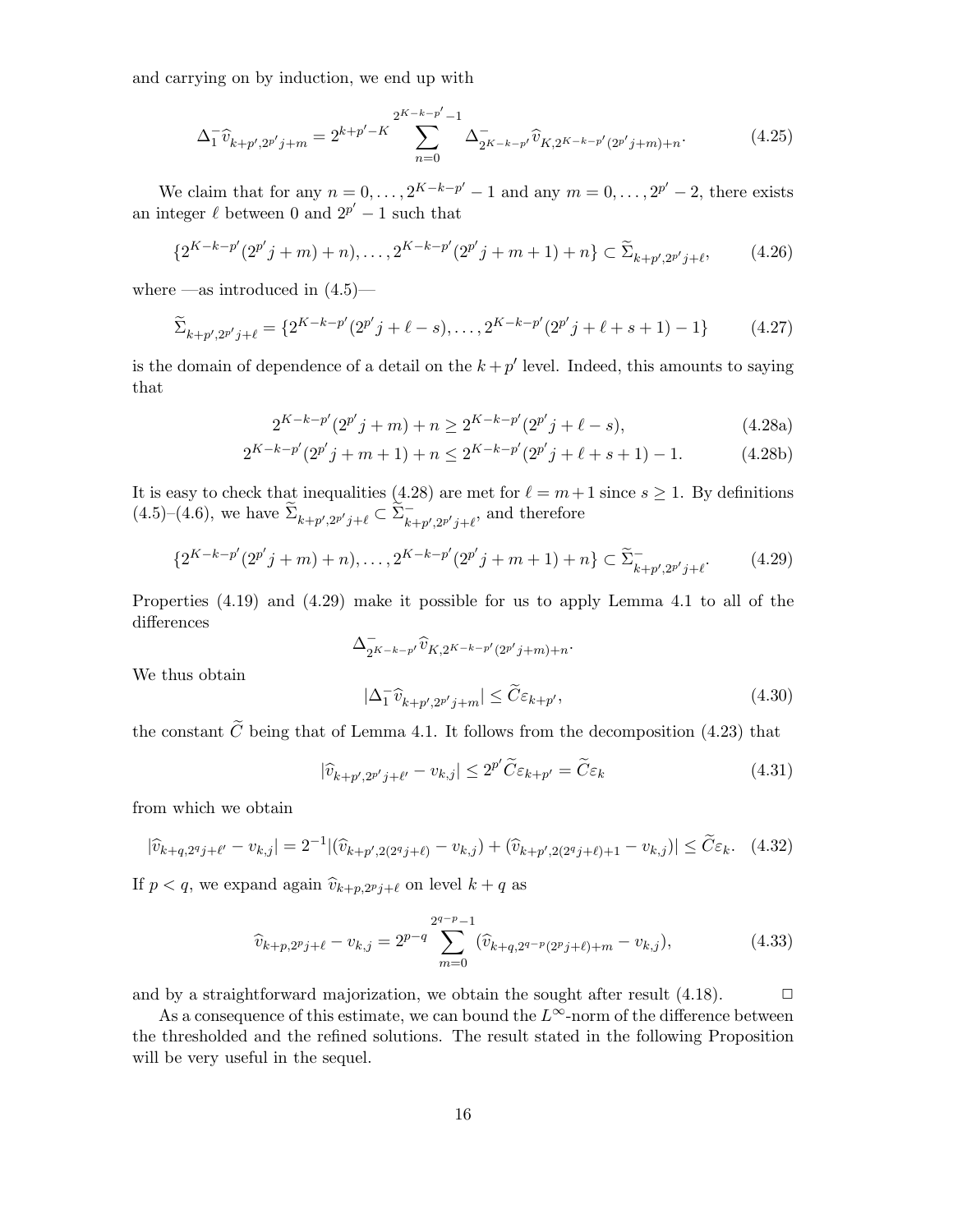and carrying on by induction, we end up with

$$\Delta_1^- \widehat{v}_{k+p',2^{p'}j+m} = 2^{k+p'-K} \sum_{n=0}^{2^{K-k-p'}-1} \Delta^-_{2^{K-k-p'}} \widehat{v}_{K,2^{K-k-p'}(2^{p'}j+m)+n}. \tag{4.25}$$

We claim that for any $n = 0, \ldots, 2^{K-k-p'} - 1$ and any $m = 0, \ldots, 2^{p'} - 2$, there exists an integer $\ell$ between 0 and $2^{p'} - 1$ such that

$$\{2^{K-k-p'}(2^{p'}j+m)+n), \ldots, 2^{K-k-p'}(2^{p'}j+m+1)+n\} \subset \widetilde{\Sigma}_{k+p',2^{p'}j+\ell}, \tag{4.26}$$

where —as introduced in (4.5)—

$$\widetilde{\Sigma}_{k+p',2^{p'}j+\ell} = \{2^{K-k-p'}(2^{p'}j+\ell-s), \ldots, 2^{K-k-p'}(2^{p'}j+\ell+s+1)-1\} \tag{4.27}$$

is the domain of dependence of a detail on the $k+p'$ level. Indeed, this amounts to saying that

$$2^{K-k-p'}(2^{p'}j+m)+n \geq 2^{K-k-p'}(2^{p'}j+\ell-s), \tag{4.28a}$$

$$2^{K-k-p'}(2^{p'}j+m+1)+n \leq 2^{K-k-p'}(2^{p'}j+\ell+s+1)-1. \tag{4.28b}$$

It is easy to check that inequalities (4.28) are met for $\ell = m+1$ since $s \geq 1$. By definitions (4.5)–(4.6), we have $\widetilde{\Sigma}_{k+p',2^{p'}j+\ell} \subset \widetilde{\Sigma}^-_{k+p',2^{p'}j+\ell}$, and therefore

$$\{2^{K-k-p'}(2^{p'}j+m)+n), \ldots, 2^{K-k-p'}(2^{p'}j+m+1)+n\} \subset \widetilde{\Sigma}^-_{k+p',2^{p'}j+\ell}. \tag{4.29}$$

Properties (4.19) and (4.29) make it possible for us to apply Lemma 4.1 to all of the differences

$$\Delta^-_{2^{K-k-p'}} \widehat{v}_{K,2^{K-k-p'}(2^{p'}j+m)+n}.$$

We thus obtain

$$|\Delta_1^- \widehat{v}_{k+p',2^{p'}j+m}| \leq \widetilde{C}\varepsilon_{k+p'}, \tag{4.30}$$

the constant $\widetilde{C}$ being that of Lemma 4.1. It follows from the decomposition (4.23) that

$$|\widehat{v}_{k+p',2^{p'}j+\ell'} - v_{k,j}| \leq 2^{p'}\widetilde{C}\varepsilon_{k+p'} = \widetilde{C}\varepsilon_k \tag{4.31}$$

from which we obtain

$$|\widehat{v}_{k+q,2^q j+\ell'} - v_{k,j}| = 2^{-1}|(\widehat{v}_{k+p',2(2^q j+\ell)} - v_{k,j}) + (\widehat{v}_{k+p',2(2^q j+\ell)+1} - v_{k,j})| \leq \widetilde{C}\varepsilon_k. \tag{4.32}$$

If $p < q$, we expand again $\widehat{v}_{k+p,2^p j+\ell}$ on level $k+q$ as

$$\widehat{v}_{k+p,2^p j+\ell} - v_{k,j} = 2^{p-q} \sum_{m=0}^{2^{q-p}-1} (\widehat{v}_{k+q,2^{q-p}(2^p j+\ell)+m} - v_{k,j}), \tag{4.33}$$

and by a straightforward majorization, we obtain the sought after result (4.18). $\square$

As a consequence of this estimate, we can bound the $L^\infty$-norm of the difference between the thresholded and the refined solutions. The result stated in the following Proposition will be very useful in the sequel.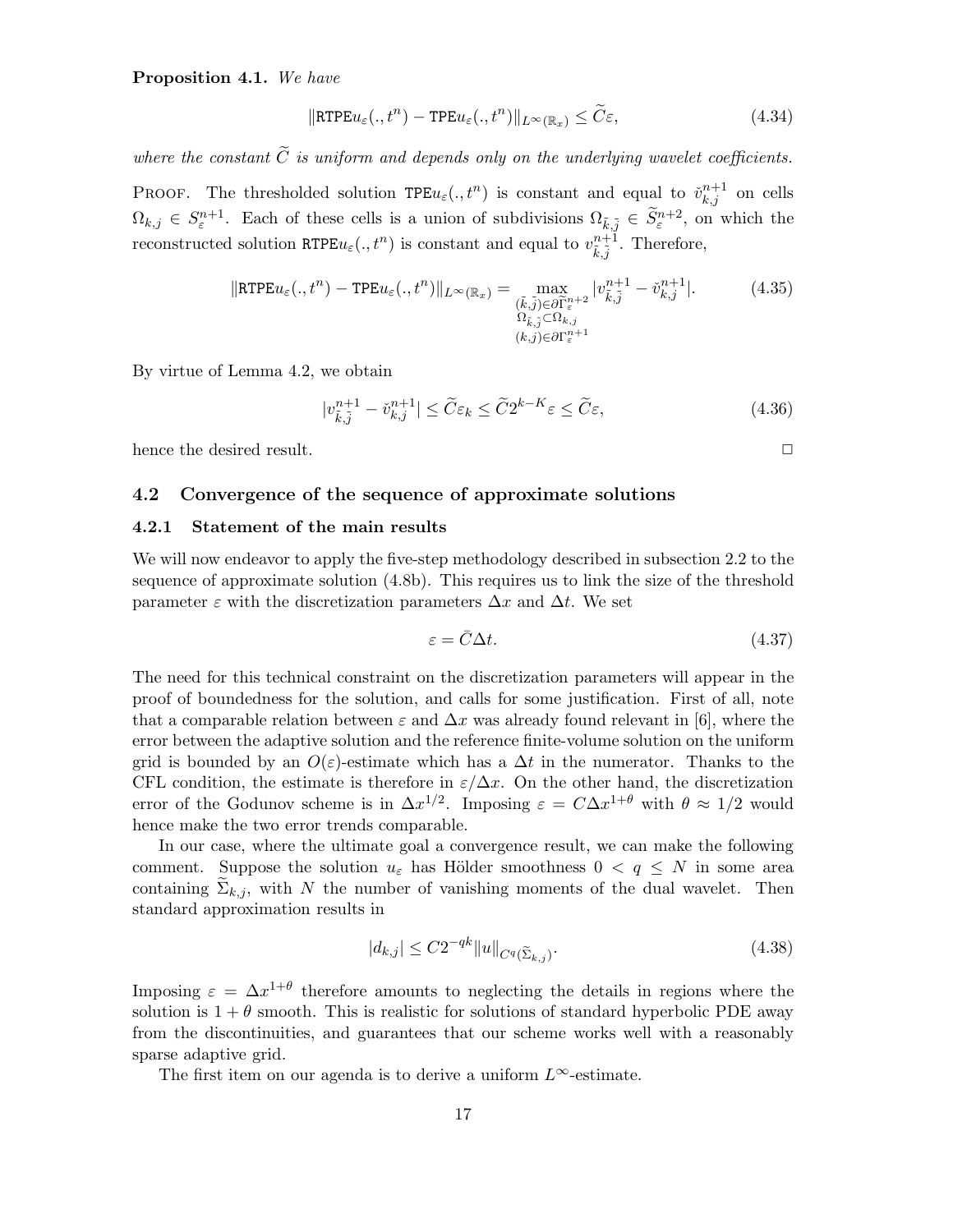**Proposition 4.1.** *We have*

$$\|\texttt{RTPE}u_\varepsilon(.,t^n) - \texttt{TPE}u_\varepsilon(.,t^n)\|_{L^\infty(\mathbb{R}_x)} \leq \widetilde{C}\varepsilon, \tag{4.34}$$

*where the constant $\widetilde{C}$ is uniform and depends only on the underlying wavelet coefficients.*

Proof. The thresholded solution $\texttt{TPE}u_\varepsilon(.,t^n)$ is constant and equal to $\check{v}_{k,j}^{n+1}$ on cells $\Omega_{k,j} \in S_\varepsilon^{n+1}$. Each of these cells is a union of subdivisions $\Omega_{\tilde{k},\tilde{j}} \in \widetilde{S}_\varepsilon^{n+2}$, on which the reconstructed solution $\texttt{RTPE}u_\varepsilon(.,t^n)$ is constant and equal to $v_{\tilde{k},\tilde{j}}^{n+1}$. Therefore,

$$\|\texttt{RTPE}u_\varepsilon(.,t^n) - \texttt{TPE}u_\varepsilon(.,t^n)\|_{L^\infty(\mathbb{R}_x)} = \max_{\substack{(\tilde{k},\tilde{j}) \in \partial\widetilde{\Gamma}_\varepsilon^{n+2} \\ \Omega_{\tilde{k},\tilde{j}} \subset \Omega_{k,j} \\ (k,j) \in \partial\Gamma_\varepsilon^{n+1}}} |v_{\tilde{k},\tilde{j}}^{n+1} - \check{v}_{k,j}^{n+1}|. \tag{4.35}$$

By virtue of Lemma 4.2, we obtain

$$|v_{\tilde{k},\tilde{j}}^{n+1} - \check{v}_{k,j}^{n+1}| \leq \widetilde{C}\varepsilon_k \leq \widetilde{C}2^{k-K}\varepsilon \leq \widetilde{C}\varepsilon, \tag{4.36}$$

hence the desired result. □

## 4.2 Convergence of the sequence of approximate solutions

### 4.2.1 Statement of the main results

We will now endeavor to apply the five-step methodology described in subsection 2.2 to the sequence of approximate solution (4.8b). This requires us to link the size of the threshold parameter $\varepsilon$ with the discretization parameters $\Delta x$ and $\Delta t$. We set

$$\varepsilon = \bar{C}\Delta t. \tag{4.37}$$

The need for this technical constraint on the discretization parameters will appear in the proof of boundedness for the solution, and calls for some justification. First of all, note that a comparable relation between $\varepsilon$ and $\Delta x$ was already found relevant in [6], where the error between the adaptive solution and the reference finite-volume solution on the uniform grid is bounded by an $O(\varepsilon)$-estimate which has a $\Delta t$ in the numerator. Thanks to the CFL condition, the estimate is therefore in $\varepsilon/\Delta x$. On the other hand, the discretization error of the Godunov scheme is in $\Delta x^{1/2}$. Imposing $\varepsilon = C\Delta x^{1+\theta}$ with $\theta \approx 1/2$ would hence make the two error trends comparable.

In our case, where the ultimate goal a convergence result, we can make the following comment. Suppose the solution $u_\varepsilon$ has Hölder smoothness $0 < q \leq N$ in some area containing $\widetilde{\Sigma}_{k,j}$, with $N$ the number of vanishing moments of the dual wavelet. Then standard approximation results in

$$|d_{k,j}| \leq C2^{-qk}\|u\|_{C^q(\widetilde{\Sigma}_{k,j})}. \tag{4.38}$$

Imposing $\varepsilon = \Delta x^{1+\theta}$ therefore amounts to neglecting the details in regions where the solution is $1+\theta$ smooth. This is realistic for solutions of standard hyperbolic PDE away from the discontinuities, and guarantees that our scheme works well with a reasonably sparse adaptive grid.

The first item on our agenda is to derive a uniform $L^\infty$-estimate.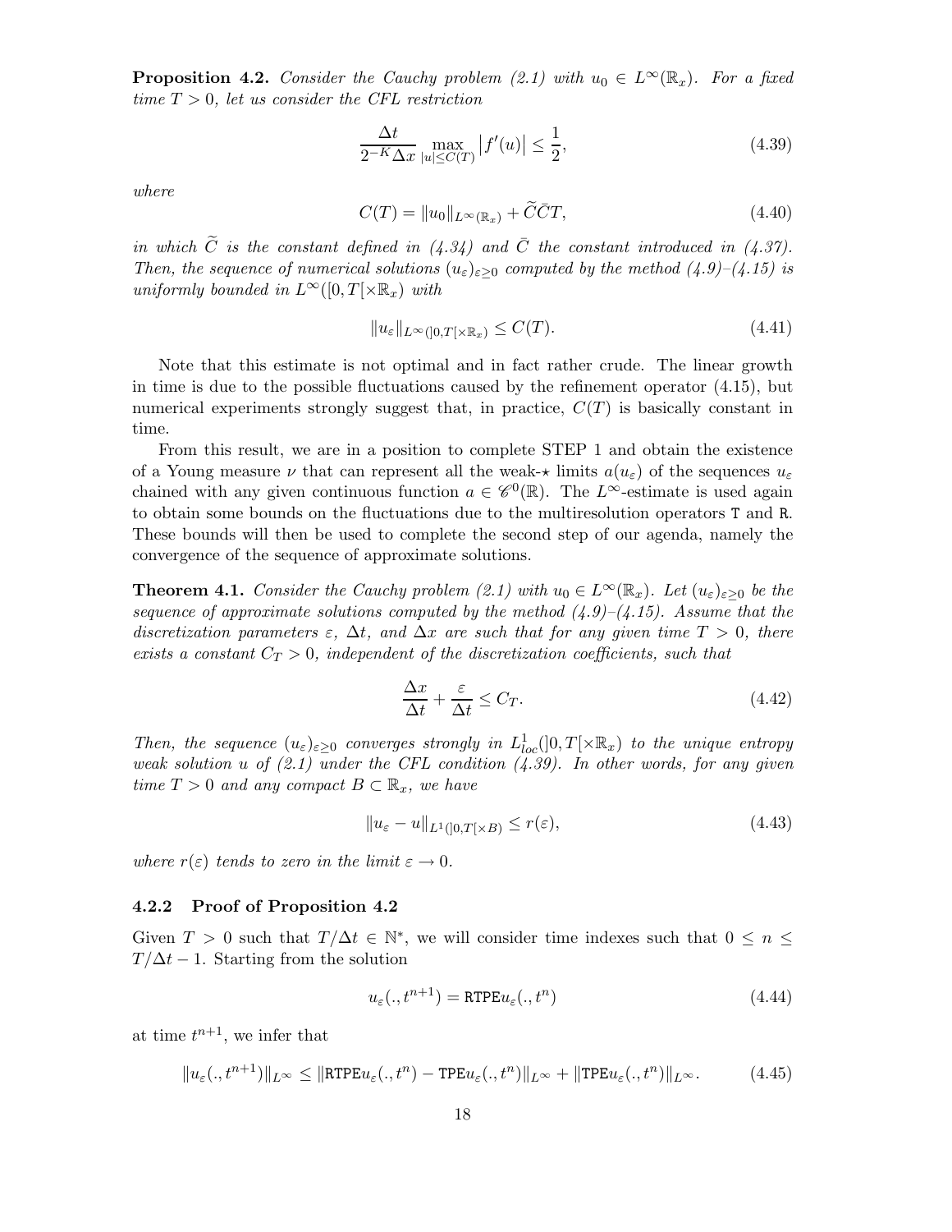**Proposition 4.2.** *Consider the Cauchy problem (2.1) with $u_0 \in L^\infty(\mathbb{R}_x)$. For a fixed time $T > 0$, let us consider the CFL restriction*

$$\frac{\Delta t}{2^{-K}\Delta x} \max_{|u| \le C(T)} \left| f'(u) \right| \le \frac{1}{2}, \tag{4.39}$$

*where*

$$C(T) = \|u_0\|_{L^\infty(\mathbb{R}_x)} + \widetilde{C}\bar{C}T, \tag{4.40}$$

*in which $\widetilde{C}$ is the constant defined in (4.34) and $\bar{C}$ the constant introduced in (4.37). Then, the sequence of numerical solutions $(u_\varepsilon)_{\varepsilon \ge 0}$ computed by the method (4.9)–(4.15) is uniformly bounded in $L^\infty([0,T[\times\mathbb{R}_x)$ with*

$$\|u_\varepsilon\|_{L^\infty(]0,T[\times\mathbb{R}_x)} \le C(T). \tag{4.41}$$

Note that this estimate is not optimal and in fact rather crude. The linear growth in time is due to the possible fluctuations caused by the refinement operator (4.15), but numerical experiments strongly suggest that, in practice, $C(T)$ is basically constant in time.

From this result, we are in a position to complete STEP 1 and obtain the existence of a Young measure $\nu$ that can represent all the weak-$\star$ limits $a(u_\varepsilon)$ of the sequences $u_\varepsilon$ chained with any given continuous function $a \in \mathscr{C}^0(\mathbb{R})$. The $L^\infty$-estimate is used again to obtain some bounds on the fluctuations due to the multiresolution operators $\mathtt{T}$ and $\mathtt{R}$. These bounds will then be used to complete the second step of our agenda, namely the convergence of the sequence of approximate solutions.

**Theorem 4.1.** *Consider the Cauchy problem (2.1) with $u_0 \in L^\infty(\mathbb{R}_x)$. Let $(u_\varepsilon)_{\varepsilon \ge 0}$ be the sequence of approximate solutions computed by the method (4.9)–(4.15). Assume that the discretization parameters $\varepsilon$, $\Delta t$, and $\Delta x$ are such that for any given time $T > 0$, there exists a constant $C_T > 0$, independent of the discretization coefficients, such that*

$$\frac{\Delta x}{\Delta t} + \frac{\varepsilon}{\Delta t} \le C_T. \tag{4.42}$$

*Then, the sequence $(u_\varepsilon)_{\varepsilon \ge 0}$ converges strongly in $L^1_{loc}(]0,T[\times\mathbb{R}_x)$ to the unique entropy weak solution $u$ of (2.1) under the CFL condition (4.39). In other words, for any given time $T > 0$ and any compact $B \subset \mathbb{R}_x$, we have*

$$\|u_\varepsilon - u\|_{L^1(]0,T[\times B)} \le r(\varepsilon), \tag{4.43}$$

*where $r(\varepsilon)$ tends to zero in the limit $\varepsilon \to 0$.*

### 4.2.2 Proof of Proposition 4.2

Given $T > 0$ such that $T/\Delta t \in \mathbb{N}^*$, we will consider time indexes such that $0 \le n \le T/\Delta t - 1$. Starting from the solution

$$u_\varepsilon(.,t^{n+1}) = \mathtt{RTPE}u_\varepsilon(.,t^n) \tag{4.44}$$

at time $t^{n+1}$, we infer that

$$\|u_\varepsilon(.,t^{n+1})\|_{L^\infty} \le \|\mathtt{RTPE}u_\varepsilon(.,t^n) - \mathtt{TPE}u_\varepsilon(.,t^n)\|_{L^\infty} + \|\mathtt{TPE}u_\varepsilon(.,t^n)\|_{L^\infty}. \tag{4.45}$$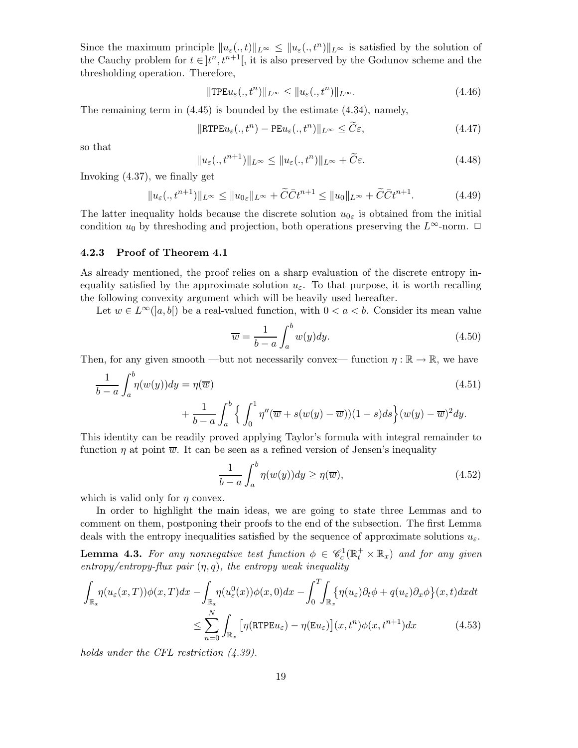Since the maximum principle $\|u_\varepsilon(.,t)\|_{L^\infty} \leq \|u_\varepsilon(.,t^n)\|_{L^\infty}$ is satisfied by the solution of the Cauchy problem for $t \in ]t^n, t^{n+1}[$, it is also preserved by the Godunov scheme and the thresholding operation. Therefore,

$$\|\mathtt{TPE}u_\varepsilon(.,t^n)\|_{L^\infty} \leq \|u_\varepsilon(.,t^n)\|_{L^\infty}. \tag{4.46}$$

The remaining term in (4.45) is bounded by the estimate (4.34), namely,

$$\|\mathtt{RTPE}u_\varepsilon(.,t^n) - \mathtt{PE}u_\varepsilon(.,t^n)\|_{L^\infty} \leq \widetilde{C}\varepsilon, \tag{4.47}$$

so that

$$\|u_\varepsilon(.,t^{n+1})\|_{L^\infty} \leq \|u_\varepsilon(.,t^n)\|_{L^\infty} + \widetilde{C}\varepsilon. \tag{4.48}$$

Invoking (4.37), we finally get

$$\|u_\varepsilon(.,t^{n+1})\|_{L^\infty} \leq \|u_{0\varepsilon}\|_{L^\infty} + \widetilde{C}\bar{C}t^{n+1} \leq \|u_0\|_{L^\infty} + \widetilde{C}\bar{C}t^{n+1}. \tag{4.49}$$

The latter inequality holds because the discrete solution $u_{0\varepsilon}$ is obtained from the initial condition $u_0$ by threshoding and projection, both operations preserving the $L^\infty$-norm. $\Box$

### 4.2.3 Proof of Theorem 4.1

As already mentioned, the proof relies on a sharp evaluation of the discrete entropy inequality satisfied by the approximate solution $u_\varepsilon$. To that purpose, it is worth recalling the following convexity argument which will be heavily used hereafter.

Let $w \in L^\infty(]a,b[)$ be a real-valued function, with $0 < a < b$. Consider its mean value

$$\overline{w} = \frac{1}{b-a}\int_a^b w(y)dy. \tag{4.50}$$

Then, for any given smooth —but not necessarily convex— function $\eta : \mathbb{R} \to \mathbb{R}$, we have

$$\begin{aligned}\frac{1}{b-a}\int_a^b \eta(w(y))dy &= \eta(\overline{w}) \\ &+ \frac{1}{b-a}\int_a^b \Big\{ \int_0^1 \eta''(\overline{w} + s(w(y) - \overline{w}))(1-s)ds \Big\}(w(y) - \overline{w})^2 dy.\end{aligned} \tag{4.51}$$

This identity can be readily proved applying Taylor's formula with integral remainder to function $\eta$ at point $\overline{w}$. It can be seen as a refined version of Jensen's inequality

$$\frac{1}{b-a}\int_a^b \eta(w(y))dy \geq \eta(\overline{w}), \tag{4.52}$$

which is valid only for $\eta$ convex.

In order to highlight the main ideas, we are going to state three Lemmas and to comment on them, postponing their proofs to the end of the subsection. The first Lemma deals with the entropy inequalities satisfied by the sequence of approximate solutions $u_\varepsilon$.

**Lemma 4.3.** *For any nonnegative test function $\phi \in \mathscr{C}_c^1(\mathbb{R}_t^+ \times \mathbb{R}_x)$ and for any given entropy/entropy-flux pair $(\eta, q)$, the entropy weak inequality*

$$\begin{aligned}\int_{\mathbb{R}_x} \eta(u_\varepsilon(x,T))\phi(x,T)dx - \int_{\mathbb{R}_x} \eta(u_\varepsilon^0(x))\phi(x,0)dx - \int_0^T\int_{\mathbb{R}_x} \big\{\eta(u_\varepsilon)\partial_t\phi + q(u_\varepsilon)\partial_x\phi\big\}(x,t)dxdt \\ \leq \sum_{n=0}^N \int_{\mathbb{R}_x} \big[\eta(\mathtt{RTPE}u_\varepsilon) - \eta(\mathtt{E}u_\varepsilon)\big](x,t^n)\phi(x,t^{n+1})dx\end{aligned} \tag{4.53}$$

*holds under the CFL restriction (4.39).*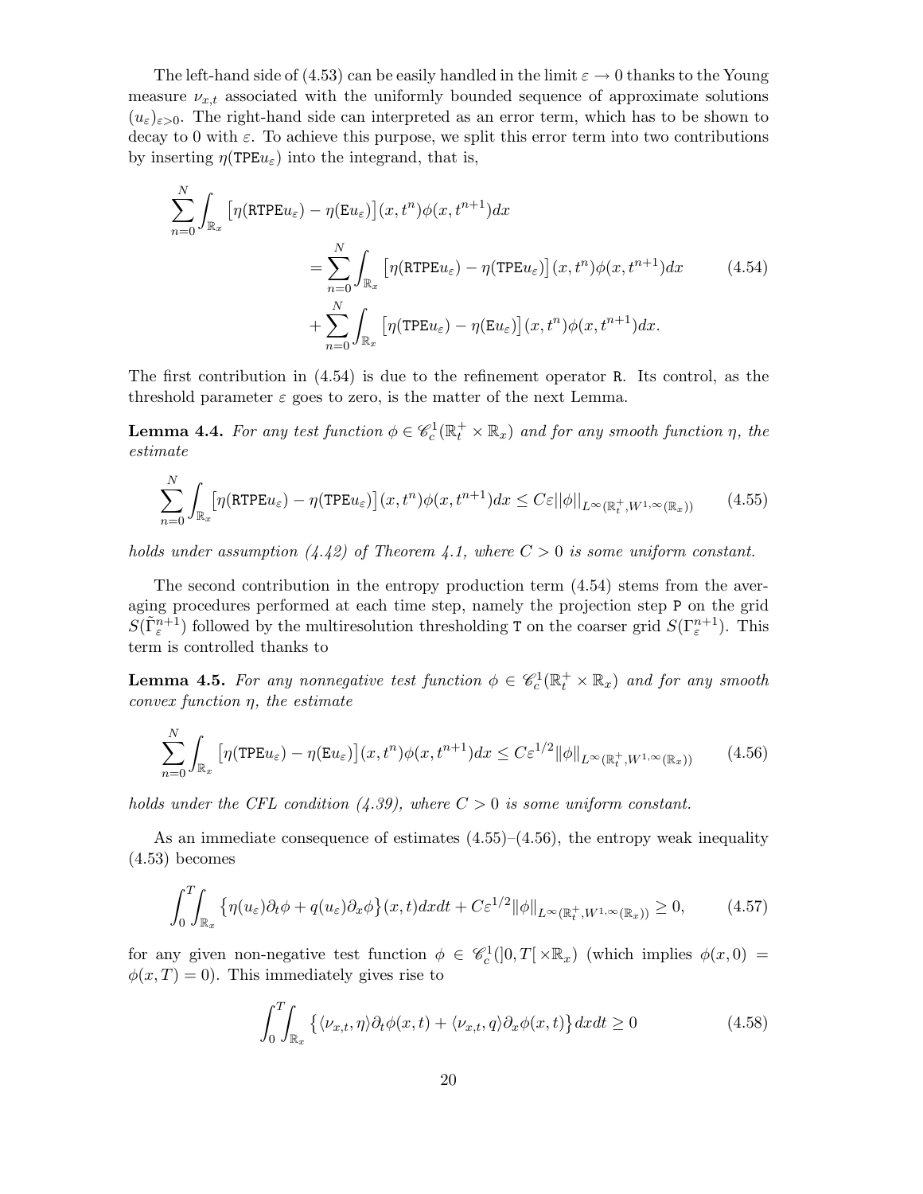The left-hand side of (4.53) can be easily handled in the limit $\varepsilon \to 0$ thanks to the Young measure $\nu_{x,t}$ associated with the uniformly bounded sequence of approximate solutions $(u_\varepsilon)_{\varepsilon>0}$. The right-hand side can interpreted as an error term, which has to be shown to decay to 0 with $\varepsilon$. To achieve this purpose, we split this error term into two contributions by inserting $\eta(\texttt{TPE}u_\varepsilon)$ into the integrand, that is,

$$
\begin{aligned}
\sum_{n=0}^{N} \int_{\mathbb{R}_x} \big[\eta(\texttt{RTPE}u_\varepsilon) - \eta(\texttt{E}u_\varepsilon)\big](x,t^n)\phi(x,t^{n+1})dx \\
= \sum_{n=0}^{N} \int_{\mathbb{R}_x} \big[\eta(\texttt{RTPE}u_\varepsilon) - \eta(\texttt{TPE}u_\varepsilon)\big](x,t^n)\phi(x,t^{n+1})dx \qquad (4.54) \\
+ \sum_{n=0}^{N} \int_{\mathbb{R}_x} \big[\eta(\texttt{TPE}u_\varepsilon) - \eta(\texttt{E}u_\varepsilon)\big](x,t^n)\phi(x,t^{n+1})dx.
\end{aligned}
$$

The first contribution in (4.54) is due to the refinement operator R. Its control, as the threshold parameter $\varepsilon$ goes to zero, is the matter of the next Lemma.

**Lemma 4.4.** *For any test function $\phi \in \mathscr{C}_c^1(\mathbb{R}_t^+ \times \mathbb{R}_x)$ and for any smooth function $\eta$, the estimate*

$$
\sum_{n=0}^{N} \int_{\mathbb{R}_x} \big[\eta(\texttt{RTPE}u_\varepsilon) - \eta(\texttt{TPE}u_\varepsilon)\big](x,t^n)\phi(x,t^{n+1})dx \le C\varepsilon ||\phi||_{L^\infty(\mathbb{R}_t^+, W^{1,\infty}(\mathbb{R}_x))} \qquad (4.55)
$$

*holds under assumption (4.42) of Theorem 4.1, where $C > 0$ is some uniform constant.*

The second contribution in the entropy production term (4.54) stems from the averaging procedures performed at each time step, namely the projection step P on the grid $S(\tilde{\Gamma}_\varepsilon^{n+1})$ followed by the multiresolution thresholding T on the coarser grid $S(\Gamma_\varepsilon^{n+1})$. This term is controlled thanks to

**Lemma 4.5.** *For any nonnegative test function $\phi \in \mathscr{C}_c^1(\mathbb{R}_t^+ \times \mathbb{R}_x)$ and for any smooth convex function $\eta$, the estimate*

$$
\sum_{n=0}^{N} \int_{\mathbb{R}_x} \big[\eta(\texttt{TPE}u_\varepsilon) - \eta(\texttt{E}u_\varepsilon)\big](x,t^n)\phi(x,t^{n+1})dx \le C\varepsilon^{1/2} \|\phi\|_{L^\infty(\mathbb{R}_t^+, W^{1,\infty}(\mathbb{R}_x))} \qquad (4.56)
$$

*holds under the CFL condition (4.39), where $C > 0$ is some uniform constant.*

As an immediate consequence of estimates (4.55)–(4.56), the entropy weak inequality (4.53) becomes

$$
\int_0^T\!\!\int_{\mathbb{R}_x} \big\{\eta(u_\varepsilon)\partial_t\phi + q(u_\varepsilon)\partial_x\phi\big\}(x,t)dxdt + C\varepsilon^{1/2}\|\phi\|_{L^\infty(\mathbb{R}_t^+, W^{1,\infty}(\mathbb{R}_x))} \ge 0, \qquad (4.57)
$$

for any given non-negative test function $\phi \in \mathscr{C}_c^1(]0,T[\times\mathbb{R}_x)$ (which implies $\phi(x,0) = \phi(x,T) = 0$). This immediately gives rise to

$$
\int_0^T\!\!\int_{\mathbb{R}_x} \big\{\langle\nu_{x,t},\eta\rangle\partial_t\phi(x,t) + \langle\nu_{x,t},q\rangle\partial_x\phi(x,t)\big\}dxdt \ge 0 \qquad (4.58)
$$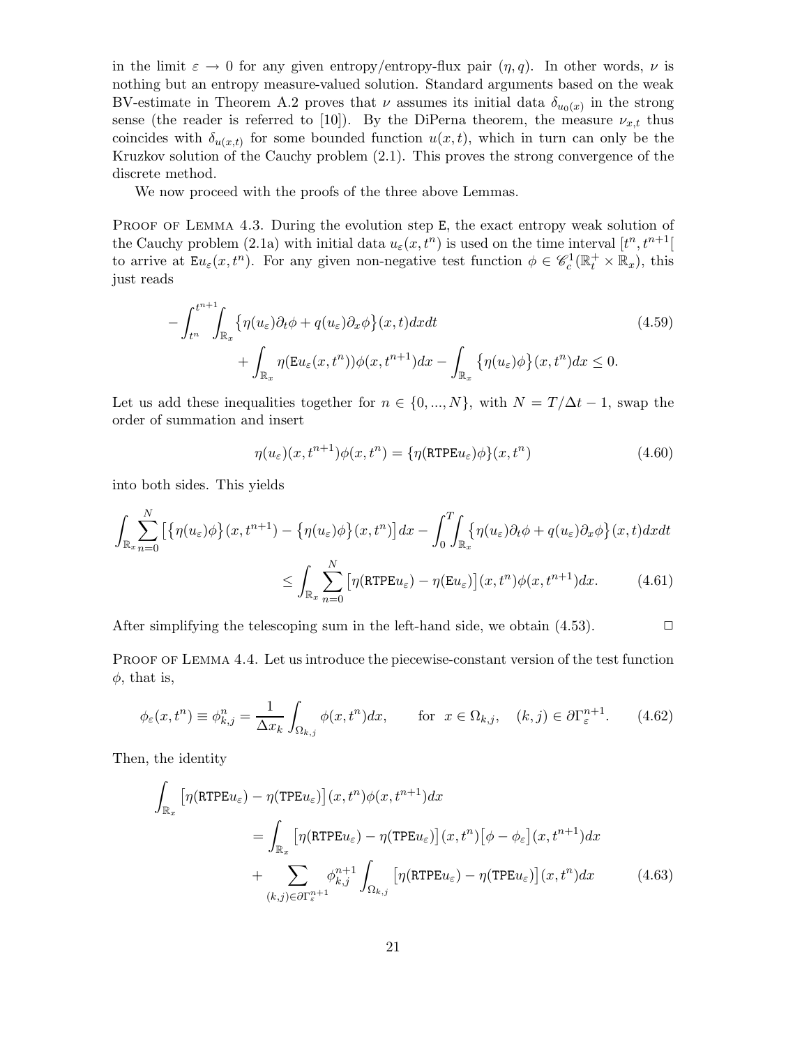in the limit $\varepsilon \to 0$ for any given entropy/entropy-flux pair $(\eta, q)$. In other words, $\nu$ is nothing but an entropy measure-valued solution. Standard arguments based on the weak BV-estimate in Theorem A.2 proves that $\nu$ assumes its initial data $\delta_{u_0(x)}$ in the strong sense (the reader is referred to [10]). By the DiPerna theorem, the measure $\nu_{x,t}$ thus coincides with $\delta_{u(x,t)}$ for some bounded function $u(x,t)$, which in turn can only be the Kruzkov solution of the Cauchy problem (2.1). This proves the strong convergence of the discrete method.

We now proceed with the proofs of the three above Lemmas.

Proof of Lemma 4.3. During the evolution step $\mathtt{E}$, the exact entropy weak solution of the Cauchy problem (2.1a) with initial data $u_\varepsilon(x,t^n)$ is used on the time interval $[t^n, t^{n+1}[$ to arrive at $\mathtt{E}u_\varepsilon(x,t^n)$. For any given non-negative test function $\phi \in \mathscr{C}_c^1(\mathbb{R}_t^+ \times \mathbb{R}_x)$, this just reads

$$
\begin{aligned}
-\int_{t^n}^{t^{n+1}}\int_{\mathbb{R}_x} \big\{\eta(u_\varepsilon)\partial_t\phi + q(u_\varepsilon)\partial_x\phi\big\}(x,t)dxdt \\
+\int_{\mathbb{R}_x} \eta(\mathtt{E}u_\varepsilon(x,t^n))\phi(x,t^{n+1})dx - \int_{\mathbb{R}_x}\big\{\eta(u_\varepsilon)\phi\big\}(x,t^n)dx \le 0.
\end{aligned}
\tag{4.59}
$$

Let us add these inequalities together for $n \in \{0,...,N\}$, with $N = T/\Delta t - 1$, swap the order of summation and insert

$$
\eta(u_\varepsilon)(x,t^{n+1})\phi(x,t^n) = \{\eta(\mathtt{RTPE}u_\varepsilon)\phi\}(x,t^n) \tag{4.60}
$$

into both sides. This yields

$$
\begin{aligned}
\int_{\mathbb{R}_x}\sum_{n=0}^{N}\big[\big\{\eta(u_\varepsilon)\phi\big\}(x,t^{n+1}) - \big\{\eta(u_\varepsilon)\phi\big\}(x,t^n)\big]dx - \int_0^T\int_{\mathbb{R}_x}\big\{\eta(u_\varepsilon)\partial_t\phi + q(u_\varepsilon)\partial_x\phi\big\}(x,t)dxdt \\
\le \int_{\mathbb{R}_x}\sum_{n=0}^{N}\big[\eta(\mathtt{RTPE}u_\varepsilon) - \eta(\mathtt{E}u_\varepsilon)\big](x,t^n)\phi(x,t^{n+1})dx.
\end{aligned}
\tag{4.61}
$$

After simplifying the telescoping sum in the left-hand side, we obtain (4.53). $\square$

Proof of Lemma 4.4. Let us introduce the piecewise-constant version of the test function $\phi$, that is,

$$
\phi_\varepsilon(x,t^n) \equiv \phi_{k,j}^n = \frac{1}{\Delta x_k}\int_{\Omega_{k,j}}\phi(x,t^n)dx, \qquad \text{for } x \in \Omega_{k,j}, \quad (k,j) \in \partial\Gamma_\varepsilon^{n+1}. \tag{4.62}
$$

Then, the identity

$$
\begin{aligned}
\int_{\mathbb{R}_x}\big[\eta(\mathtt{RTPE}u_\varepsilon) - \eta(\mathtt{TPE}u_\varepsilon)\big](x,t^n)\phi(x,t^{n+1})dx \\
= \int_{\mathbb{R}_x}\big[\eta(\mathtt{RTPE}u_\varepsilon) - \eta(\mathtt{TPE}u_\varepsilon)\big](x,t^n)\big[\phi - \phi_\varepsilon\big](x,t^{n+1})dx \\
+ \sum_{(k,j)\in\partial\Gamma_\varepsilon^{n+1}}\phi_{k,j}^{n+1}\int_{\Omega_{k,j}}\big[\eta(\mathtt{RTPE}u_\varepsilon) - \eta(\mathtt{TPE}u_\varepsilon)\big](x,t^n)dx
\end{aligned}
\tag{4.63}
$$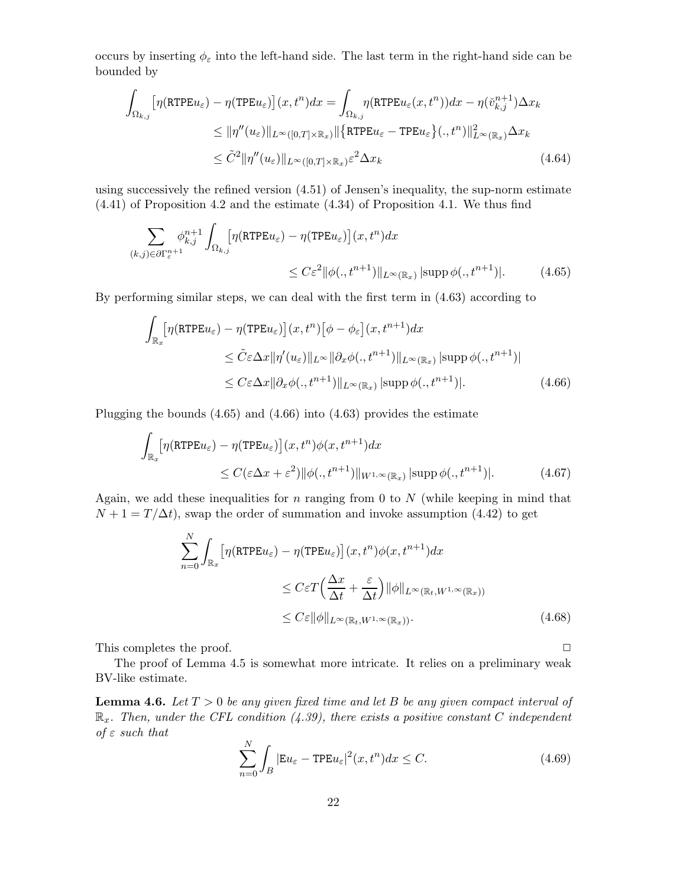occurs by inserting $\phi_\varepsilon$ into the left-hand side. The last term in the right-hand side can be bounded by

$$
\begin{aligned}
\int_{\Omega_{k,j}} \big[\eta(\mathtt{RTPE}u_\varepsilon) - \eta(\mathtt{TPE}u_\varepsilon)\big](x,t^n)dx &= \int_{\Omega_{k,j}} \eta(\mathtt{RTPE}u_\varepsilon(x,t^n))dx - \eta(\check{v}_{k,j}^{n+1})\Delta x_k \\
&\leq \|\eta''(u_\varepsilon)\|_{L^\infty([0,T]\times\mathbb{R}_x)} \big\|\big\{\mathtt{RTPE}u_\varepsilon - \mathtt{TPE}u_\varepsilon\big\}(.,t^n)\big\|^2_{L^\infty(\mathbb{R}_x)}\Delta x_k \\
&\leq \tilde{C}^2 \|\eta''(u_\varepsilon)\|_{L^\infty([0,T]\times\mathbb{R}_x)}\varepsilon^2 \Delta x_k
\end{aligned}
\tag{4.64}
$$

using successively the refined version (4.51) of Jensen's inequality, the sup-norm estimate (4.41) of Proposition 4.2 and the estimate (4.34) of Proposition 4.1. We thus find

$$
\sum_{(k,j)\in\partial\Gamma_\varepsilon^{n+1}} \phi_{k,j}^{n+1} \int_{\Omega_{k,j}} \big[\eta(\mathtt{RTPE}u_\varepsilon) - \eta(\mathtt{TPE}u_\varepsilon)\big](x,t^n)dx \leq C\varepsilon^2 \|\phi(.,t^{n+1})\|_{L^\infty(\mathbb{R}_x)} \,|\mathrm{supp}\,\phi(.,t^{n+1})|. \tag{4.65}
$$

By performing similar steps, we can deal with the first term in (4.63) according to

$$
\begin{aligned}
\int_{\mathbb{R}_x} \big[\eta(\mathtt{RTPE}u_\varepsilon) - \eta(\mathtt{TPE}u_\varepsilon)\big](x,t^n)\big[\phi - \phi_\varepsilon\big](x,t^{n+1})dx &\leq \tilde{C}\varepsilon\Delta x \|\eta'(u_\varepsilon)\|_{L^\infty} \|\partial_x \phi(.,t^{n+1})\|_{L^\infty(\mathbb{R}_x)} \,|\mathrm{supp}\,\phi(.,t^{n+1})| \\
&\leq C\varepsilon\Delta x \|\partial_x \phi(.,t^{n+1})\|_{L^\infty(\mathbb{R}_x)} \,|\mathrm{supp}\,\phi(.,t^{n+1})|.
\end{aligned}
\tag{4.66}
$$

Plugging the bounds (4.65) and (4.66) into (4.63) provides the estimate

$$
\int_{\mathbb{R}_x} \big[\eta(\mathtt{RTPE}u_\varepsilon) - \eta(\mathtt{TPE}u_\varepsilon)\big](x,t^n)\phi(x,t^{n+1})dx \leq C(\varepsilon\Delta x + \varepsilon^2)\|\phi(.,t^{n+1})\|_{W^{1,\infty}(\mathbb{R}_x)} \,|\mathrm{supp}\,\phi(.,t^{n+1})|. \tag{4.67}
$$

Again, we add these inequalities for $n$ ranging from 0 to $N$ (while keeping in mind that $N+1 = T/\Delta t$), swap the order of summation and invoke assumption (4.42) to get

$$
\begin{aligned}
\sum_{n=0}^{N} \int_{\mathbb{R}_x} \big[\eta(\mathtt{RTPE}u_\varepsilon) - \eta(\mathtt{TPE}u_\varepsilon)\big](x,t^n)\phi(x,t^{n+1})dx &\leq C\varepsilon T\Big(\frac{\Delta x}{\Delta t} + \frac{\varepsilon}{\Delta t}\Big)\|\phi\|_{L^\infty(\mathbb{R}_t, W^{1,\infty}(\mathbb{R}_x))} \\
&\leq C\varepsilon \|\phi\|_{L^\infty(\mathbb{R}_t, W^{1,\infty}(\mathbb{R}_x))}.
\end{aligned}
\tag{4.68}
$$

This completes the proof. $\square$

The proof of Lemma 4.5 is somewhat more intricate. It relies on a preliminary weak BV-like estimate.

**Lemma 4.6.** *Let $T > 0$ be any given fixed time and let $B$ be any given compact interval of $\mathbb{R}_x$. Then, under the CFL condition (4.39), there exists a positive constant $C$ independent of $\varepsilon$ such that*

$$
\sum_{n=0}^{N} \int_B |\mathtt{E}u_\varepsilon - \mathtt{TPE}u_\varepsilon|^2(x,t^n)dx \leq C. \tag{4.69}
$$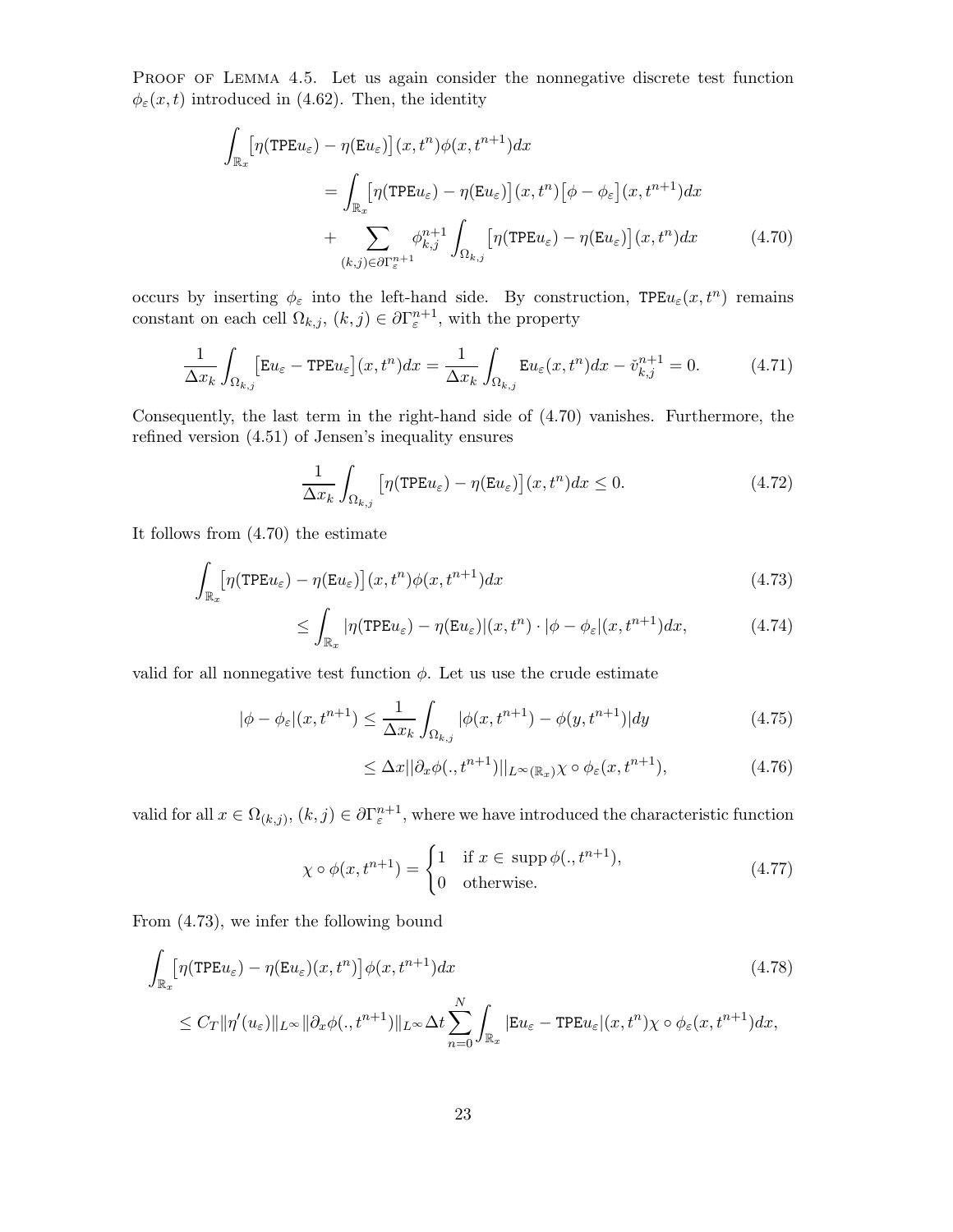Proof of Lemma 4.5. Let us again consider the nonnegative discrete test function $\phi_\varepsilon(x,t)$ introduced in (4.62). Then, the identity

$$
\begin{aligned}
\int_{\mathbb{R}_x} \big[\eta(\mathtt{TPE}u_\varepsilon) - \eta(\mathtt{E}u_\varepsilon)\big](x,t^n)\phi(x,t^{n+1})dx
&= \int_{\mathbb{R}_x} \big[\eta(\mathtt{TPE}u_\varepsilon) - \eta(\mathtt{E}u_\varepsilon)\big](x,t^n)\big[\phi - \phi_\varepsilon\big](x,t^{n+1})dx \\
&\quad + \sum_{(k,j)\in\partial\Gamma_\varepsilon^{n+1}} \phi_{k,j}^{n+1} \int_{\Omega_{k,j}} \big[\eta(\mathtt{TPE}u_\varepsilon) - \eta(\mathtt{E}u_\varepsilon)\big](x,t^n)dx
\end{aligned} \tag{4.70}
$$

occurs by inserting $\phi_\varepsilon$ into the left-hand side. By construction, $\mathtt{TPE}u_\varepsilon(x,t^n)$ remains constant on each cell $\Omega_{k,j}$, $(k,j)\in\partial\Gamma_\varepsilon^{n+1}$, with the property

$$
\frac{1}{\Delta x_k}\int_{\Omega_{k,j}} \big[\mathtt{E}u_\varepsilon - \mathtt{TPE}u_\varepsilon\big](x,t^n)dx = \frac{1}{\Delta x_k}\int_{\Omega_{k,j}} \mathtt{E}u_\varepsilon(x,t^n)dx - \check{v}_{k,j}^{n+1} = 0. \tag{4.71}
$$

Consequently, the last term in the right-hand side of (4.70) vanishes. Furthermore, the refined version (4.51) of Jensen's inequality ensures

$$
\frac{1}{\Delta x_k}\int_{\Omega_{k,j}} \big[\eta(\mathtt{TPE}u_\varepsilon) - \eta(\mathtt{E}u_\varepsilon)\big](x,t^n)dx \le 0. \tag{4.72}
$$

It follows from (4.70) the estimate

$$
\int_{\mathbb{R}_x} \big[\eta(\mathtt{TPE}u_\varepsilon) - \eta(\mathtt{E}u_\varepsilon)\big](x,t^n)\phi(x,t^{n+1})dx \tag{4.73}
$$

$$
\le \int_{\mathbb{R}_x} |\eta(\mathtt{TPE}u_\varepsilon) - \eta(\mathtt{E}u_\varepsilon)|(x,t^n)\cdot|\phi-\phi_\varepsilon|(x,t^{n+1})dx, \tag{4.74}
$$

valid for all nonnegative test function $\phi$. Let us use the crude estimate

$$
|\phi-\phi_\varepsilon|(x,t^{n+1}) \le \frac{1}{\Delta x_k}\int_{\Omega_{k,j}} |\phi(x,t^{n+1}) - \phi(y,t^{n+1})|dy \tag{4.75}
$$

$$
\le \Delta x ||\partial_x\phi(.,t^{n+1})||_{L^\infty(\mathbb{R}_x)} \chi\circ\phi_\varepsilon(x,t^{n+1}), \tag{4.76}
$$

valid for all $x\in\Omega_{(k,j)}$, $(k,j)\in\partial\Gamma_\varepsilon^{n+1}$, where we have introduced the characteristic function

$$
\chi\circ\phi(x,t^{n+1}) = \begin{cases} 1 & \text{if } x\in \operatorname{supp}\phi(.,t^{n+1}), \\ 0 & \text{otherwise.}\end{cases} \tag{4.77}
$$

From (4.73), we infer the following bound

$$
\int_{\mathbb{R}_x} \big[\eta(\mathtt{TPE}u_\varepsilon) - \eta(\mathtt{E}u_\varepsilon)(x,t^n)\big]\phi(x,t^{n+1})dx \tag{4.78}
$$

$$
\le C_T \|\eta'(u_\varepsilon)\|_{L^\infty} \|\partial_x\phi(.,t^{n+1})\|_{L^\infty} \Delta t \sum_{n=0}^{N} \int_{\mathbb{R}_x} |\mathtt{E}u_\varepsilon - \mathtt{TPE}u_\varepsilon|(x,t^n)\chi\circ\phi_\varepsilon(x,t^{n+1})dx,
$$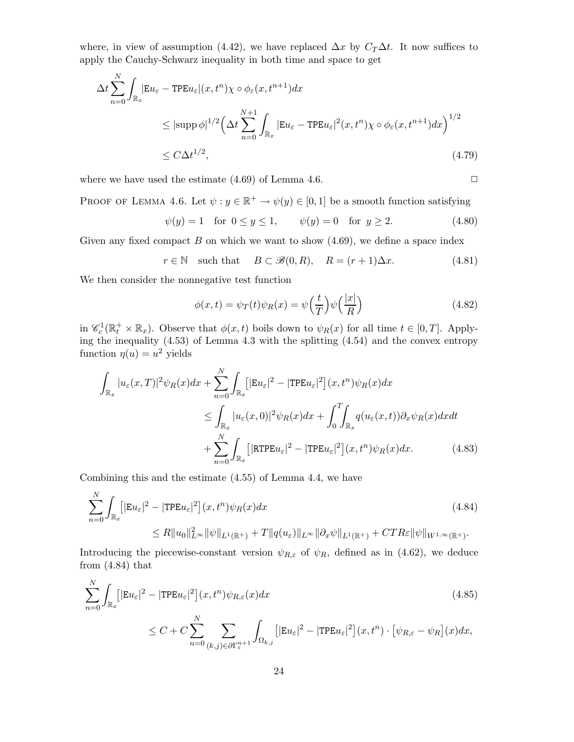where, in view of assumption (4.42), we have replaced $\Delta x$ by $C_T \Delta t$. It now suffices to apply the Cauchy-Schwarz inequality in both time and space to get

$$
\begin{aligned}
\Delta t \sum_{n=0}^{N} \int_{\mathbb{R}_x} |\mathtt{E} u_\varepsilon - \mathtt{TPE} u_\varepsilon|(x,t^n) \chi \circ \phi_\varepsilon(x,t^{n+1}) dx \\
\leq |\mathrm{supp}\, \phi|^{1/2} \Big( \Delta t \sum_{n=0}^{N+1} \int_{\mathbb{R}_x} |\mathtt{E} u_\varepsilon - \mathtt{TPE} u_\varepsilon|^2 (x,t^n) \chi \circ \phi_\varepsilon(x,t^{n+1}) dx \Big)^{1/2} \\
\leq C \Delta t^{1/2},
\end{aligned}
\tag{4.79}
$$

where we have used the estimate (4.69) of Lemma 4.6. $\square$

PROOF OF LEMMA 4.6. Let $\psi : y \in \mathbb{R}^+ \to \psi(y) \in [0,1]$ be a smooth function satisfying

$$
\psi(y) = 1 \quad \text{for } 0 \leq y \leq 1, \qquad \psi(y) = 0 \quad \text{for } y \geq 2. \tag{4.80}
$$

Given any fixed compact $B$ on which we want to show (4.69), we define a space index

$$
r \in \mathbb{N} \quad \text{such that} \quad B \subset \mathscr{B}(0,R), \quad R = (r+1)\Delta x. \tag{4.81}
$$

We then consider the nonnegative test function

$$
\phi(x,t) = \psi_T(t)\psi_R(x) = \psi\Big(\frac{t}{T}\Big)\psi\Big(\frac{|x|}{R}\Big) \tag{4.82}
$$

in $\mathscr{C}_c^1(\mathbb{R}_t^+ \times \mathbb{R}_x)$. Observe that $\phi(x,t)$ boils down to $\psi_R(x)$ for all time $t \in [0,T]$. Applying the inequality (4.53) of Lemma 4.3 with the splitting (4.54) and the convex entropy function $\eta(u) = u^2$ yields

$$
\begin{aligned}
\int_{\mathbb{R}_x} |u_\varepsilon(x,T)|^2 \psi_R(x) dx + \sum_{n=0}^{N} \int_{\mathbb{R}_x} \big[ |\mathtt{E} u_\varepsilon|^2 - |\mathtt{TPE} u_\varepsilon|^2 \big](x,t^n) \psi_R(x) dx \\
\leq \int_{\mathbb{R}_x} |u_\varepsilon(x,0)|^2 \psi_R(x) dx + \int_0^T \int_{\mathbb{R}_x} q(u_\varepsilon(x,t)) \partial_x \psi_R(x) dx dt \\
+ \sum_{n=0}^{N} \int_{\mathbb{R}_x} \big[ |\mathtt{RTPE} u_\varepsilon|^2 - |\mathtt{TPE} u_\varepsilon|^2 \big](x,t^n) \psi_R(x) dx.
\end{aligned}
\tag{4.83}
$$

Combining this and the estimate (4.55) of Lemma 4.4, we have

$$
\begin{aligned}
\sum_{n=0}^{N} \int_{\mathbb{R}_x} \big[ |\mathtt{E} u_\varepsilon|^2 - |\mathtt{TPE} u_\varepsilon|^2 \big](x,t^n) \psi_R(x) dx \\
\leq R \|u_0\|_{L^\infty}^2 \|\psi\|_{L^1(\mathbb{R}^+)} + T \|q(u_\varepsilon)\|_{L^\infty} \|\partial_x \psi\|_{L^1(\mathbb{R}^+)} + CTR\varepsilon \|\psi\|_{W^{1,\infty}(\mathbb{R}^+)}.
\end{aligned}
\tag{4.84}
$$

Introducing the piecewise-constant version $\psi_{R,\varepsilon}$ of $\psi_R$, defined as in (4.62), we deduce from (4.84) that

$$
\begin{aligned}
\sum_{n=0}^{N} \int_{\mathbb{R}_x} \big[ |\mathtt{E} u_\varepsilon|^2 - |\mathtt{TPE} u_\varepsilon|^2 \big](x,t^n) \psi_{R,\varepsilon}(x) dx \\
\leq C + C \sum_{n=0}^{N} \sum_{(k,j) \in \partial\Gamma_\varepsilon^{n+1}} \int_{\Omega_{k,j}} \big[ |\mathtt{E} u_\varepsilon|^2 - |\mathtt{TPE} u_\varepsilon|^2 \big](x,t^n) \cdot \big[ \psi_{R,\varepsilon} - \psi_R \big](x) dx,
\end{aligned}
\tag{4.85}
$$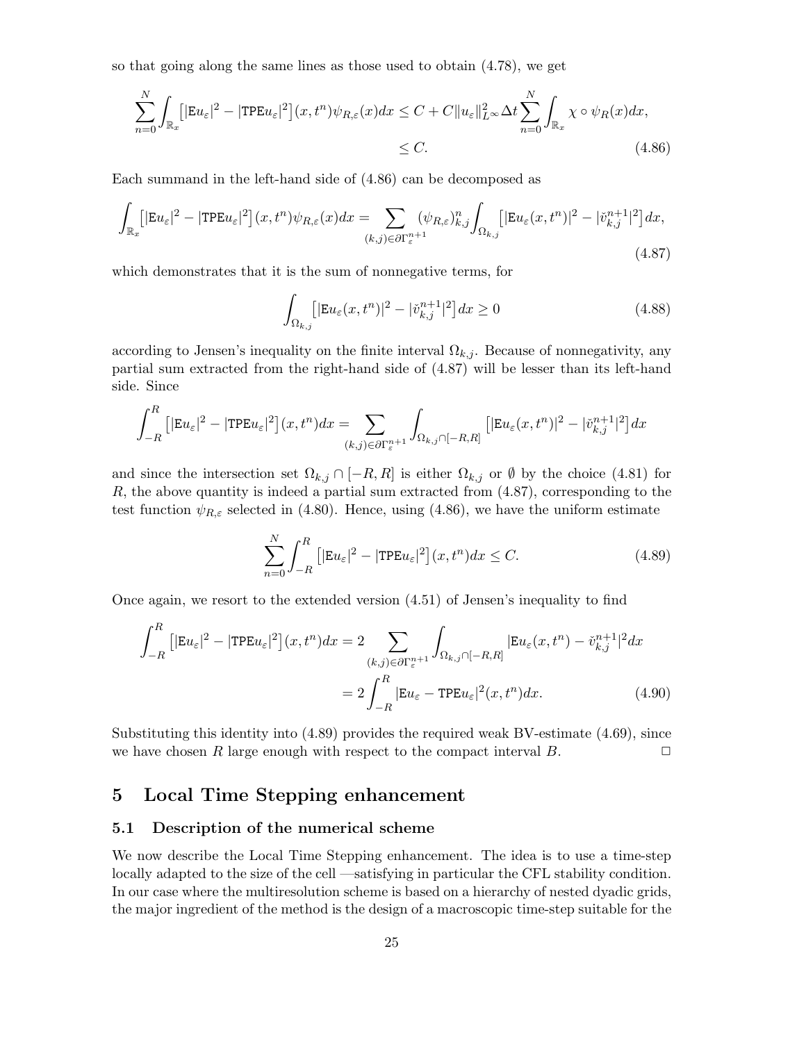so that going along the same lines as those used to obtain (4.78), we get

$$\sum_{n=0}^{N}\int_{\mathbb{R}_x}\big[|\mathtt{E}u_\varepsilon|^2-|\mathtt{TPE}u_\varepsilon|^2\big](x,t^n)\psi_{R,\varepsilon}(x)dx \le C + C\|u_\varepsilon\|_{L^\infty}^2\Delta t\sum_{n=0}^{N}\int_{\mathbb{R}_x}\chi\circ\psi_R(x)dx, \\ \le C. \tag{4.86}$$

Each summand in the left-hand side of (4.86) can be decomposed as

$$\int_{\mathbb{R}_x}\big[|\mathtt{E}u_\varepsilon|^2-|\mathtt{TPE}u_\varepsilon|^2\big](x,t^n)\psi_{R,\varepsilon}(x)dx = \sum_{(k,j)\in\partial\Gamma_\varepsilon^{n+1}}(\psi_{R,\varepsilon})_{k,j}^n\int_{\Omega_{k,j}}\big[|\mathtt{E}u_\varepsilon(x,t^n)|^2-|\check{v}_{k,j}^{n+1}|^2\big]dx, \tag{4.87}$$

which demonstrates that it is the sum of nonnegative terms, for

$$\int_{\Omega_{k,j}}\big[|\mathtt{E}u_\varepsilon(x,t^n)|^2-|\check{v}_{k,j}^{n+1}|^2\big]dx \ge 0 \tag{4.88}$$

according to Jensen's inequality on the finite interval $\Omega_{k,j}$. Because of nonnegativity, any partial sum extracted from the right-hand side of (4.87) will be lesser than its left-hand side. Since

$$\int_{-R}^{R}\big[|\mathtt{E}u_\varepsilon|^2-|\mathtt{TPE}u_\varepsilon|^2\big](x,t^n)dx = \sum_{(k,j)\in\partial\Gamma_\varepsilon^{n+1}}\int_{\Omega_{k,j}\cap[-R,R]}\big[|\mathtt{E}u_\varepsilon(x,t^n)|^2-|\check{v}_{k,j}^{n+1}|^2\big]dx$$

and since the intersection set $\Omega_{k,j}\cap[-R,R]$ is either $\Omega_{k,j}$ or $\emptyset$ by the choice (4.81) for $R$, the above quantity is indeed a partial sum extracted from (4.87), corresponding to the test function $\psi_{R,\varepsilon}$ selected in (4.80). Hence, using (4.86), we have the uniform estimate

$$\sum_{n=0}^{N}\int_{-R}^{R}\big[|\mathtt{E}u_\varepsilon|^2-|\mathtt{TPE}u_\varepsilon|^2\big](x,t^n)dx \le C. \tag{4.89}$$

Once again, we resort to the extended version (4.51) of Jensen's inequality to find

$$\begin{aligned}\int_{-R}^{R}\big[|\mathtt{E}u_\varepsilon|^2-|\mathtt{TPE}u_\varepsilon|^2\big](x,t^n)dx &= 2\sum_{(k,j)\in\partial\Gamma_\varepsilon^{n+1}}\int_{\Omega_{k,j}\cap[-R,R]}|\mathtt{E}u_\varepsilon(x,t^n)-\check{v}_{k,j}^{n+1}|^2dx \\ &= 2\int_{-R}^{R}|\mathtt{E}u_\varepsilon-\mathtt{TPE}u_\varepsilon|^2(x,t^n)dx.\end{aligned} \tag{4.90}$$

Substituting this identity into (4.89) provides the required weak BV-estimate (4.69), since we have chosen $R$ large enough with respect to the compact interval $B$. □

# 5 Local Time Stepping enhancement

## 5.1 Description of the numerical scheme

We now describe the Local Time Stepping enhancement. The idea is to use a time-step locally adapted to the size of the cell —satisfying in particular the CFL stability condition. In our case where the multiresolution scheme is based on a hierarchy of nested dyadic grids, the major ingredient of the method is the design of a macroscopic time-step suitable for the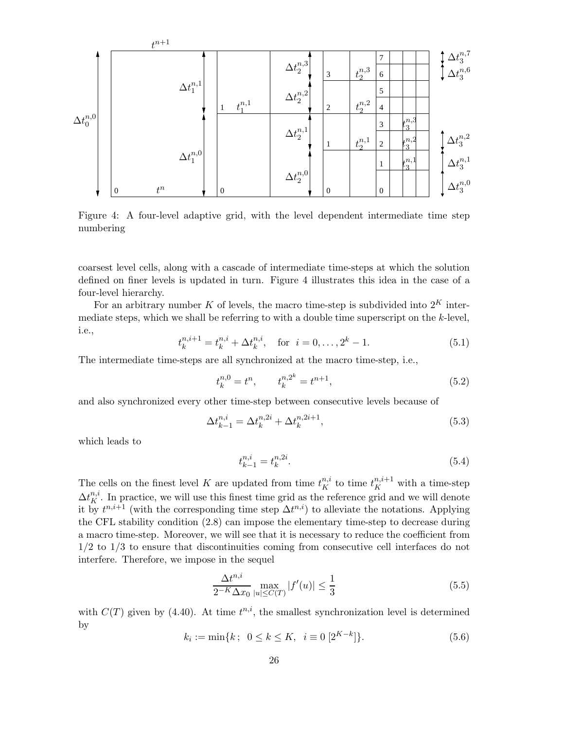$t^{n+1}$

$\Delta t_0^{n,0}$

$\Delta t_1^{n,1}$

$\Delta t_1^{n,0}$

$t^n$

0

1 $t_1^{n,1}$

0

$\Delta t_2^{n,3}$

$\Delta t_2^{n,2}$

$\Delta t_2^{n,1}$

$\Delta t_2^{n,0}$

3 $t_2^{n,3}$

2 $t_2^{n,2}$

1 $t_2^{n,1}$

0

7

6

5

4

3 $t_3^{n,3}$

2 $t_3^{n,2}$

1 $t_3^{n,1}$

0

$\Delta t_3^{n,7}$

$\Delta t_3^{n,6}$

$\Delta t_3^{n,2}$

$\Delta t_3^{n,1}$

$\Delta t_3^{n,0}$

Figure 4: A four-level adaptive grid, with the level dependent intermediate time step numbering

coarsest level cells, along with a cascade of intermediate time-steps at which the solution defined on finer levels is updated in turn. Figure 4 illustrates this idea in the case of a four-level hierarchy.

For an arbitrary number $K$ of levels, the macro time-step is subdivided into $2^K$ intermediate steps, which we shall be referring to with a double time superscript on the $k$-level, i.e.,

$$t_k^{n,i+1} = t_k^{n,i} + \Delta t_k^{n,i}, \quad \text{for} \ \ i = 0, \ldots, 2^k - 1. \tag{5.1}$$

The intermediate time-steps are all synchronized at the macro time-step, i.e.,

$$t_k^{n,0} = t^n, \qquad t_k^{n,2^k} = t^{n+1}, \tag{5.2}$$

and also synchronized every other time-step between consecutive levels because of

$$\Delta t_{k-1}^{n,i} = \Delta t_k^{n,2i} + \Delta t_k^{n,2i+1}, \tag{5.3}$$

which leads to

$$t_{k-1}^{n,i} = t_k^{n,2i}. \tag{5.4}$$

The cells on the finest level $K$ are updated from time $t_K^{n,i}$ to time $t_K^{n,i+1}$ with a time-step $\Delta t_K^{n,i}$. In practice, we will use this finest time grid as the reference grid and we will denote it by $t^{n,i+1}$ (with the corresponding time step $\Delta t^{n,i}$) to alleviate the notations. Applying the CFL stability condition (2.8) can impose the elementary time-step to decrease during a macro time-step. Moreover, we will see that it is necessary to reduce the coefficient from 1/2 to 1/3 to ensure that discontinuities coming from consecutive cell interfaces do not interfere. Therefore, we impose in the sequel

$$\frac{\Delta t^{n,i}}{2^{-K}\Delta x_0} \max_{|u|\leq C(T)} |f'(u)| \leq \frac{1}{3} \tag{5.5}$$

with $C(T)$ given by (4.40). At time $t^{n,i}$, the smallest synchronization level is determined by

$$k_i := \min\{k\,; \ \ 0 \leq k \leq K, \ \ i \equiv 0 \ [2^{K-k}]\}. \tag{5.6}$$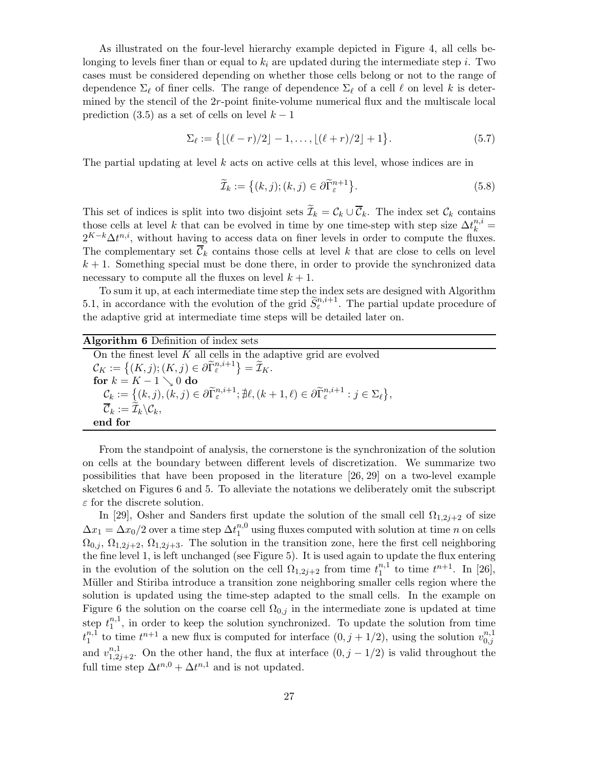As illustrated on the four-level hierarchy example depicted in Figure 4, all cells belonging to levels finer than or equal to $k_i$ are updated during the intermediate step $i$. Two cases must be considered depending on whether those cells belong or not to the range of dependence $\Sigma_\ell$ of finer cells. The range of dependence $\Sigma_\ell$ of a cell $\ell$ on level $k$ is determined by the stencil of the $2r$-point finite-volume numerical flux and the multiscale local prediction (3.5) as a set of cells on level $k-1$

$$\Sigma_\ell := \big\{\lfloor(\ell - r)/2\rfloor - 1, \ldots, \lfloor(\ell + r)/2\rfloor + 1\big\}. \tag{5.7}$$

The partial updating at level $k$ acts on active cells at this level, whose indices are in

$$\widetilde{\mathcal{I}}_k := \big\{(k,j); (k,j) \in \partial\widetilde{\Gamma}_\varepsilon^{n+1}\big\}. \tag{5.8}$$

This set of indices is split into two disjoint sets $\widetilde{\mathcal{I}}_k = \mathcal{C}_k \cup \overline{\mathcal{C}}_k$. The index set $\mathcal{C}_k$ contains those cells at level $k$ that can be evolved in time by one time-step with step size $\Delta t_k^{n,i} = 2^{K-k}\Delta t^{n,i}$, without having to access data on finer levels in order to compute the fluxes. The complementary set $\overline{\mathcal{C}}_k$ contains those cells at level $k$ that are close to cells on level $k+1$. Something special must be done there, in order to provide the synchronized data necessary to compute all the fluxes on level $k+1$.

To sum it up, at each intermediate time step the index sets are designed with Algorithm 5.1, in accordance with the evolution of the grid $\widetilde{S}_\varepsilon^{n,i+1}$. The partial update procedure of the adaptive grid at intermediate time steps will be detailed later on.

**Algorithm 6** Definition of index sets

On the finest level $K$ all cells in the adaptive grid are evolved
$\mathcal{C}_K := \big\{(K,j); (K,j) \in \partial\widetilde{\Gamma}_\varepsilon^{n,i+1}\big\} = \widetilde{\mathcal{I}}_K$.
**for** $k = K-1 \searrow 0$ **do**
  $\mathcal{C}_k := \big\{(k,j), (k,j) \in \partial\widetilde{\Gamma}_\varepsilon^{n,i+1}; \nexists \ell, (k+1,\ell) \in \partial\widetilde{\Gamma}_\varepsilon^{n,i+1} : j \in \Sigma_\ell\big\}$,
  $\overline{\mathcal{C}}_k := \widetilde{\mathcal{I}}_k \backslash \mathcal{C}_k$,
**end for**

From the standpoint of analysis, the cornerstone is the synchronization of the solution on cells at the boundary between different levels of discretization. We summarize two possibilities that have been proposed in the literature [26, 29] on a two-level example sketched on Figures 6 and 5. To alleviate the notations we deliberately omit the subscript $\varepsilon$ for the discrete solution.

In [29], Osher and Sanders first update the solution of the small cell $\Omega_{1,2j+2}$ of size $\Delta x_1 = \Delta x_0/2$ over a time step $\Delta t_1^{n,0}$ using fluxes computed with solution at time $n$ on cells $\Omega_{0,j}$, $\Omega_{1,2j+2}$, $\Omega_{1,2j+3}$. The solution in the transition zone, here the first cell neighboring the fine level 1, is left unchanged (see Figure 5). It is used again to update the flux entering in the evolution of the solution on the cell $\Omega_{1,2j+2}$ from time $t_1^{n,1}$ to time $t^{n+1}$. In [26], Müller and Stiriba introduce a transition zone neighboring smaller cells region where the solution is updated using the time-step adapted to the small cells. In the example on Figure 6 the solution on the coarse cell $\Omega_{0,j}$ in the intermediate zone is updated at time step $t_1^{n,1}$, in order to keep the solution synchronized. To update the solution from time $t_1^{n,1}$ to time $t^{n+1}$ a new flux is computed for interface $(0, j+1/2)$, using the solution $v_{0,j}^{n,1}$ and $v_{1,2j+2}^{n,1}$. On the other hand, the flux at interface $(0, j-1/2)$ is valid throughout the full time step $\Delta t^{n,0} + \Delta t^{n,1}$ and is not updated.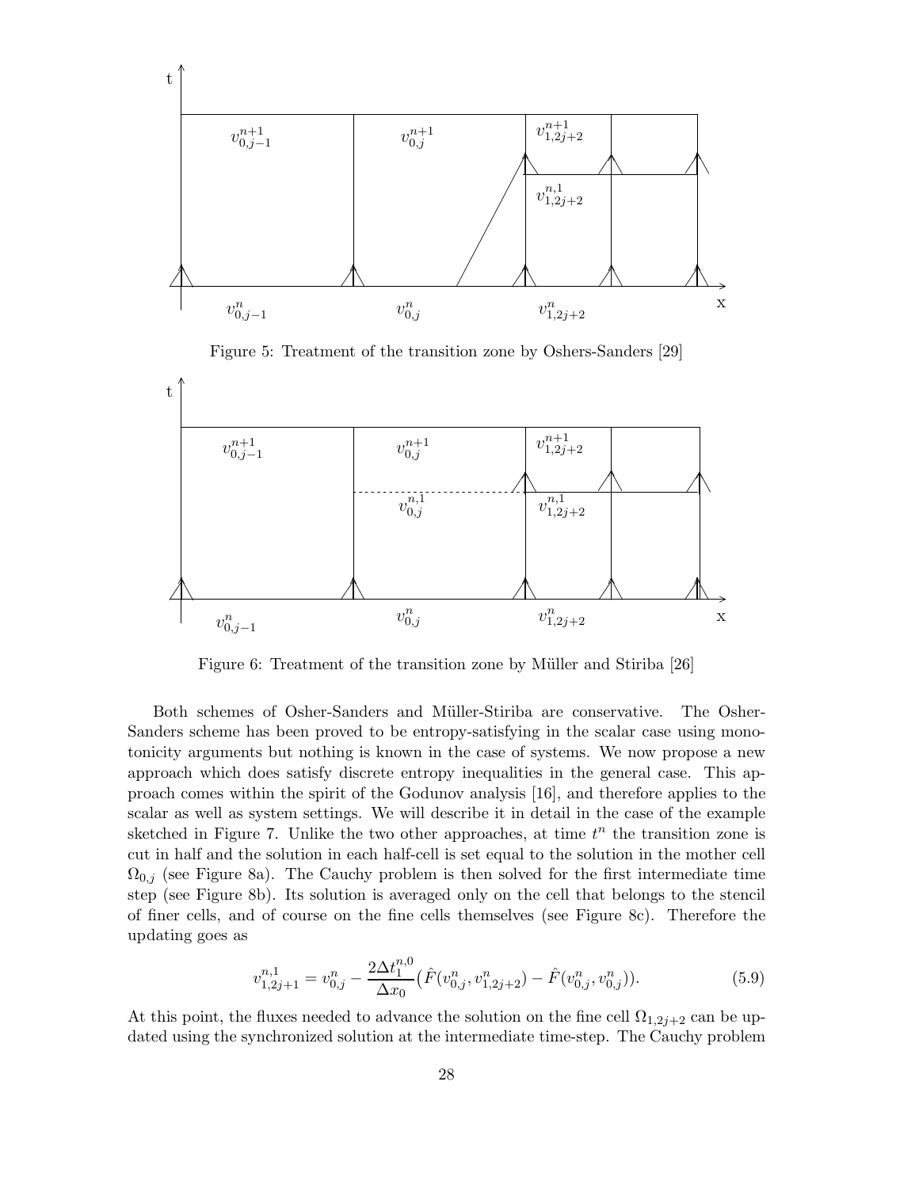t

$v_{0,j-1}^{n+1}$

$v_{0,j}^{n+1}$

$v_{1,2j+2}^{n+1}$

$v_{1,2j+2}^{n,1}$

$v_{0,j-1}^{n}$

$v_{0,j}^{n}$

$v_{1,2j+2}^{n}$

x

Figure 5: Treatment of the transition zone by Oshers-Sanders [29]

t

$v_{0,j-1}^{n+1}$

$v_{0,j}^{n+1}$

$v_{1,2j+2}^{n+1}$

$v_{0,j}^{n,1}$

$v_{1,2j+2}^{n,1}$

$v_{0,j-1}^{n}$

$v_{0,j}^{n}$

$v_{1,2j+2}^{n}$

x

Figure 6: Treatment of the transition zone by Müller and Stiriba [26]

Both schemes of Osher-Sanders and Müller-Stiriba are conservative. The Osher-Sanders scheme has been proved to be entropy-satisfying in the scalar case using monotonicity arguments but nothing is known in the case of systems. We now propose a new approach which does satisfy discrete entropy inequalities in the general case. This approach comes within the spirit of the Godunov analysis [16], and therefore applies to the scalar as well as system settings. We will describe it in detail in the case of the example sketched in Figure 7. Unlike the two other approaches, at time $t^n$ the transition zone is cut in half and the solution in each half-cell is set equal to the solution in the mother cell $\Omega_{0,j}$ (see Figure 8a). The Cauchy problem is then solved for the first intermediate time step (see Figure 8b). Its solution is averaged only on the cell that belongs to the stencil of finer cells, and of course on the fine cells themselves (see Figure 8c). Therefore the updating goes as

$$v_{1,2j+1}^{n,1} = v_{0,j}^{n} - \frac{2\Delta t_1^{n,0}}{\Delta x_0}\big(\hat{F}(v_{0,j}^n, v_{1,2j+2}^n) - \hat{F}(v_{0,j}^n, v_{0,j}^n)\big). \tag{5.9}$$

At this point, the fluxes needed to advance the solution on the fine cell $\Omega_{1,2j+2}$ can be updated using the synchronized solution at the intermediate time-step. The Cauchy problem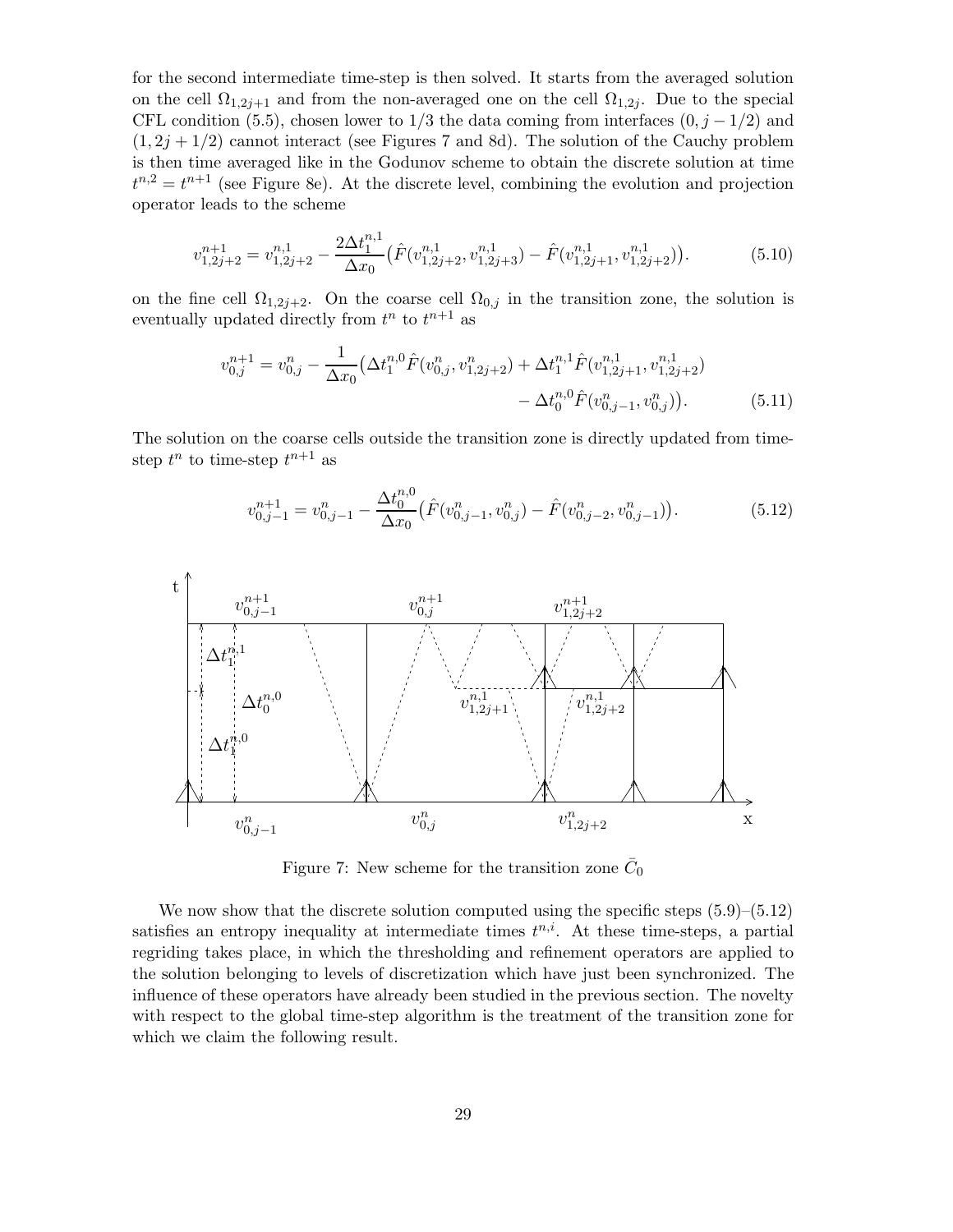for the second intermediate time-step is then solved. It starts from the averaged solution on the cell $\Omega_{1,2j+1}$ and from the non-averaged one on the cell $\Omega_{1,2j}$. Due to the special CFL condition (5.5), chosen lower to 1/3 the data coming from interfaces $(0, j-1/2)$ and $(1, 2j+1/2)$ cannot interact (see Figures 7 and 8d). The solution of the Cauchy problem is then time averaged like in the Godunov scheme to obtain the discrete solution at time $t^{n,2} = t^{n+1}$ (see Figure 8e). At the discrete level, combining the evolution and projection operator leads to the scheme

$$v_{1,2j+2}^{n+1} = v_{1,2j+2}^{n,1} - \frac{2\Delta t_1^{n,1}}{\Delta x_0}\big(\hat{F}(v_{1,2j+2}^{n,1}, v_{1,2j+3}^{n,1}) - \hat{F}(v_{1,2j+1}^{n,1}, v_{1,2j+2}^{n,1})\big). \tag{5.10}$$

on the fine cell $\Omega_{1,2j+2}$. On the coarse cell $\Omega_{0,j}$ in the transition zone, the solution is eventually updated directly from $t^n$ to $t^{n+1}$ as

$$v_{0,j}^{n+1} = v_{0,j}^{n} - \frac{1}{\Delta x_0}\big(\Delta t_1^{n,0}\hat{F}(v_{0,j}^{n}, v_{1,2j+2}^{n}) + \Delta t_1^{n,1}\hat{F}(v_{1,2j+1}^{n,1}, v_{1,2j+2}^{n,1}) - \Delta t_0^{n,0}\hat{F}(v_{0,j-1}^{n}, v_{0,j}^{n})\big). \tag{5.11}$$

The solution on the coarse cells outside the transition zone is directly updated from time-step $t^n$ to time-step $t^{n+1}$ as

$$v_{0,j-1}^{n+1} = v_{0,j-1}^{n} - \frac{\Delta t_0^{n,0}}{\Delta x_0}\big(\hat{F}(v_{0,j-1}^{n}, v_{0,j}^{n}) - \hat{F}(v_{0,j-2}^{n}, v_{0,j-1}^{n})\big). \tag{5.12}$$

t

$v_{0,j-1}^{n+1}$ $v_{0,j}^{n+1}$ $v_{1,2j+2}^{n+1}$

$\Delta t_1^{n,1}$

$\Delta t_0^{n,0}$

$\Delta t_1^{n,0}$

$v_{1,2j+1}^{n,1}$ $v_{1,2j+2}^{n,1}$

$v_{0,j-1}^{n}$ $v_{0,j}^{n}$ $v_{1,2j+2}^{n}$

x

Figure 7: New scheme for the transition zone $\bar{C}_0$

We now show that the discrete solution computed using the specific steps (5.9)–(5.12) satisfies an entropy inequality at intermediate times $t^{n,i}$. At these time-steps, a partial regriding takes place, in which the thresholding and refinement operators are applied to the solution belonging to levels of discretization which have just been synchronized. The influence of these operators have already been studied in the previous section. The novelty with respect to the global time-step algorithm is the treatment of the transition zone for which we claim the following result.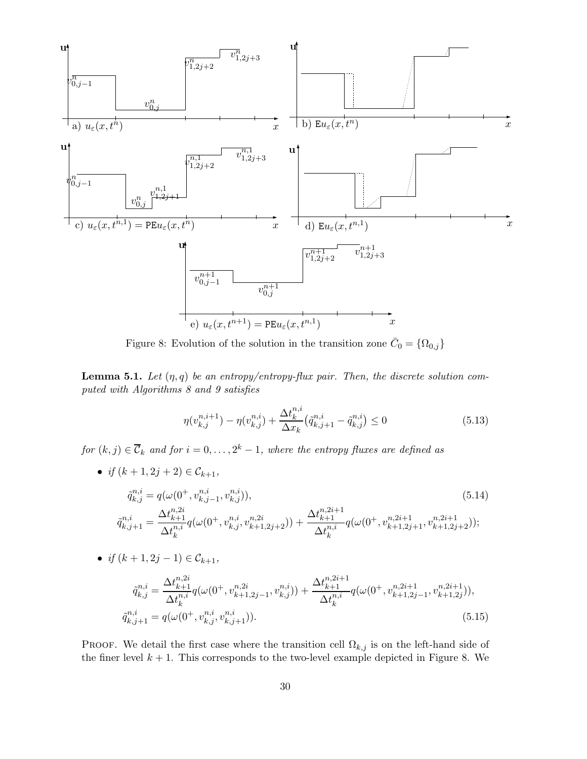a) $u_\varepsilon(x, t^n)$

$v^n_{0,j-1}$, $v^n_{0,j}$, $v^n_{1,2j+2}$, $v^n_{1,2j+3}$

b) $\mathtt{E}u_\varepsilon(x, t^n)$

c) $u_\varepsilon(x, t^{n,1}) = \mathtt{PE}u_\varepsilon(x, t^n)$

$v^n_{0,j-1}$, $v^n_{0,j}$, $v^{n,1}_{1,2j+1}$, $v^{n,1}_{1,2j+2}$, $v^{n,1}_{1,2j+3}$

d) $\mathtt{E}u_\varepsilon(x, t^{n,1})$

e) $u_\varepsilon(x, t^{n+1}) = \mathtt{PE}u_\varepsilon(x, t^{n,1})$

$v^{n+1}_{0,j-1}$, $v^{n+1}_{0,j}$, $v^{n+1}_{1,2j+2}$, $v^{n+1}_{1,2j+3}$

Figure 8: Evolution of the solution in the transition zone $\bar{C}_0 = \{\Omega_{0,j}\}$

**Lemma 5.1.** *Let $(\eta, q)$ be an entropy/entropy-flux pair. Then, the discrete solution computed with Algorithms 8 and 9 satisfies*

$$\eta(v^{n,i+1}_{k,j}) - \eta(v^{n,i}_{k,j}) + \frac{\Delta t^{n,i}_k}{\Delta x_k}\big(\tilde{q}^{n,i}_{k,j+1} - \tilde{q}^{n,i}_{k,j}\big) \leq 0 \tag{5.13}$$

*for $(k, j) \in \overline{\mathcal{C}}_k$ and for $i = 0, \ldots, 2^k - 1$, where the entropy fluxes are defined as*

- *if $(k + 1, 2j + 2) \in \mathcal{C}_{k+1}$,*

$$\begin{aligned}
\tilde{q}^{n,i}_{k,j} &= q(\omega(0^+, v^{n,i}_{k,j-1}, v^{n,i}_{k,j})), \\
\tilde{q}^{n,i}_{k,j+1} &= \frac{\Delta t^{n,2i}_{k+1}}{\Delta t^{n,i}_k} q(\omega(0^+, v^{n,i}_{k,j}, v^{n,2i}_{k+1,2j+2})) + \frac{\Delta t^{n,2i+1}_{k+1}}{\Delta t^{n,i}_k} q(\omega(0^+, v^{n,2i+1}_{k+1,2j+1}, v^{n,2i+1}_{k+1,2j+2}));
\end{aligned} \tag{5.14}$$

- *if $(k + 1, 2j - 1) \in \mathcal{C}_{k+1}$,*

$$\begin{aligned}
\tilde{q}^{n,i}_{k,j} &= \frac{\Delta t^{n,2i}_{k+1}}{\Delta t^{n,i}_k} q(\omega(0^+, v^{n,2i}_{k+1,2j-1}, v^{n,i}_{k,j})) + \frac{\Delta t^{n,2i+1}_{k+1}}{\Delta t^{n,i}_k} q(\omega(0^+, v^{n,2i+1}_{k+1,2j-1}, v^{n,2i+1}_{k+1,2j})), \\
\tilde{q}^{n,i}_{k,j+1} &= q(\omega(0^+, v^{n,i}_{k,j}, v^{n,i}_{k,j+1})).
\end{aligned} \tag{5.15}$$

Proof. We detail the first case where the transition cell $\Omega_{k,j}$ is on the left-hand side of the finer level $k + 1$. This corresponds to the two-level example depicted in Figure 8. We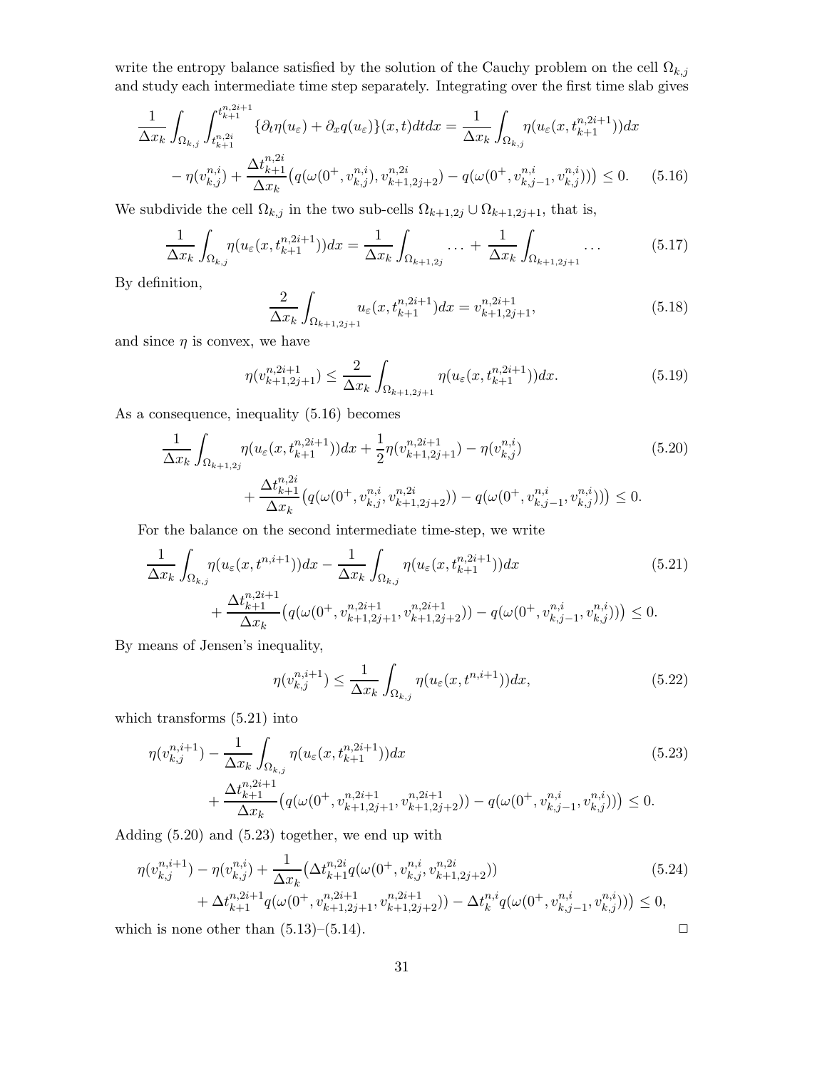write the entropy balance satisfied by the solution of the Cauchy problem on the cell $\Omega_{k,j}$ and study each intermediate time step separately. Integrating over the first time slab gives

$$
\begin{aligned}
\frac{1}{\Delta x_k} \int_{\Omega_{k,j}} \int_{t_{k+1}^{n,2i}}^{t_{k+1}^{n,2i+1}} \{\partial_t \eta(u_\varepsilon) + \partial_x q(u_\varepsilon)\}(x,t) dt dx &= \frac{1}{\Delta x_k} \int_{\Omega_{k,j}} \eta(u_\varepsilon(x, t_{k+1}^{n,2i+1})) dx \\
- \eta(v_{k,j}^{n,i}) + \frac{\Delta t_{k+1}^{n,2i}}{\Delta x_k} \big( q(\omega(0^+, v_{k,j}^{n,i}), v_{k+1,2j+2}^{n,2i}) &- q(\omega(0^+, v_{k,j-1}^{n,i}, v_{k,j}^{n,i})) \big) \leq 0. \qquad (5.16)
\end{aligned}
$$

We subdivide the cell $\Omega_{k,j}$ in the two sub-cells $\Omega_{k+1,2j} \cup \Omega_{k+1,2j+1}$, that is,

$$
\frac{1}{\Delta x_k} \int_{\Omega_{k,j}} \eta(u_\varepsilon(x, t_{k+1}^{n,2i+1})) dx = \frac{1}{\Delta x_k} \int_{\Omega_{k+1,2j}} \ldots + \frac{1}{\Delta x_k} \int_{\Omega_{k+1,2j+1}} \ldots \qquad (5.17)
$$

By definition,

$$
\frac{2}{\Delta x_k} \int_{\Omega_{k+1,2j+1}} u_\varepsilon(x, t_{k+1}^{n,2i+1}) dx = v_{k+1,2j+1}^{n,2i+1}, \qquad (5.18)
$$

and since $\eta$ is convex, we have

$$
\eta(v_{k+1,2j+1}^{n,2i+1}) \leq \frac{2}{\Delta x_k} \int_{\Omega_{k+1,2j+1}} \eta(u_\varepsilon(x, t_{k+1}^{n,2i+1})) dx. \qquad (5.19)
$$

As a consequence, inequality (5.16) becomes

$$
\begin{aligned}
\frac{1}{\Delta x_k} \int_{\Omega_{k+1,2j}} &\eta(u_\varepsilon(x, t_{k+1}^{n,2i+1})) dx + \frac{1}{2} \eta(v_{k+1,2j+1}^{n,2i+1}) - \eta(v_{k,j}^{n,i}) \qquad (5.20) \\
&+ \frac{\Delta t_{k+1}^{n,2i}}{\Delta x_k} \big( q(\omega(0^+, v_{k,j}^{n,i}, v_{k+1,2j+2}^{n,2i})) - q(\omega(0^+, v_{k,j-1}^{n,i}, v_{k,j}^{n,i})) \big) \leq 0.
\end{aligned}
$$

For the balance on the second intermediate time-step, we write

$$
\begin{aligned}
\frac{1}{\Delta x_k} \int_{\Omega_{k,j}} &\eta(u_\varepsilon(x, t^{n,i+1})) dx - \frac{1}{\Delta x_k} \int_{\Omega_{k,j}} \eta(u_\varepsilon(x, t_{k+1}^{n,2i+1})) dx \qquad (5.21) \\
&+ \frac{\Delta t_{k+1}^{n,2i+1}}{\Delta x_k} \big( q(\omega(0^+, v_{k+1,2j+1}^{n,2i+1}, v_{k+1,2j+2}^{n,2i+1})) - q(\omega(0^+, v_{k,j-1}^{n,i}, v_{k,j}^{n,i})) \big) \leq 0.
\end{aligned}
$$

By means of Jensen's inequality,

$$
\eta(v_{k,j}^{n,i+1}) \leq \frac{1}{\Delta x_k} \int_{\Omega_{k,j}} \eta(u_\varepsilon(x, t^{n,i+1})) dx, \qquad (5.22)
$$

which transforms (5.21) into

$$
\begin{aligned}
\eta(v_{k,j}^{n,i+1}) &- \frac{1}{\Delta x_k} \int_{\Omega_{k,j}} \eta(u_\varepsilon(x, t_{k+1}^{n,2i+1})) dx \qquad (5.23) \\
&+ \frac{\Delta t_{k+1}^{n,2i+1}}{\Delta x_k} \big( q(\omega(0^+, v_{k+1,2j+1}^{n,2i+1}, v_{k+1,2j+2}^{n,2i+1})) - q(\omega(0^+, v_{k,j-1}^{n,i}, v_{k,j}^{n,i})) \big) \leq 0.
\end{aligned}
$$

Adding (5.20) and (5.23) together, we end up with

$$
\begin{aligned}
\eta(v_{k,j}^{n,i+1}) - \eta(v_{k,j}^{n,i}) &+ \frac{1}{\Delta x_k} \big( \Delta t_{k+1}^{n,2i} q(\omega(0^+, v_{k,j}^{n,i}, v_{k+1,2j+2}^{n,2i})) \qquad (5.24) \\
&+ \Delta t_{k+1}^{n,2i+1} q(\omega(0^+, v_{k+1,2j+1}^{n,2i+1}, v_{k+1,2j+2}^{n,2i+1})) - \Delta t_k^{n,i} q(\omega(0^+, v_{k,j-1}^{n,i}, v_{k,j}^{n,i})) \big) \leq 0,
\end{aligned}
$$

which is none other than (5.13)–(5.14). □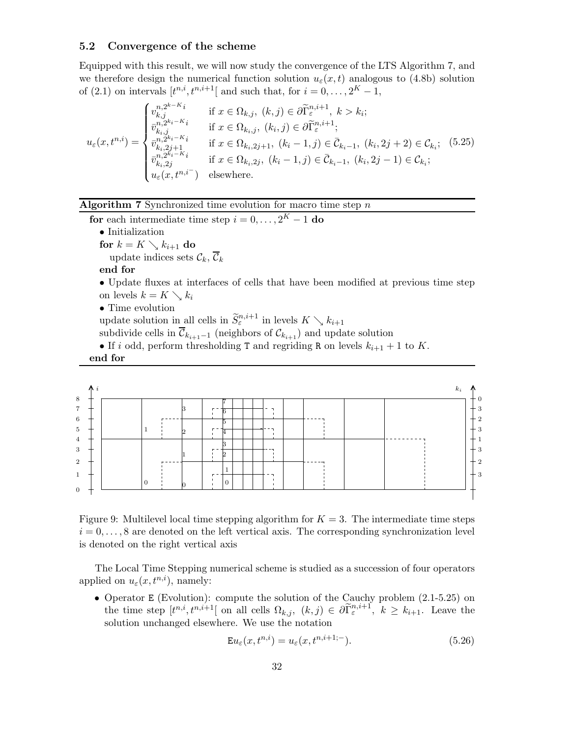### 5.2 Convergence of the scheme

Equipped with this result, we will now study the convergence of the LTS Algorithm 7, and we therefore design the numerical function solution $u_\varepsilon(x,t)$ analogous to (4.8b) solution of (2.1) on intervals $[t^{n,i}, t^{n,i+1}[$ and such that, for $i = 0, \dots, 2^K - 1$,

$$
u_\varepsilon(x, t^{n,i}) = \begin{cases} v_{k,j}^{n,2^{k-K}i} & \text{if } x \in \Omega_{k,j},\ (k,j) \in \partial\widetilde{\Gamma}_\varepsilon^{n,i+1},\ k > k_i; \\ \bar{v}_{k_i,j}^{n,2^{k_i-K}i} & \text{if } x \in \Omega_{k_i,j},\ (k_i,j) \in \partial\widetilde{\Gamma}_\varepsilon^{n,i+1}; \\ \bar{v}_{k_i,2j+1}^{n,2^{k_i-K}i} & \text{if } x \in \Omega_{k_i,2j+1},\ (k_i-1,j) \in \bar{\mathcal{C}}_{k_i-1},\ (k_i,2j+2) \in \mathcal{C}_{k_i}; \\ \bar{v}_{k_i,2j}^{n,2^{k_i-K}i} & \text{if } x \in \Omega_{k_i,2j},\ (k_i-1,j) \in \bar{\mathcal{C}}_{k_i-1},\ (k_i,2j-1) \in \mathcal{C}_{k_i}; \\ u_\varepsilon(x, t^{n,i^-}) & \text{elsewhere.} \end{cases} \tag{5.25}
$$

**Algorithm 7** Synchronized time evolution for macro time step $n$

```
for each intermediate time step i = 0, ..., 2^K − 1 do
  • Initialization
  for k = K ↘ k_{i+1} do
    update indices sets C_k, C̄_k
  end for
  • Update fluxes at interfaces of cells that have been modified at previous time step
  on levels k = K ↘ k_i
  • Time evolution
  update solution in all cells in S̃_ε^{n,i+1} in levels K ↘ k_{i+1}
  subdivide cells in C̄_{k_{i+1}−1} (neighbors of C_{k_{i+1}}) and update solution
  • If i odd, perform thresholding T and regriding R on levels k_{i+1} + 1 to K.
end for
```

i

8
7
6
5
4
3
2
1
0

$k_i$

0
3
2
3
1
3
2
3

0 1 2 3 0 1 2 3 4 5 6 7 0 1

Figure 9: Multilevel local time stepping algorithm for $K = 3$. The intermediate time steps $i = 0, \dots, 8$ are denoted on the left vertical axis. The corresponding synchronization level is denoted on the right vertical axis

The Local Time Stepping numerical scheme is studied as a succession of four operators applied on $u_\varepsilon(x, t^{n,i})$, namely:

- Operator E (Evolution): compute the solution of the Cauchy problem (2.1-5.25) on the time step $[t^{n,i}, t^{n,i+1}[$ on all cells $\Omega_{k,j},\ (k,j) \in \partial\widetilde{\Gamma}_\varepsilon^{n,i+1},\ k \geq k_{i+1}$. Leave the solution unchanged elsewhere. We use the notation

$$
\mathtt{E}u_\varepsilon(x, t^{n,i}) = u_\varepsilon(x, t^{n,i+1;-}). \tag{5.26}
$$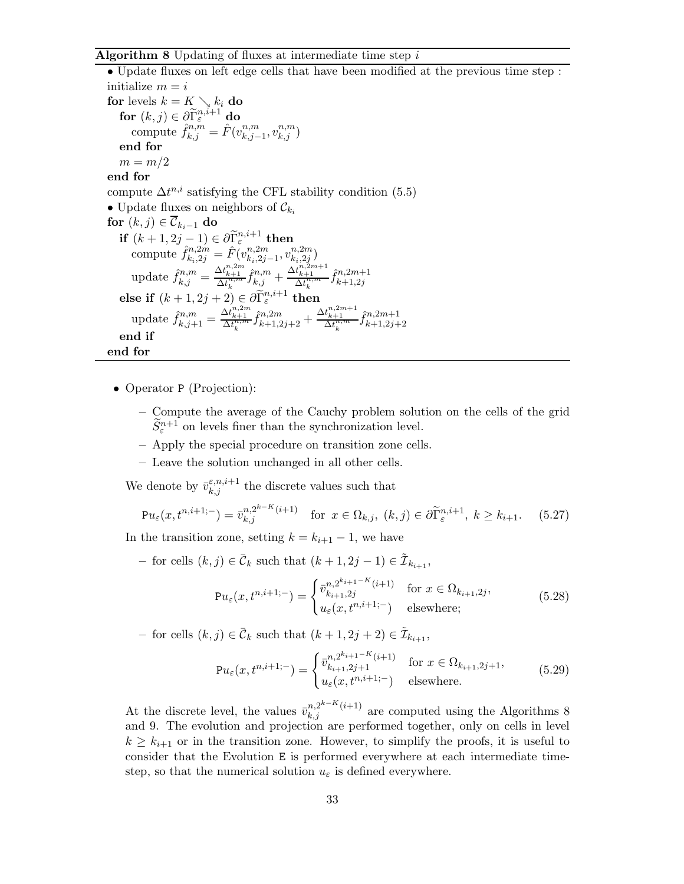**Algorithm 8** Updating of fluxes at intermediate time step $i$

- Update fluxes on left edge cells that have been modified at the previous time step :

initialize $m = i$

**for** levels $k = K \searrow k_i$ **do**

  **for** $(k,j) \in \partial\widetilde{\Gamma}_\varepsilon^{n,i+1}$ **do**

    compute $\hat{f}_{k,j}^{n,m} = \hat{F}(v_{k,j-1}^{n,m}, v_{k,j}^{n,m})$

  **end for**

  $m = m/2$

**end for**

compute $\Delta t^{n,i}$ satisfying the CFL stability condition (5.5)

- Update fluxes on neighbors of $\mathcal{C}_{k_i}$

**for** $(k,j) \in \overline{\mathcal{C}}_{k_i-1}$ **do**

  **if** $(k+1, 2j-1) \in \partial\widetilde{\Gamma}_\varepsilon^{n,i+1}$ **then**

    compute $\hat{f}_{k_i,2j}^{n,2m} = \hat{F}(v_{k_i,2j-1}^{n,2m}, v_{k_i,2j}^{n,2m})$

    update $\hat{f}_{k,j}^{n,m} = \frac{\Delta t_{k+1}^{n,2m}}{\Delta t_k^{n,m}} \hat{f}_{k,j}^{n,m} + \frac{\Delta t_{k+1}^{n,2m+1}}{\Delta t_k^{n,m}} \hat{f}_{k+1,2j}^{n,2m+1}$

  **else if** $(k+1, 2j+2) \in \partial\widetilde{\Gamma}_\varepsilon^{n,i+1}$ **then**

    update $\hat{f}_{k,j+1}^{n,m} = \frac{\Delta t_{k+1}^{n,2m}}{\Delta t_k^{n,m}} \hat{f}_{k+1,2j+2}^{n,2m} + \frac{\Delta t_{k+1}^{n,2m+1}}{\Delta t_k^{n,m}} \hat{f}_{k+1,2j+2}^{n,2m+1}$

  **end if**

**end for**

- Operator P (Projection):
  - Compute the average of the Cauchy problem solution on the cells of the grid $\widetilde{S}_\varepsilon^{n+1}$ on levels finer than the synchronization level.
  - Apply the special procedure on transition zone cells.
  - Leave the solution unchanged in all other cells.

We denote by $\bar{v}_{k,j}^{\varepsilon,n,i+1}$ the discrete values such that

$$\mathtt{P}u_\varepsilon(x, t^{n,i+1;-}) = \bar{v}_{k,j}^{n,2^{k-K}(i+1)} \quad \text{for } x \in \Omega_{k,j},\ (k,j) \in \partial\widetilde{\Gamma}_\varepsilon^{n,i+1},\ k \geq k_{i+1}. \tag{5.27}$$

In the transition zone, setting $k = k_{i+1} - 1$, we have

- for cells $(k,j) \in \bar{\mathcal{C}}_k$ such that $(k+1, 2j-1) \in \tilde{\mathcal{I}}_{k_{i+1}}$,

$$\mathtt{P}u_\varepsilon(x, t^{n,i+1;-}) = \begin{cases} \bar{v}_{k_{i+1},2j}^{n,2^{k_{i+1}-K}(i+1)} & \text{for } x \in \Omega_{k_{i+1},2j}, \\ u_\varepsilon(x, t^{n,i+1;-}) & \text{elsewhere;} \end{cases} \tag{5.28}$$

- for cells $(k,j) \in \bar{\mathcal{C}}_k$ such that $(k+1, 2j+2) \in \tilde{\mathcal{I}}_{k_{i+1}}$,

$$\mathtt{P}u_\varepsilon(x, t^{n,i+1;-}) = \begin{cases} \bar{v}_{k_{i+1},2j+1}^{n,2^{k_{i+1}-K}(i+1)} & \text{for } x \in \Omega_{k_{i+1},2j+1}, \\ u_\varepsilon(x, t^{n,i+1;-}) & \text{elsewhere.} \end{cases} \tag{5.29}$$

At the discrete level, the values $\bar{v}_{k,j}^{n,2^{k-K}(i+1)}$ are computed using the Algorithms 8 and 9. The evolution and projection are performed together, only on cells in level $k \geq k_{i+1}$ or in the transition zone. However, to simplify the proofs, it is useful to consider that the Evolution E is performed everywhere at each intermediate time-step, so that the numerical solution $u_\varepsilon$ is defined everywhere.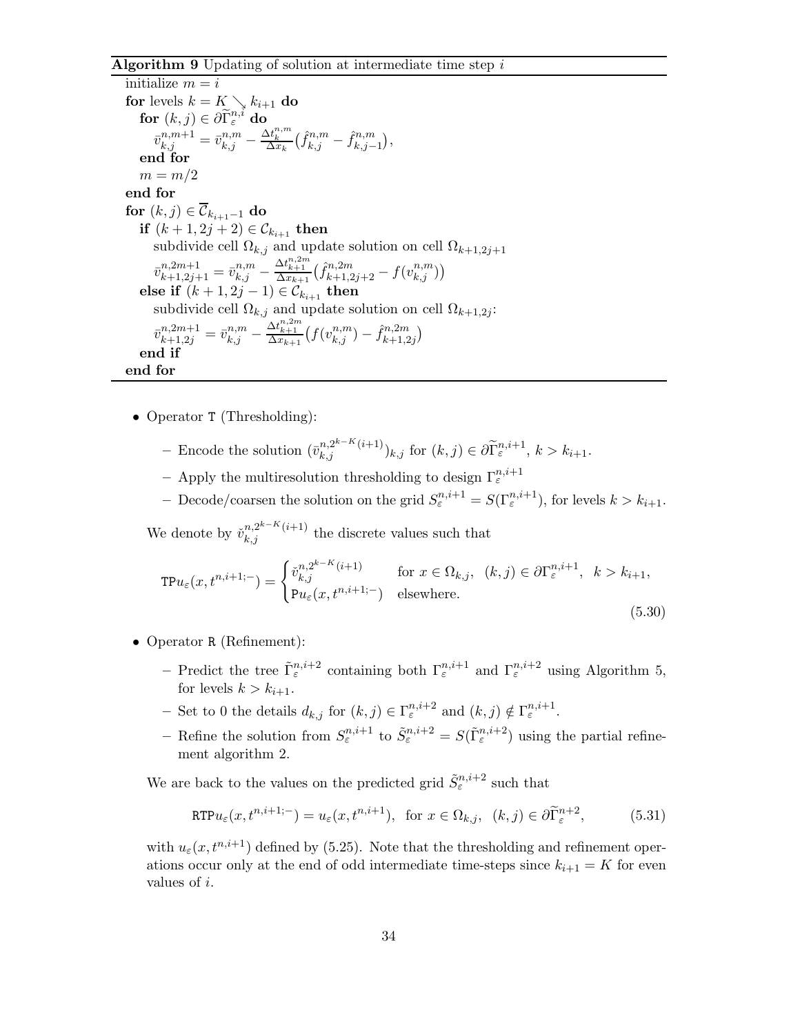**Algorithm 9** Updating of solution at intermediate time step $i$

```
initialize m = i
for levels k = K ↘ k_{i+1} do
  for (k, j) ∈ ∂Γ̃_ε^{n,i} do
    v̄_{k,j}^{n,m+1} = v̄_{k,j}^{n,m} − (Δt_k^{n,m}/Δx_k)(f̂_{k,j}^{n,m} − f̂_{k,j−1}^{n,m}),
  end for
  m = m/2
end for
for (k, j) ∈ C̄_{k_{i+1}−1} do
  if (k + 1, 2j + 2) ∈ C_{k_{i+1}} then
    subdivide cell Ω_{k,j} and update solution on cell Ω_{k+1,2j+1}
    v̄_{k+1,2j+1}^{n,2m+1} = v̄_{k,j}^{n,m} − (Δt_{k+1}^{n,2m}/Δx_{k+1})(f̂_{k+1,2j+2}^{n,2m} − f(v_{k,j}^{n,m}))
  else if (k + 1, 2j − 1) ∈ C_{k_{i+1}} then
    subdivide cell Ω_{k,j} and update solution on cell Ω_{k+1,2j}:
    v̄_{k+1,2j}^{n,2m+1} = v̄_{k,j}^{n,m} − (Δt_{k+1}^{n,2m}/Δx_{k+1})(f(v_{k,j}^{n,m}) − f̂_{k+1,2j}^{n,2m})
  end if
end for
```

- Operator T (Thresholding):
  - Encode the solution $(\bar v_{k,j}^{n,2^{k-K}(i+1)})_{k,j}$ for $(k,j) \in \partial\widetilde\Gamma_\varepsilon^{n,i+1}$, $k > k_{i+1}$.
  - Apply the multiresolution thresholding to design $\Gamma_\varepsilon^{n,i+1}$
  - Decode/coarsen the solution on the grid $S_\varepsilon^{n,i+1} = S(\Gamma_\varepsilon^{n,i+1})$, for levels $k > k_{i+1}$.

  We denote by $\check v_{k,j}^{n,2^{k-K}(i+1)}$ the discrete values such that

$$
\mathtt{TP}u_\varepsilon(x, t^{n,i+1;-}) = \begin{cases} \check v_{k,j}^{n,2^{k-K}(i+1)} & \text{for } x \in \Omega_{k,j}, \ \ (k,j) \in \partial\Gamma_\varepsilon^{n,i+1}, \ \ k > k_{i+1}, \\ \mathtt{P}u_\varepsilon(x, t^{n,i+1;-}) & \text{elsewhere.} \end{cases} \tag{5.30}
$$

- Operator R (Refinement):
  - Predict the tree $\tilde\Gamma_\varepsilon^{n,i+2}$ containing both $\Gamma_\varepsilon^{n,i+1}$ and $\Gamma_\varepsilon^{n,i+2}$ using Algorithm 5, for levels $k > k_{i+1}$.
  - Set to 0 the details $d_{k,j}$ for $(k,j) \in \Gamma_\varepsilon^{n,i+2}$ and $(k,j) \notin \Gamma_\varepsilon^{n,i+1}$.
  - Refine the solution from $S_\varepsilon^{n,i+1}$ to $\tilde S_\varepsilon^{n,i+2} = S(\tilde\Gamma_\varepsilon^{n,i+2})$ using the partial refinement algorithm 2.

  We are back to the values on the predicted grid $\tilde S_\varepsilon^{n,i+2}$ such that

$$
\mathtt{RTP}u_\varepsilon(x, t^{n,i+1;-}) = u_\varepsilon(x, t^{n,i+1}), \ \ \text{for } x \in \Omega_{k,j}, \ \ (k,j) \in \partial\widetilde\Gamma_\varepsilon^{n+2}, \tag{5.31}
$$

  with $u_\varepsilon(x, t^{n,i+1})$ defined by (5.25). Note that the thresholding and refinement operations occur only at the end of odd intermediate time-steps since $k_{i+1} = K$ for even values of $i$.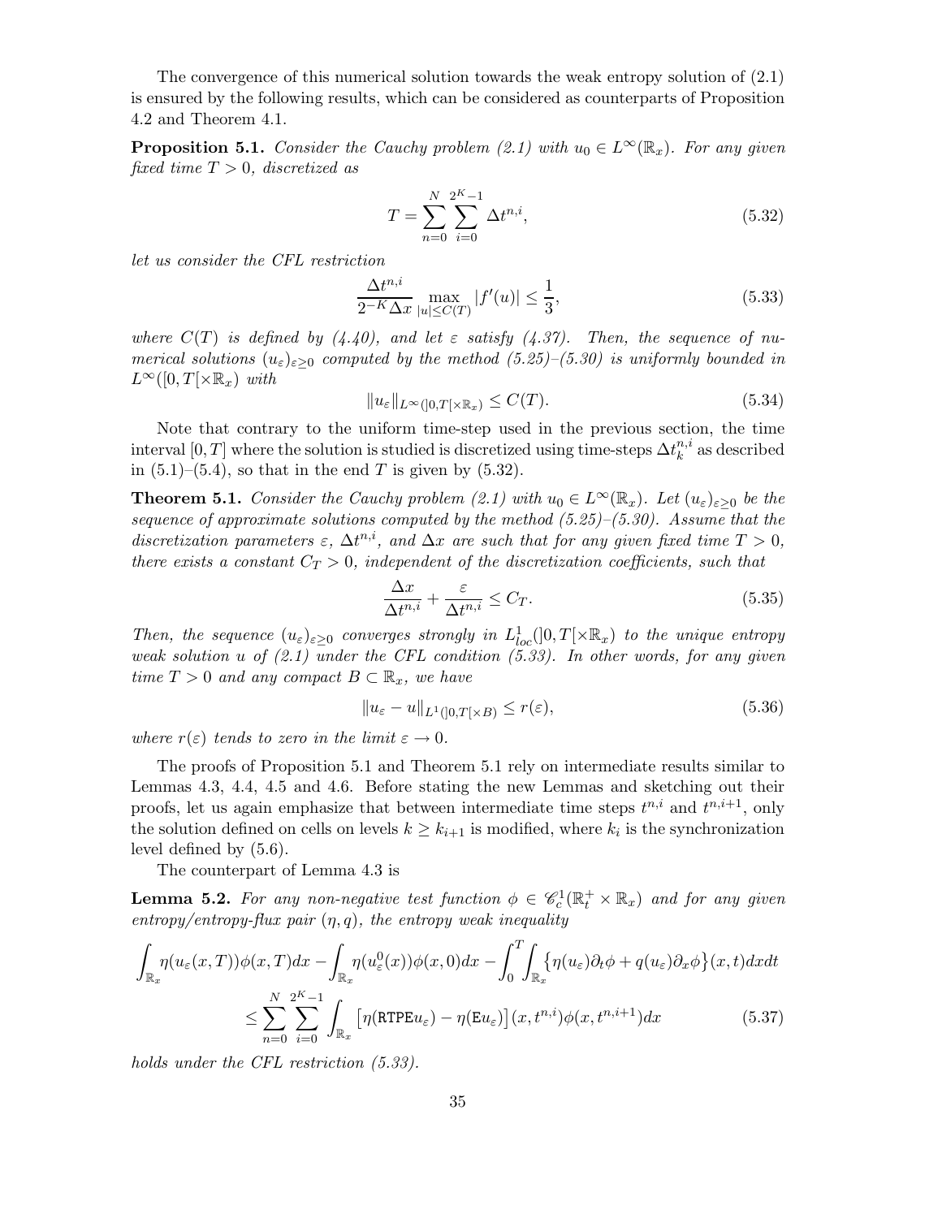The convergence of this numerical solution towards the weak entropy solution of (2.1) is ensured by the following results, which can be considered as counterparts of Proposition 4.2 and Theorem 4.1.

**Proposition 5.1.** *Consider the Cauchy problem (2.1) with $u_0 \in L^\infty(\mathbb{R}_x)$. For any given fixed time $T > 0$, discretized as*

$$T = \sum_{n=0}^{N} \sum_{i=0}^{2^K-1} \Delta t^{n,i}, \tag{5.32}$$

*let us consider the CFL restriction*

$$\frac{\Delta t^{n,i}}{2^{-K}\Delta x} \max_{|u|\leq C(T)} |f'(u)| \leq \frac{1}{3}, \tag{5.33}$$

*where $C(T)$ is defined by (4.40), and let $\varepsilon$ satisfy (4.37). Then, the sequence of numerical solutions $(u_\varepsilon)_{\varepsilon\geq 0}$ computed by the method (5.25)–(5.30) is uniformly bounded in $L^\infty([0,T[\times\mathbb{R}_x)$ with*

$$\|u_\varepsilon\|_{L^\infty(]0,T[\times\mathbb{R}_x)} \leq C(T). \tag{5.34}$$

Note that contrary to the uniform time-step used in the previous section, the time interval $[0,T]$ where the solution is studied is discretized using time-steps $\Delta t_k^{n,i}$ as described in (5.1)–(5.4), so that in the end $T$ is given by (5.32).

**Theorem 5.1.** *Consider the Cauchy problem (2.1) with $u_0 \in L^\infty(\mathbb{R}_x)$. Let $(u_\varepsilon)_{\varepsilon\geq 0}$ be the sequence of approximate solutions computed by the method (5.25)–(5.30). Assume that the discretization parameters $\varepsilon$, $\Delta t^{n,i}$, and $\Delta x$ are such that for any given fixed time $T > 0$, there exists a constant $C_T > 0$, independent of the discretization coefficients, such that*

$$\frac{\Delta x}{\Delta t^{n,i}} + \frac{\varepsilon}{\Delta t^{n,i}} \leq C_T. \tag{5.35}$$

*Then, the sequence $(u_\varepsilon)_{\varepsilon\geq 0}$ converges strongly in $L^1_{loc}(]0,T[\times\mathbb{R}_x)$ to the unique entropy weak solution $u$ of (2.1) under the CFL condition (5.33). In other words, for any given time $T > 0$ and any compact $B \subset \mathbb{R}_x$, we have*

$$\|u_\varepsilon - u\|_{L^1(]0,T[\times B)} \leq r(\varepsilon), \tag{5.36}$$

*where $r(\varepsilon)$ tends to zero in the limit $\varepsilon \to 0$.*

The proofs of Proposition 5.1 and Theorem 5.1 rely on intermediate results similar to Lemmas 4.3, 4.4, 4.5 and 4.6. Before stating the new Lemmas and sketching out their proofs, let us again emphasize that between intermediate time steps $t^{n,i}$ and $t^{n,i+1}$, only the solution defined on cells on levels $k \geq k_{i+1}$ is modified, where $k_i$ is the synchronization level defined by (5.6).

The counterpart of Lemma 4.3 is

**Lemma 5.2.** *For any non-negative test function $\phi \in \mathscr{C}_c^1(\mathbb{R}_t^+ \times \mathbb{R}_x)$ and for any given entropy/entropy-flux pair $(\eta, q)$, the entropy weak inequality*

$$\begin{aligned}
\int_{\mathbb{R}_x} \eta(u_\varepsilon(x,T))\phi(x,T)dx - \int_{\mathbb{R}_x} \eta(u_\varepsilon^0(x))\phi(x,0)dx - \int_0^T \int_{\mathbb{R}_x} \big\{\eta(u_\varepsilon)\partial_t\phi + q(u_\varepsilon)\partial_x\phi\big\}(x,t)dxdt \\
\leq \sum_{n=0}^{N} \sum_{i=0}^{2^K-1} \int_{\mathbb{R}_x} \big[\eta(\mathtt{RTPE}u_\varepsilon) - \eta(\mathtt{E}u_\varepsilon)\big](x,t^{n,i})\phi(x,t^{n,i+1})dx
\end{aligned} \tag{5.37}$$

*holds under the CFL restriction (5.33).*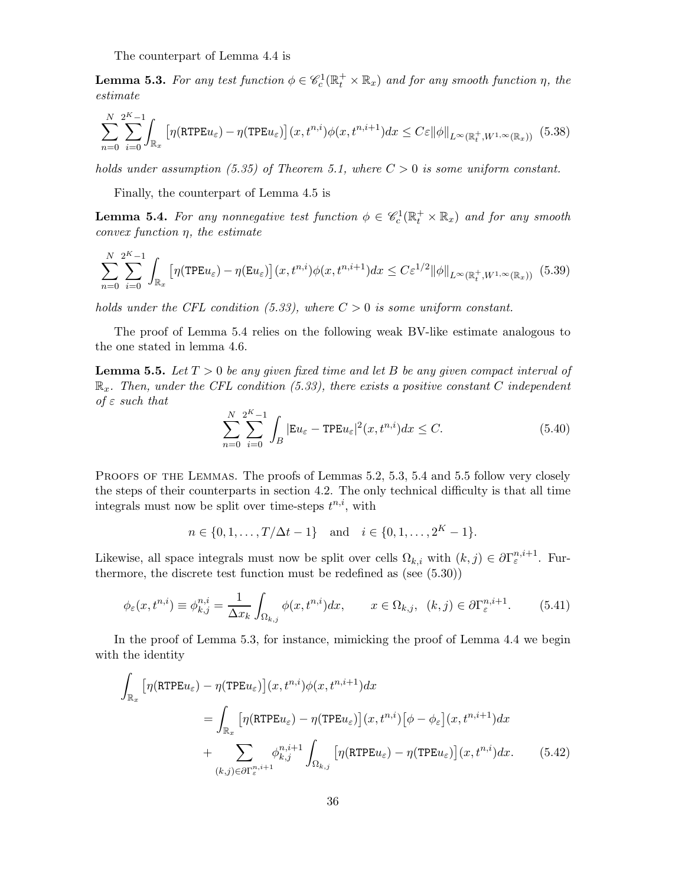The counterpart of Lemma 4.4 is

**Lemma 5.3.** *For any test function $\phi \in \mathscr{C}_c^1(\mathbb{R}_t^+ \times \mathbb{R}_x)$ and for any smooth function $\eta$, the estimate*

$$
\sum_{n=0}^{N} \sum_{i=0}^{2^K-1} \int_{\mathbb{R}_x} \left[\eta(\mathtt{RTPE}u_\varepsilon) - \eta(\mathtt{TPE}u_\varepsilon)\right](x, t^{n,i})\phi(x, t^{n,i+1})dx \le C\varepsilon \|\phi\|_{L^\infty(\mathbb{R}_t^+, W^{1,\infty}(\mathbb{R}_x))} \quad (5.38)
$$

*holds under assumption (5.35) of Theorem 5.1, where $C > 0$ is some uniform constant.*

Finally, the counterpart of Lemma 4.5 is

**Lemma 5.4.** *For any nonnegative test function $\phi \in \mathscr{C}_c^1(\mathbb{R}_t^+ \times \mathbb{R}_x)$ and for any smooth convex function $\eta$, the estimate*

$$
\sum_{n=0}^{N} \sum_{i=0}^{2^K-1} \int_{\mathbb{R}_x} \left[\eta(\mathtt{TPE}u_\varepsilon) - \eta(\mathtt{E}u_\varepsilon)\right](x, t^{n,i})\phi(x, t^{n,i+1})dx \le C\varepsilon^{1/2} \|\phi\|_{L^\infty(\mathbb{R}_t^+, W^{1,\infty}(\mathbb{R}_x))} \quad (5.39)
$$

*holds under the CFL condition (5.33), where $C > 0$ is some uniform constant.*

The proof of Lemma 5.4 relies on the following weak BV-like estimate analogous to the one stated in lemma 4.6.

**Lemma 5.5.** *Let $T > 0$ be any given fixed time and let $B$ be any given compact interval of $\mathbb{R}_x$. Then, under the CFL condition (5.33), there exists a positive constant $C$ independent of $\varepsilon$ such that*

$$
\sum_{n=0}^{N} \sum_{i=0}^{2^K-1} \int_B |\mathtt{E}u_\varepsilon - \mathtt{TPE}u_\varepsilon|^2(x, t^{n,i})dx \le C. \quad (5.40)
$$

Proofs of the Lemmas. The proofs of Lemmas 5.2, 5.3, 5.4 and 5.5 follow very closely the steps of their counterparts in section 4.2. The only technical difficulty is that all time integrals must now be split over time-steps $t^{n,i}$, with

$$
n \in \{0, 1, \dots, T/\Delta t - 1\} \quad \text{and} \quad i \in \{0, 1, \dots, 2^K - 1\}.
$$

Likewise, all space integrals must now be split over cells $\Omega_{k,i}$ with $(k, j) \in \partial\Gamma_\varepsilon^{n,i+1}$. Furthermore, the discrete test function must be redefined as (see (5.30))

$$
\phi_\varepsilon(x, t^{n,i}) \equiv \phi_{k,j}^{n,i} = \frac{1}{\Delta x_k} \int_{\Omega_{k,j}} \phi(x, t^{n,i})dx, \qquad x \in \Omega_{k,j}, \;\; (k, j) \in \partial\Gamma_\varepsilon^{n,i+1}. \quad (5.41)
$$

In the proof of Lemma 5.3, for instance, mimicking the proof of Lemma 4.4 we begin with the identity

$$
\begin{aligned}
\int_{\mathbb{R}_x} &\left[\eta(\mathtt{RTPE}u_\varepsilon) - \eta(\mathtt{TPE}u_\varepsilon)\right](x, t^{n,i})\phi(x, t^{n,i+1})dx \\
&= \int_{\mathbb{R}_x} \left[\eta(\mathtt{RTPE}u_\varepsilon) - \eta(\mathtt{TPE}u_\varepsilon)\right](x, t^{n,i})\left[\phi - \phi_\varepsilon\right](x, t^{n,i+1})dx \\
&\quad + \sum_{(k,j) \in \partial\Gamma_\varepsilon^{n,i+1}} \phi_{k,j}^{n,i+1} \int_{\Omega_{k,j}} \left[\eta(\mathtt{RTPE}u_\varepsilon) - \eta(\mathtt{TPE}u_\varepsilon)\right](x, t^{n,i})dx. \quad (5.42)
\end{aligned}
$$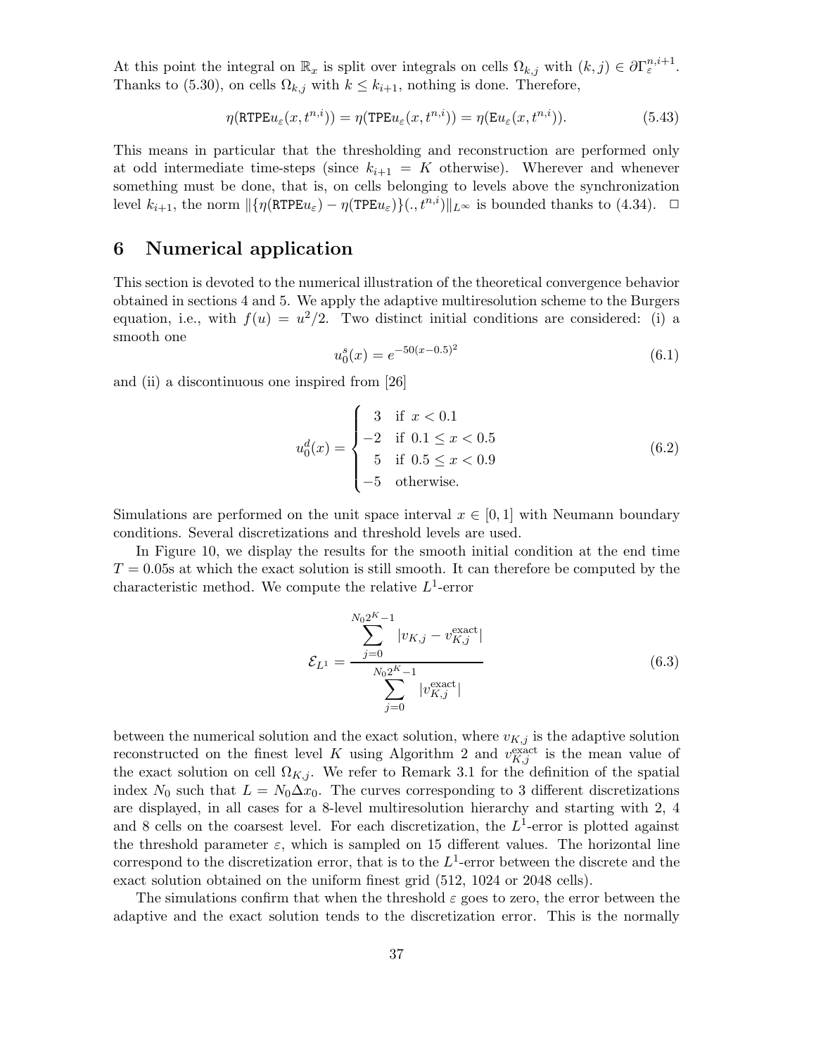At this point the integral on $\mathbb{R}_x$ is split over integrals on cells $\Omega_{k,j}$ with $(k,j) \in \partial\Gamma_\varepsilon^{n,i+1}$. Thanks to (5.30), on cells $\Omega_{k,j}$ with $k \leq k_{i+1}$, nothing is done. Therefore,

$$\eta(\mathtt{RTPE}u_\varepsilon(x,t^{n,i})) = \eta(\mathtt{TPE}u_\varepsilon(x,t^{n,i})) = \eta(\mathtt{E}u_\varepsilon(x,t^{n,i})). \tag{5.43}$$

This means in particular that the thresholding and reconstruction are performed only at odd intermediate time-steps (since $k_{i+1} = K$ otherwise). Wherever and whenever something must be done, that is, on cells belonging to levels above the synchronization level $k_{i+1}$, the norm $\|\{\eta(\mathtt{RTPE}u_\varepsilon) - \eta(\mathtt{TPE}u_\varepsilon)\}(.,t^{n,i})\|_{L^\infty}$ is bounded thanks to (4.34). $\square$

# 6 Numerical application

This section is devoted to the numerical illustration of the theoretical convergence behavior obtained in sections 4 and 5. We apply the adaptive multiresolution scheme to the Burgers equation, i.e., with $f(u) = u^2/2$. Two distinct initial conditions are considered: (i) a smooth one

$$u_0^s(x) = e^{-50(x-0.5)^2} \tag{6.1}$$

and (ii) a discontinuous one inspired from [26]

$$u_0^d(x) = \begin{cases} 3 & \text{if } x < 0.1 \\ -2 & \text{if } 0.1 \leq x < 0.5 \\ 5 & \text{if } 0.5 \leq x < 0.9 \\ -5 & \text{otherwise.} \end{cases} \tag{6.2}$$

Simulations are performed on the unit space interval $x \in [0,1]$ with Neumann boundary conditions. Several discretizations and threshold levels are used.

In Figure 10, we display the results for the smooth initial condition at the end time $T = 0.05$s at which the exact solution is still smooth. It can therefore be computed by the characteristic method. We compute the relative $L^1$-error

$$\mathcal{E}_{L^1} = \frac{\displaystyle\sum_{j=0}^{N_0 2^K - 1} |v_{K,j} - v_{K,j}^{\text{exact}}|}{\displaystyle\sum_{j=0}^{N_0 2^K - 1} |v_{K,j}^{\text{exact}}|} \tag{6.3}$$

between the numerical solution and the exact solution, where $v_{K,j}$ is the adaptive solution reconstructed on the finest level $K$ using Algorithm 2 and $v_{K,j}^{\text{exact}}$ is the mean value of the exact solution on cell $\Omega_{K,j}$. We refer to Remark 3.1 for the definition of the spatial index $N_0$ such that $L = N_0 \Delta x_0$. The curves corresponding to 3 different discretizations are displayed, in all cases for a 8-level multiresolution hierarchy and starting with 2, 4 and 8 cells on the coarsest level. For each discretization, the $L^1$-error is plotted against the threshold parameter $\varepsilon$, which is sampled on 15 different values. The horizontal line correspond to the discretization error, that is to the $L^1$-error between the discrete and the exact solution obtained on the uniform finest grid (512, 1024 or 2048 cells).

The simulations confirm that when the threshold $\varepsilon$ goes to zero, the error between the adaptive and the exact solution tends to the discretization error. This is the normally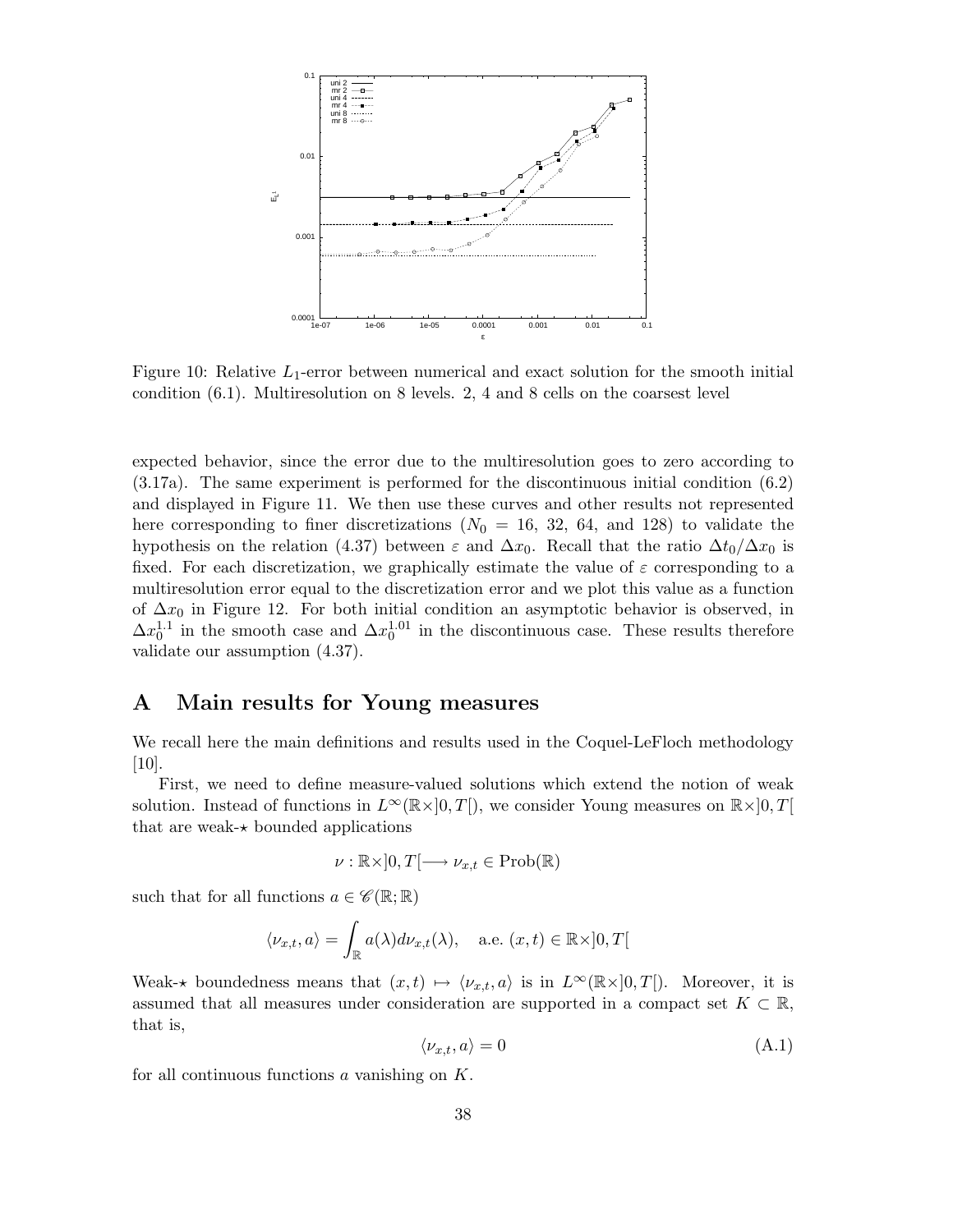0.1

0.01

0.001

0.0001

1e-07 1e-06 1e-05 0.0001 0.001 0.01 0.1

$E_{L^1}$

ε

uni 2
mr 2
uni 4
mr 4
uni 8
mr 8

Figure 10: Relative $L_1$-error between numerical and exact solution for the smooth initial condition (6.1). Multiresolution on 8 levels. 2, 4 and 8 cells on the coarsest level

expected behavior, since the error due to the multiresolution goes to zero according to (3.17a). The same experiment is performed for the discontinuous initial condition (6.2) and displayed in Figure 11. We then use these curves and other results not represented here corresponding to finer discretizations ($N_0$ = 16, 32, 64, and 128) to validate the hypothesis on the relation (4.37) between $\varepsilon$ and $\Delta x_0$. Recall that the ratio $\Delta t_0/\Delta x_0$ is fixed. For each discretization, we graphically estimate the value of $\varepsilon$ corresponding to a multiresolution error equal to the discretization error and we plot this value as a function of $\Delta x_0$ in Figure 12. For both initial condition an asymptotic behavior is observed, in $\Delta x_0^{1.1}$ in the smooth case and $\Delta x_0^{1.01}$ in the discontinuous case. These results therefore validate our assumption (4.37).

# A Main results for Young measures

We recall here the main definitions and results used in the Coquel-LeFloch methodology [10].

First, we need to define measure-valued solutions which extend the notion of weak solution. Instead of functions in $L^\infty(\mathbb{R}\times]0,T[)$, we consider Young measures on $\mathbb{R}\times]0,T[$ that are weak-$\star$ bounded applications

$$\nu : \mathbb{R}\times]0,T[\longrightarrow \nu_{x,t} \in \mathrm{Prob}(\mathbb{R})$$

such that for all functions $a \in \mathscr{C}(\mathbb{R};\mathbb{R})$

$$\langle \nu_{x,t}, a\rangle = \int_{\mathbb{R}} a(\lambda) d\nu_{x,t}(\lambda), \quad \text{a.e. } (x,t) \in \mathbb{R}\times]0,T[$$

Weak-$\star$ boundedness means that $(x,t) \mapsto \langle \nu_{x,t}, a\rangle$ is in $L^\infty(\mathbb{R}\times]0,T[)$. Moreover, it is assumed that all measures under consideration are supported in a compact set $K \subset \mathbb{R}$, that is,

$$\langle \nu_{x,t}, a\rangle = 0 \tag{A.1}$$

for all continuous functions $a$ vanishing on $K$.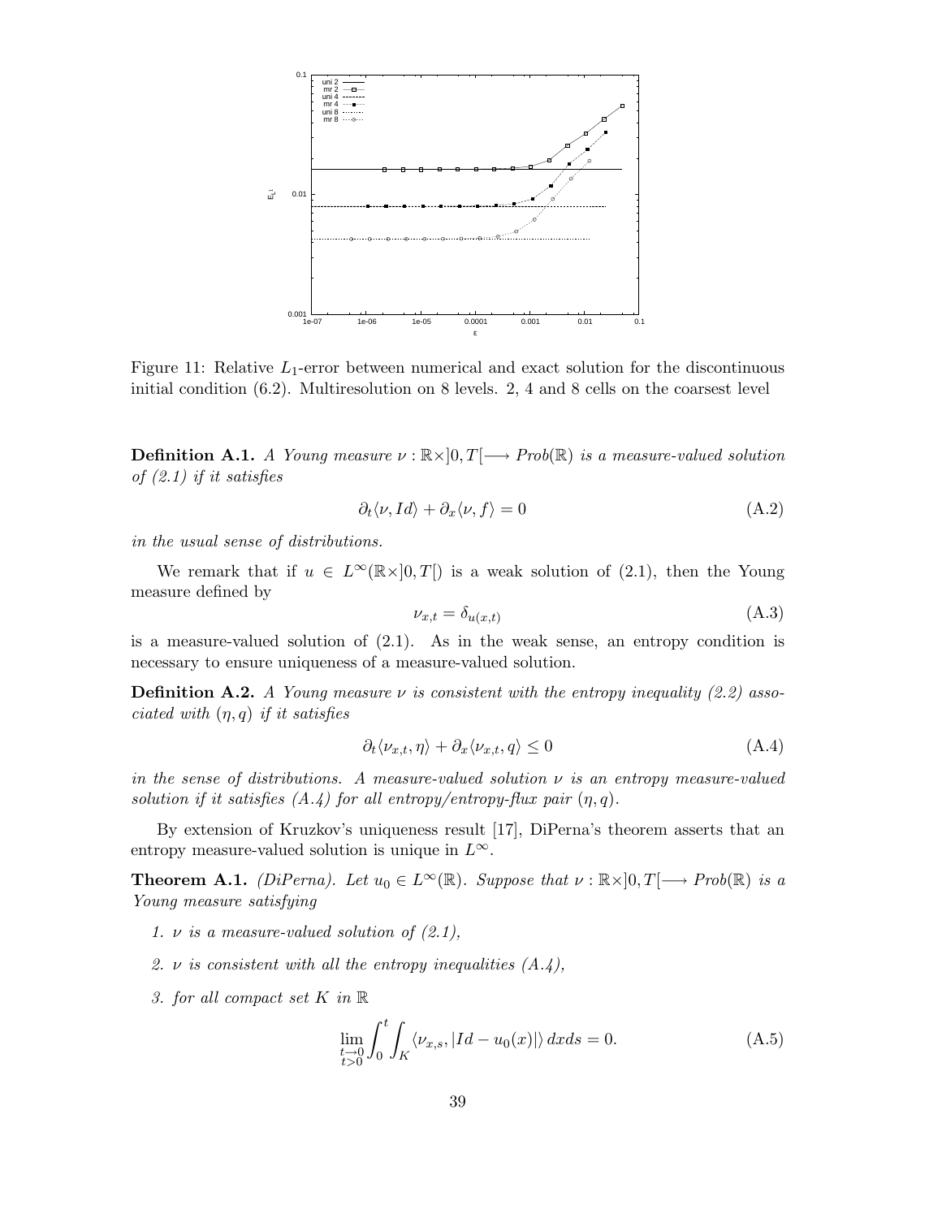0.1

uni 2
mr 2
uni 4
mr 4
uni 8
mr 8

0.01

$E_{L^1}$

0.001

1e-07 1e-06 1e-05 0.0001 0.001 0.01 0.1

ε

Figure 11: Relative $L_1$-error between numerical and exact solution for the discontinuous initial condition (6.2). Multiresolution on 8 levels. 2, 4 and 8 cells on the coarsest level

**Definition A.1.** *A Young measure $\nu : \mathbb{R}\times]0, T[\longrightarrow Prob(\mathbb{R})$ is a measure-valued solution of (2.1) if it satisfies*

$$\partial_t \langle \nu, Id \rangle + \partial_x \langle \nu, f \rangle = 0 \tag{A.2}$$

*in the usual sense of distributions.*

We remark that if $u \in L^\infty(\mathbb{R}\times]0, T[)$ is a weak solution of (2.1), then the Young measure defined by

$$\nu_{x,t} = \delta_{u(x,t)} \tag{A.3}$$

is a measure-valued solution of (2.1). As in the weak sense, an entropy condition is necessary to ensure uniqueness of a measure-valued solution.

**Definition A.2.** *A Young measure $\nu$ is consistent with the entropy inequality (2.2) associated with $(\eta, q)$ if it satisfies*

$$\partial_t \langle \nu_{x,t}, \eta \rangle + \partial_x \langle \nu_{x,t}, q \rangle \leq 0 \tag{A.4}$$

*in the sense of distributions. A measure-valued solution $\nu$ is an entropy measure-valued solution if it satisfies (A.4) for all entropy/entropy-flux pair $(\eta, q)$.*

By extension of Kruzkov's uniqueness result [17], DiPerna's theorem asserts that an entropy measure-valued solution is unique in $L^\infty$.

**Theorem A.1.** *(DiPerna). Let $u_0 \in L^\infty(\mathbb{R})$. Suppose that $\nu : \mathbb{R}\times]0, T[\longrightarrow Prob(\mathbb{R})$ is a Young measure satisfying*

1. *$\nu$ is a measure-valued solution of (2.1),*
2. *$\nu$ is consistent with all the entropy inequalities (A.4),*
3. *for all compact set $K$ in $\mathbb{R}$*

$$\lim_{\substack{t\to 0\\ t>0}} \int_0^t \int_K \langle \nu_{x,s}, |Id - u_0(x)| \rangle \, dx ds = 0. \tag{A.5}$$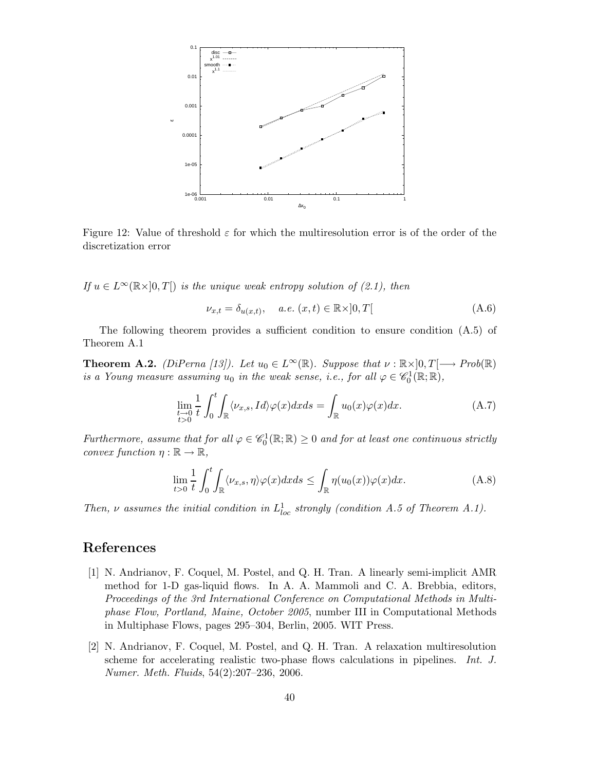0.1
disc
$x^{1.01}$
smooth
$x^{1.1}$
0.01
0.001
0.0001
1e-05
1e-06
$\varepsilon$
0.001
0.01
0.1
1
$\Delta x_0$

Figure 12: Value of threshold $\varepsilon$ for which the multiresolution error is of the order of the discretization error

*If $u \in L^\infty(\mathbb{R}\times]0,T[)$ is the unique weak entropy solution of (2.1), then*

$$\nu_{x,t} = \delta_{u(x,t)}, \quad a.e.\ (x,t) \in \mathbb{R}\times]0,T[ \tag{A.6}$$

The following theorem provides a sufficient condition to ensure condition (A.5) of Theorem A.1

**Theorem A.2.** *(DiPerna [13]). Let $u_0 \in L^\infty(\mathbb{R})$. Suppose that $\nu : \mathbb{R}\times]0,T[ \longrightarrow Prob(\mathbb{R})$ is a Young measure assuming $u_0$ in the weak sense, i.e., for all $\varphi \in \mathscr{C}_0^1(\mathbb{R};\mathbb{R})$,*

$$\lim_{\substack{t\to 0\\ t>0}} \frac{1}{t}\int_0^t \int_{\mathbb{R}} \langle \nu_{x,s}, Id\rangle \varphi(x)dxds = \int_{\mathbb{R}} u_0(x)\varphi(x)dx. \tag{A.7}$$

*Furthermore, assume that for all $\varphi \in \mathscr{C}_0^1(\mathbb{R};\mathbb{R}) \geq 0$ and for at least one continuous strictly convex function $\eta : \mathbb{R} \to \mathbb{R}$,*

$$\lim_{t>0} \frac{1}{t}\int_0^t \int_{\mathbb{R}} \langle \nu_{x,s}, \eta\rangle \varphi(x)dxds \leq \int_{\mathbb{R}} \eta(u_0(x))\varphi(x)dx. \tag{A.8}$$

*Then, $\nu$ assumes the initial condition in $L^1_{loc}$ strongly (condition A.5 of Theorem A.1).*

# References

[1] N. Andrianov, F. Coquel, M. Postel, and Q. H. Tran. A linearly semi-implicit AMR method for 1-D gas-liquid flows. In A. A. Mammoli and C. A. Brebbia, editors, *Proceedings of the 3rd International Conference on Computational Methods in Multiphase Flow, Portland, Maine, October 2005*, number III in Computational Methods in Multiphase Flows, pages 295–304, Berlin, 2005. WIT Press.

[2] N. Andrianov, F. Coquel, M. Postel, and Q. H. Tran. A relaxation multiresolution scheme for accelerating realistic two-phase flows calculations in pipelines. *Int. J. Numer. Meth. Fluids*, 54(2):207–236, 2006.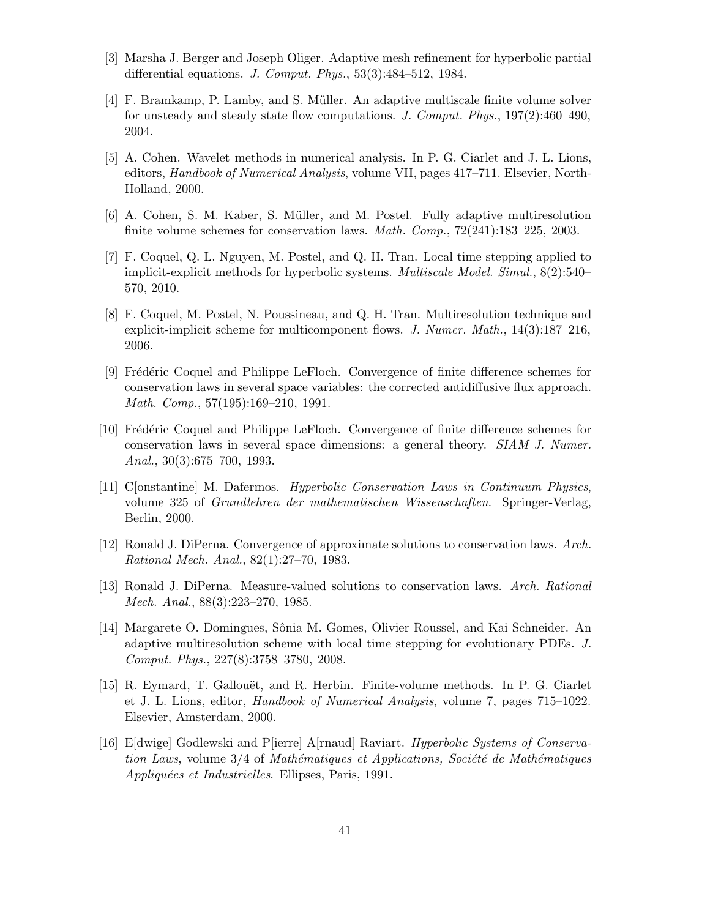[3] Marsha J. Berger and Joseph Oliger. Adaptive mesh refinement for hyperbolic partial differential equations. *J. Comput. Phys.*, 53(3):484–512, 1984.

[4] F. Bramkamp, P. Lamby, and S. Müller. An adaptive multiscale finite volume solver for unsteady and steady state flow computations. *J. Comput. Phys.*, 197(2):460–490, 2004.

[5] A. Cohen. Wavelet methods in numerical analysis. In P. G. Ciarlet and J. L. Lions, editors, *Handbook of Numerical Analysis*, volume VII, pages 417–711. Elsevier, North-Holland, 2000.

[6] A. Cohen, S. M. Kaber, S. Müller, and M. Postel. Fully adaptive multiresolution finite volume schemes for conservation laws. *Math. Comp.*, 72(241):183–225, 2003.

[7] F. Coquel, Q. L. Nguyen, M. Postel, and Q. H. Tran. Local time stepping applied to implicit-explicit methods for hyperbolic systems. *Multiscale Model. Simul.*, 8(2):540–570, 2010.

[8] F. Coquel, M. Postel, N. Poussineau, and Q. H. Tran. Multiresolution technique and explicit-implicit scheme for multicomponent flows. *J. Numer. Math.*, 14(3):187–216, 2006.

[9] Frédéric Coquel and Philippe LeFloch. Convergence of finite difference schemes for conservation laws in several space variables: the corrected antidiffusive flux approach. *Math. Comp.*, 57(195):169–210, 1991.

[10] Frédéric Coquel and Philippe LeFloch. Convergence of finite difference schemes for conservation laws in several space dimensions: a general theory. *SIAM J. Numer. Anal.*, 30(3):675–700, 1993.

[11] C[onstantine] M. Dafermos. *Hyperbolic Conservation Laws in Continuum Physics*, volume 325 of *Grundlehren der mathematischen Wissenschaften*. Springer-Verlag, Berlin, 2000.

[12] Ronald J. DiPerna. Convergence of approximate solutions to conservation laws. *Arch. Rational Mech. Anal.*, 82(1):27–70, 1983.

[13] Ronald J. DiPerna. Measure-valued solutions to conservation laws. *Arch. Rational Mech. Anal.*, 88(3):223–270, 1985.

[14] Margarete O. Domingues, Sônia M. Gomes, Olivier Roussel, and Kai Schneider. An adaptive multiresolution scheme with local time stepping for evolutionary PDEs. *J. Comput. Phys.*, 227(8):3758–3780, 2008.

[15] R. Eymard, T. Gallouët, and R. Herbin. Finite-volume methods. In P. G. Ciarlet et J. L. Lions, editor, *Handbook of Numerical Analysis*, volume 7, pages 715–1022. Elsevier, Amsterdam, 2000.

[16] E[dwige] Godlewski and P[ierre] A[rnaud] Raviart. *Hyperbolic Systems of Conservation Laws*, volume 3/4 of *Mathématiques et Applications, Société de Mathématiques Appliquées et Industrielles*. Ellipses, Paris, 1991.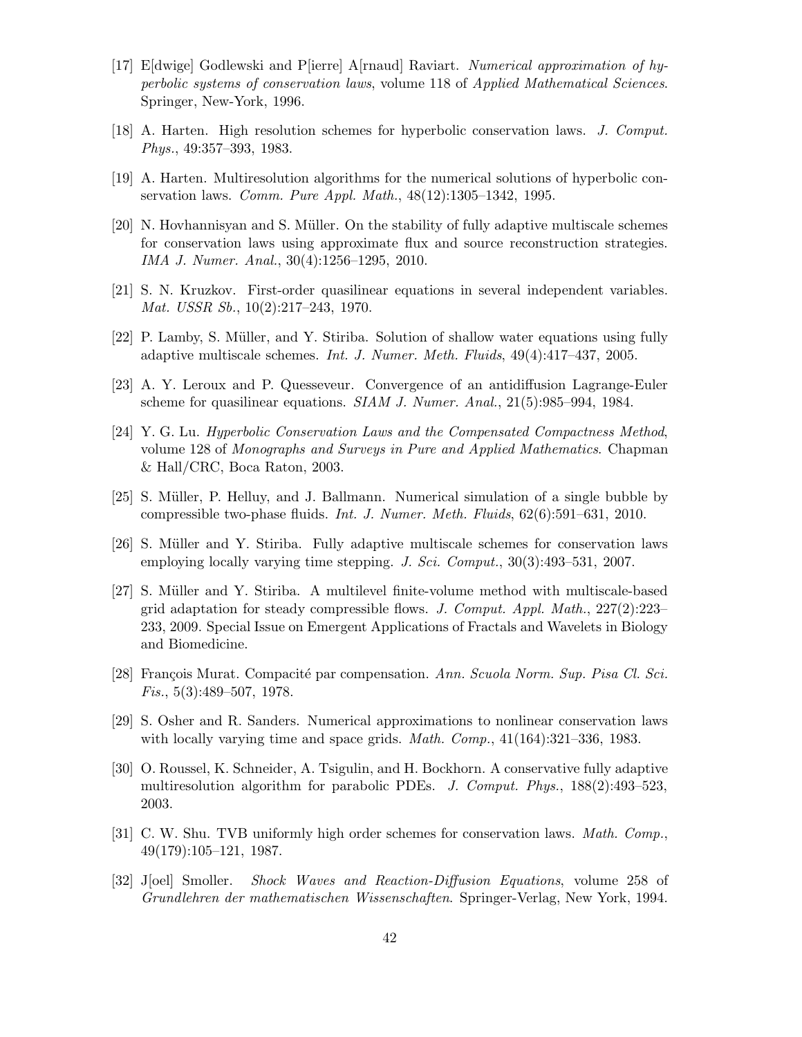[17] E[dwige] Godlewski and P[ierre] A[rnaud] Raviart. *Numerical approximation of hyperbolic systems of conservation laws*, volume 118 of *Applied Mathematical Sciences*. Springer, New-York, 1996.

[18] A. Harten. High resolution schemes for hyperbolic conservation laws. *J. Comput. Phys.*, 49:357–393, 1983.

[19] A. Harten. Multiresolution algorithms for the numerical solutions of hyperbolic conservation laws. *Comm. Pure Appl. Math.*, 48(12):1305–1342, 1995.

[20] N. Hovhannisyan and S. Müller. On the stability of fully adaptive multiscale schemes for conservation laws using approximate flux and source reconstruction strategies. *IMA J. Numer. Anal.*, 30(4):1256–1295, 2010.

[21] S. N. Kruzkov. First-order quasilinear equations in several independent variables. *Mat. USSR Sb.*, 10(2):217–243, 1970.

[22] P. Lamby, S. Müller, and Y. Stiriba. Solution of shallow water equations using fully adaptive multiscale schemes. *Int. J. Numer. Meth. Fluids*, 49(4):417–437, 2005.

[23] A. Y. Leroux and P. Quesseveur. Convergence of an antidiffusion Lagrange-Euler scheme for quasilinear equations. *SIAM J. Numer. Anal.*, 21(5):985–994, 1984.

[24] Y. G. Lu. *Hyperbolic Conservation Laws and the Compensated Compactness Method*, volume 128 of *Monographs and Surveys in Pure and Applied Mathematics*. Chapman & Hall/CRC, Boca Raton, 2003.

[25] S. Müller, P. Helluy, and J. Ballmann. Numerical simulation of a single bubble by compressible two-phase fluids. *Int. J. Numer. Meth. Fluids*, 62(6):591–631, 2010.

[26] S. Müller and Y. Stiriba. Fully adaptive multiscale schemes for conservation laws employing locally varying time stepping. *J. Sci. Comput.*, 30(3):493–531, 2007.

[27] S. Müller and Y. Stiriba. A multilevel finite-volume method with multiscale-based grid adaptation for steady compressible flows. *J. Comput. Appl. Math.*, 227(2):223–233, 2009. Special Issue on Emergent Applications of Fractals and Wavelets in Biology and Biomedicine.

[28] François Murat. Compacité par compensation. *Ann. Scuola Norm. Sup. Pisa Cl. Sci. Fis.*, 5(3):489–507, 1978.

[29] S. Osher and R. Sanders. Numerical approximations to nonlinear conservation laws with locally varying time and space grids. *Math. Comp.*, 41(164):321–336, 1983.

[30] O. Roussel, K. Schneider, A. Tsigulin, and H. Bockhorn. A conservative fully adaptive multiresolution algorithm for parabolic PDEs. *J. Comput. Phys.*, 188(2):493–523, 2003.

[31] C. W. Shu. TVB uniformly high order schemes for conservation laws. *Math. Comp.*, 49(179):105–121, 1987.

[32] J[oel] Smoller. *Shock Waves and Reaction-Diffusion Equations*, volume 258 of *Grundlehren der mathematischen Wissenschaften*. Springer-Verlag, New York, 1994.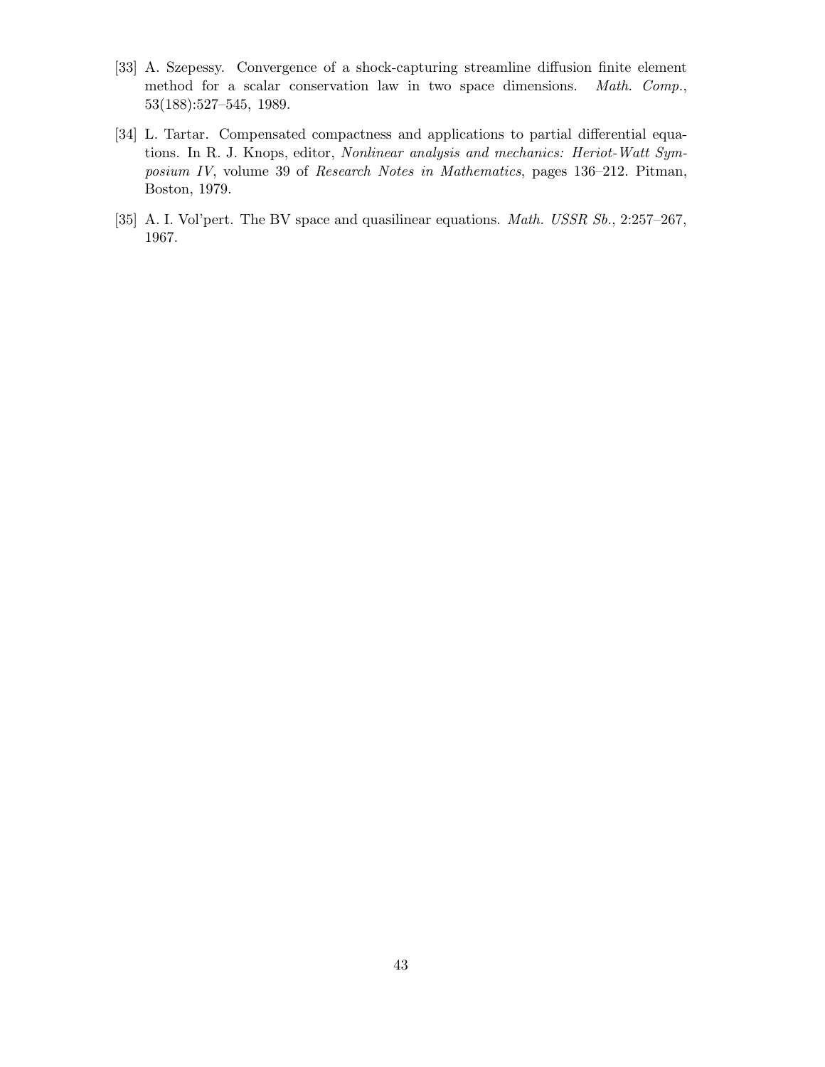[33] A. Szepessy. Convergence of a shock-capturing streamline diffusion finite element method for a scalar conservation law in two space dimensions. *Math. Comp.*, 53(188):527–545, 1989.

[34] L. Tartar. Compensated compactness and applications to partial differential equations. In R. J. Knops, editor, *Nonlinear analysis and mechanics: Heriot-Watt Symposium IV*, volume 39 of *Research Notes in Mathematics*, pages 136–212. Pitman, Boston, 1979.

[35] A. I. Vol'pert. The BV space and quasilinear equations. *Math. USSR Sb.*, 2:257–267, 1967.